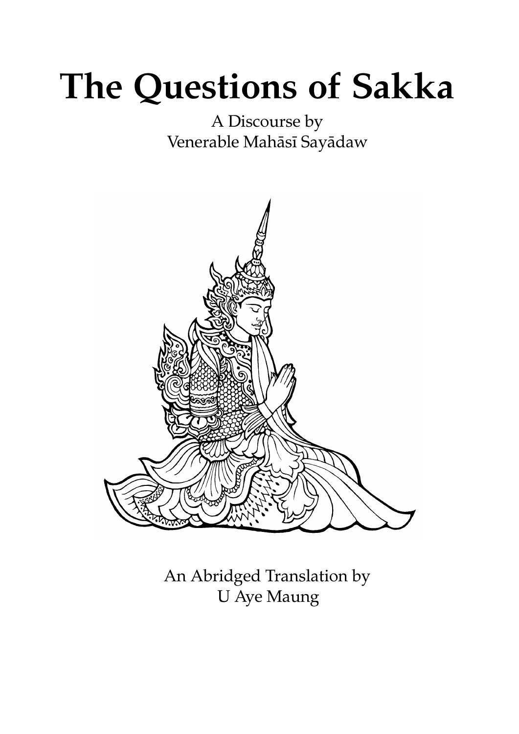# The Questions of Sakka

A Discourse by
Venerable Mahāsī Sayādaw

An Abridged Translation by
U Aye Maung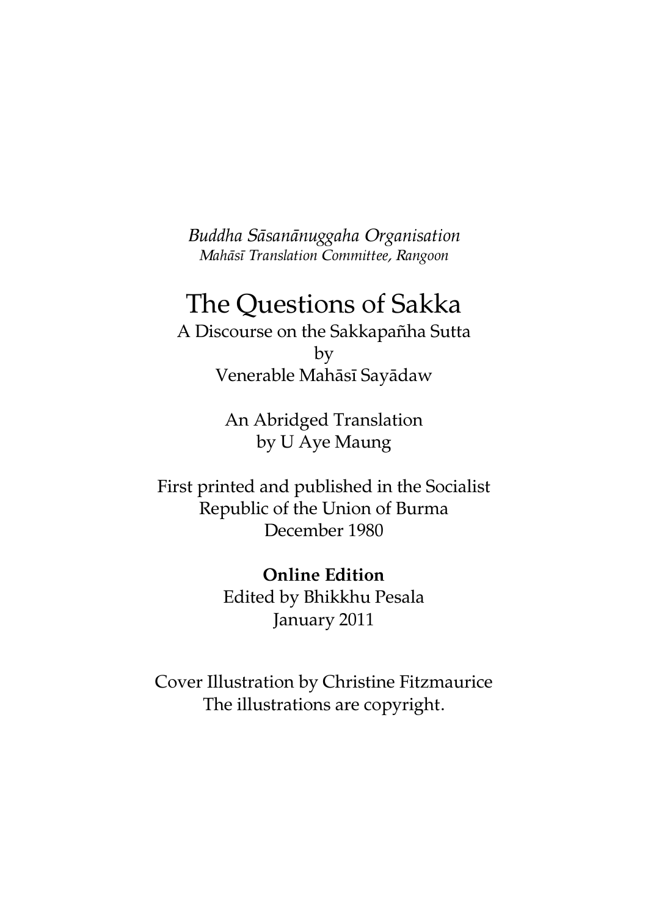*Buddha Sāsanānuggaha Organisation*
*Mahāsī Translation Committee, Rangoon*

# The Questions of Sakka

A Discourse on the Sakkapañha Sutta
by
Venerable Mahāsī Sayādaw

An Abridged Translation
by U Aye Maung

First printed and published in the Socialist Republic of the Union of Burma
December 1980

**Online Edition**
Edited by Bhikkhu Pesala
January 2011

Cover Illustration by Christine Fitzmaurice
The illustrations are copyright.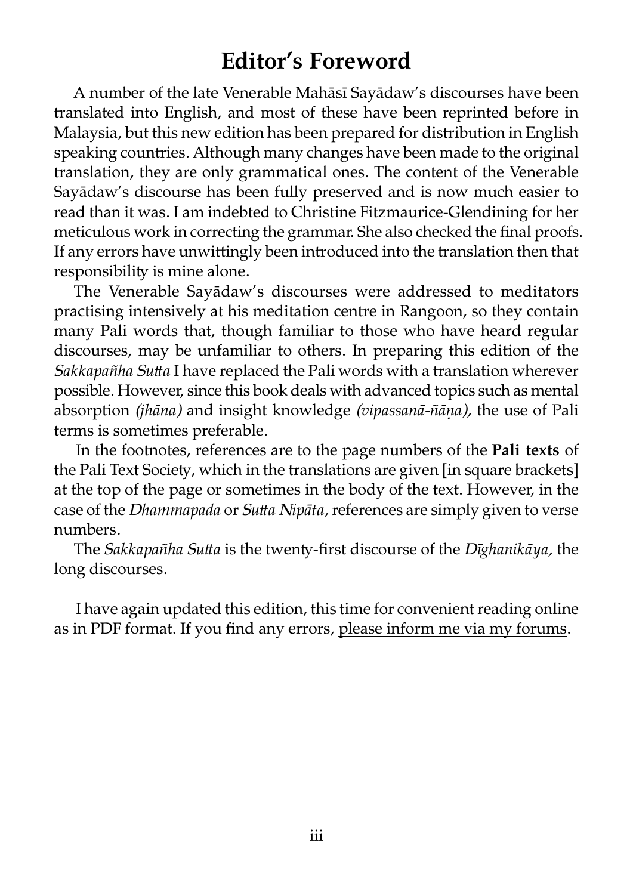# Editor's Foreword

A number of the late Venerable Mahāsī Sayādaw's discourses have been translated into English, and most of these have been reprinted before in Malaysia, but this new edition has been prepared for distribution in English speaking countries. Although many changes have been made to the original translation, they are only grammatical ones. The content of the Venerable Sayādaw's discourse has been fully preserved and is now much easier to read than it was. I am indebted to Christine Fitzmaurice-Glendining for her meticulous work in correcting the grammar. She also checked the final proofs. If any errors have unwittingly been introduced into the translation then that responsibility is mine alone.

The Venerable Sayādaw's discourses were addressed to meditators practising intensively at his meditation centre in Rangoon, so they contain many Pali words that, though familiar to those who have heard regular discourses, may be unfamiliar to others. In preparing this edition of the *Sakkapañha Sutta* I have replaced the Pali words with a translation wherever possible. However, since this book deals with advanced topics such as mental absorption *(jhāna)* and insight knowledge *(vipassanā-ñāṇa),* the use of Pali terms is sometimes preferable.

In the footnotes, references are to the page numbers of the **Pali texts** of the Pali Text Society, which in the translations are given [in square brackets] at the top of the page or sometimes in the body of the text. However, in the case of the *Dhammapada* or *Sutta Nipāta,* references are simply given to verse numbers.

The *Sakkapañha Sutta* is the twenty-first discourse of the *Dīghanikāya,* the long discourses.

I have again updated this edition, this time for convenient reading online as in PDF format. If you find any errors, please inform me via my forums.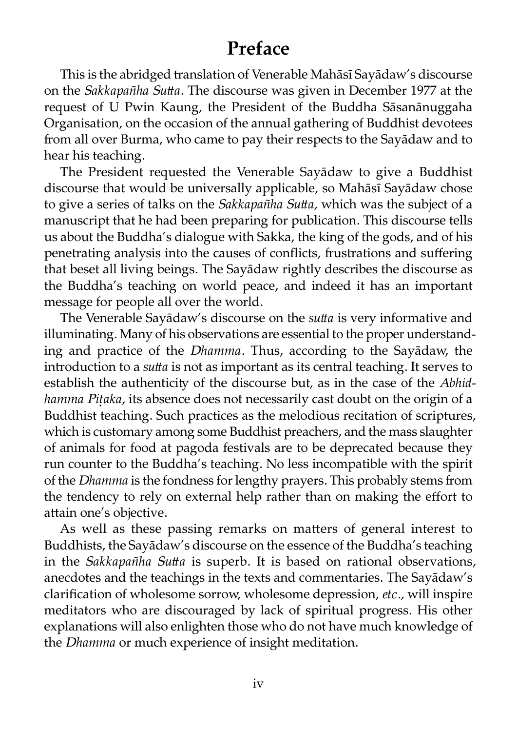# Preface

This is the abridged translation of Venerable Mahāsī Sayādaw's discourse on the *Sakkapañha Sutta*. The discourse was given in December 1977 at the request of U Pwin Kaung, the President of the Buddha Sāsanānuggaha Organisation, on the occasion of the annual gathering of Buddhist devotees from all over Burma, who came to pay their respects to the Sayādaw and to hear his teaching.

The President requested the Venerable Sayādaw to give a Buddhist discourse that would be universally applicable, so Mahāsī Sayādaw chose to give a series of talks on the *Sakkapañha Sutta,* which was the subject of a manuscript that he had been preparing for publication. This discourse tells us about the Buddha's dialogue with Sakka, the king of the gods, and of his penetrating analysis into the causes of conflicts, frustrations and suffering that beset all living beings. The Sayādaw rightly describes the discourse as the Buddha's teaching on world peace, and indeed it has an important message for people all over the world.

The Venerable Sayādaw's discourse on the *sutta* is very informative and illuminating. Many of his observations are essential to the proper understanding and practice of the *Dhamma.* Thus, according to the Sayādaw, the introduction to a *sutta* is not as important as its central teaching. It serves to establish the authenticity of the discourse but, as in the case of the *Abhidhamma Piṭaka*, its absence does not necessarily cast doubt on the origin of a Buddhist teaching. Such practices as the melodious recitation of scriptures, which is customary among some Buddhist preachers, and the mass slaughter of animals for food at pagoda festivals are to be deprecated because they run counter to the Buddha's teaching. No less incompatible with the spirit of the *Dhamma* is the fondness for lengthy prayers. This probably stems from the tendency to rely on external help rather than on making the effort to attain one's objective.

As well as these passing remarks on matters of general interest to Buddhists, the Sayādaw's discourse on the essence of the Buddha's teaching in the *Sakkapañha Sutta* is superb. It is based on rational observations, anecdotes and the teachings in the texts and commentaries. The Sayādaw's clarification of wholesome sorrow, wholesome depression, *etc.,* will inspire meditators who are discouraged by lack of spiritual progress. His other explanations will also enlighten those who do not have much knowledge of the *Dhamma* or much experience of insight meditation.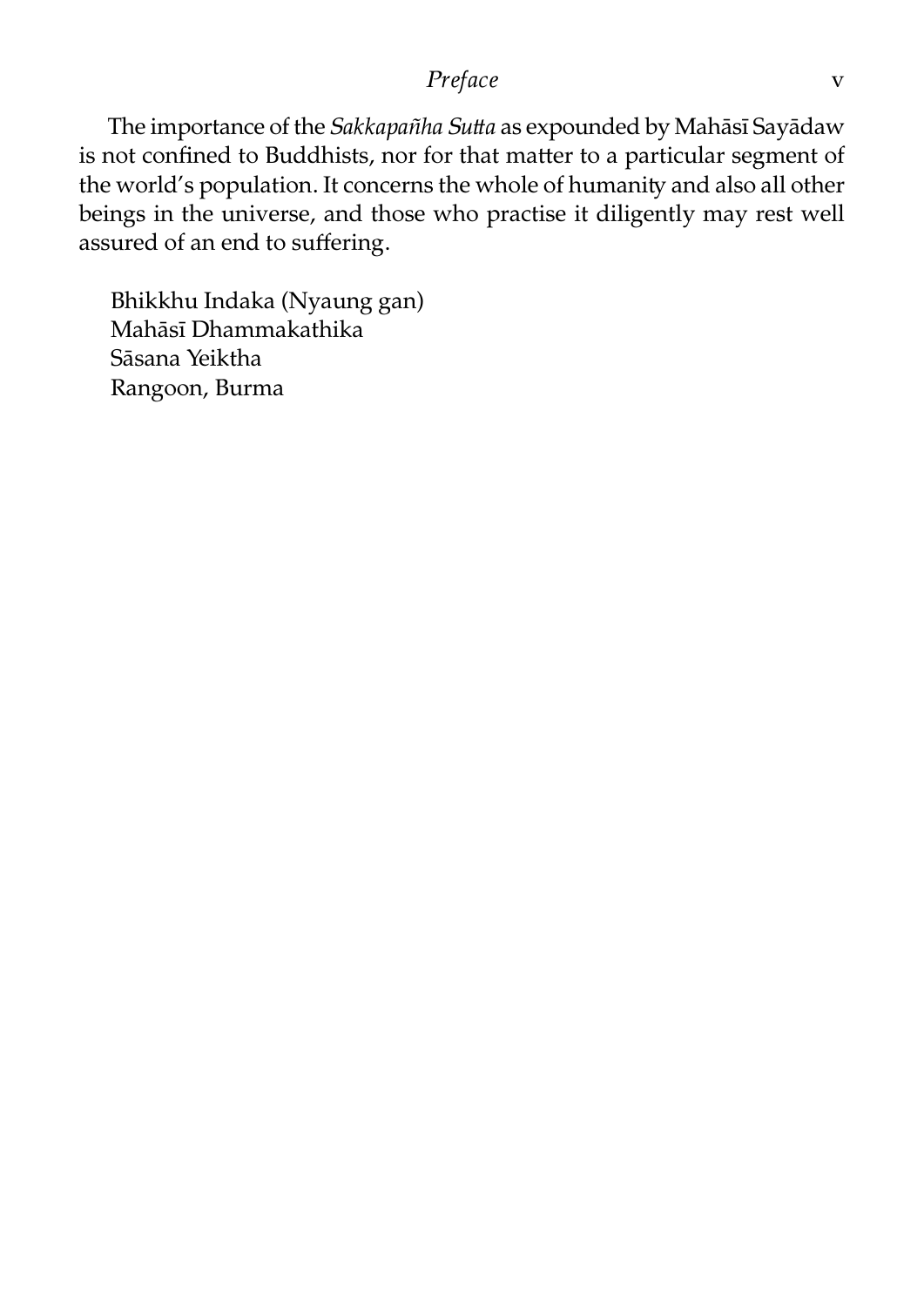The importance of the *Sakkapañha Sutta* as expounded by Mahāsī Sayādaw is not confined to Buddhists, nor for that matter to a particular segment of the world's population. It concerns the whole of humanity and also all other beings in the universe, and those who practise it diligently may rest well assured of an end to suffering.

Bhikkhu Indaka (Nyaung gan)
Mahāsī Dhammakathika
Sāsana Yeiktha
Rangoon, Burma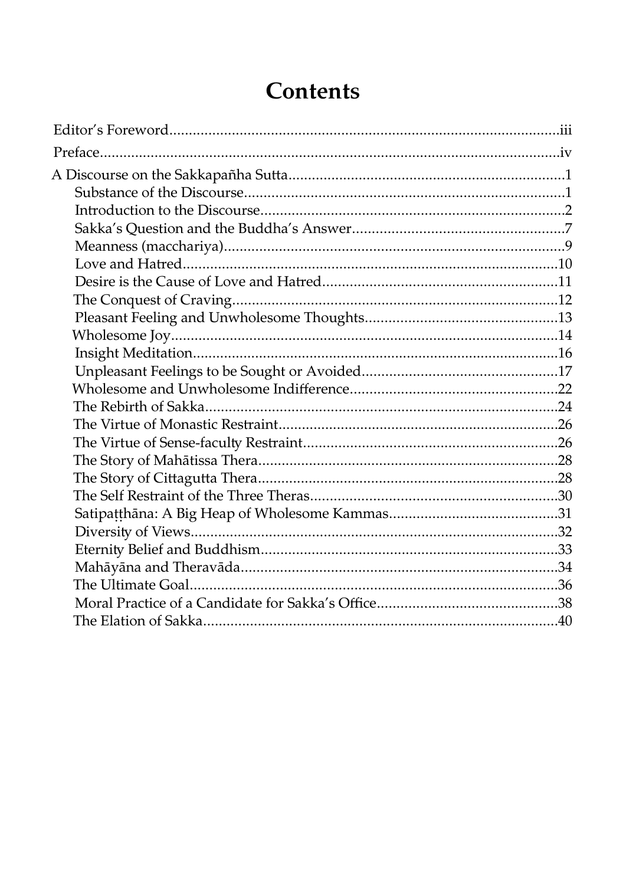# Contents

Editor's Foreword....................iii

Preface....................iv

A Discourse on the Sakkapañha Sutta....................1

- Substance of the Discourse....................1
- Introduction to the Discourse....................2
- Sakka's Question and the Buddha's Answer....................7
- Meanness (macchariya)....................9
- Love and Hatred....................10
- Desire is the Cause of Love and Hatred....................11
- The Conquest of Craving....................12
- Pleasant Feeling and Unwholesome Thoughts....................13
- Wholesome Joy....................14
- Insight Meditation....................16
- Unpleasant Feelings to be Sought or Avoided....................17
- Wholesome and Unwholesome Indifference....................22
- The Rebirth of Sakka....................24
- The Virtue of Monastic Restraint....................26
- The Virtue of Sense-faculty Restraint....................26
- The Story of Mahātissa Thera....................28
- The Story of Cittagutta Thera....................28
- The Self Restraint of the Three Theras....................30
- Satipaṭṭhāna: A Big Heap of Wholesome Kammas....................31
- Diversity of Views....................32
- Eternity Belief and Buddhism....................33
- Mahāyāna and Theravāda....................34
- The Ultimate Goal....................36
- Moral Practice of a Candidate for Sakka's Office....................38
- The Elation of Sakka....................40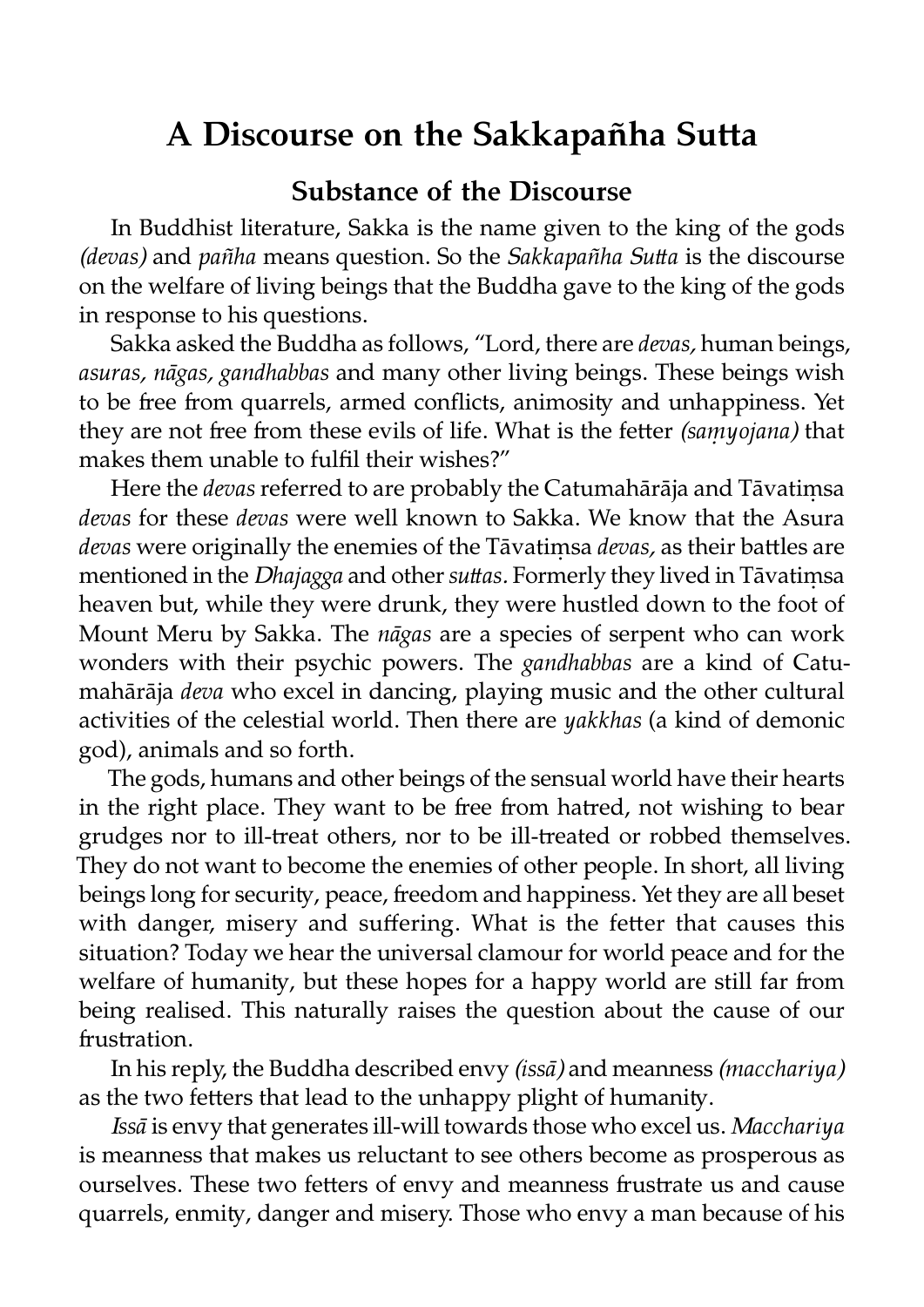# A Discourse on the Sakkapañha Sutta

## Substance of the Discourse

In Buddhist literature, Sakka is the name given to the king of the gods *(devas)* and *pañha* means question. So the *Sakkapañha Sutta* is the discourse on the welfare of living beings that the Buddha gave to the king of the gods in response to his questions.

Sakka asked the Buddha as follows, "Lord, there are *devas,* human beings, *asuras, nāgas, gandhabbas* and many other living beings. These beings wish to be free from quarrels, armed conflicts, animosity and unhappiness. Yet they are not free from these evils of life. What is the fetter *(saṃyojana)* that makes them unable to fulfil their wishes?"

Here the *devas* referred to are probably the Catumahārāja and Tāvatiṃsa *devas* for these *devas* were well known to Sakka. We know that the Asura *devas* were originally the enemies of the Tāvatiṃsa *devas,* as their battles are mentioned in the *Dhajagga* and other *suttas.* Formerly they lived in Tāvatiṃsa heaven but, while they were drunk, they were hustled down to the foot of Mount Meru by Sakka. The *nāgas* are a species of serpent who can work wonders with their psychic powers. The *gandhabbas* are a kind of Catumahārāja *deva* who excel in dancing, playing music and the other cultural activities of the celestial world. Then there are *yakkhas* (a kind of demonic god), animals and so forth.

The gods, humans and other beings of the sensual world have their hearts in the right place. They want to be free from hatred, not wishing to bear grudges nor to ill-treat others, nor to be ill-treated or robbed themselves. They do not want to become the enemies of other people. In short, all living beings long for security, peace, freedom and happiness. Yet they are all beset with danger, misery and suffering. What is the fetter that causes this situation? Today we hear the universal clamour for world peace and for the welfare of humanity, but these hopes for a happy world are still far from being realised. This naturally raises the question about the cause of our frustration.

In his reply, the Buddha described envy *(issā)* and meanness *(macchariya)* as the two fetters that lead to the unhappy plight of humanity.

*Issā* is envy that generates ill-will towards those who excel us. *Macchariya* is meanness that makes us reluctant to see others become as prosperous as ourselves. These two fetters of envy and meanness frustrate us and cause quarrels, enmity, danger and misery. Those who envy a man because of his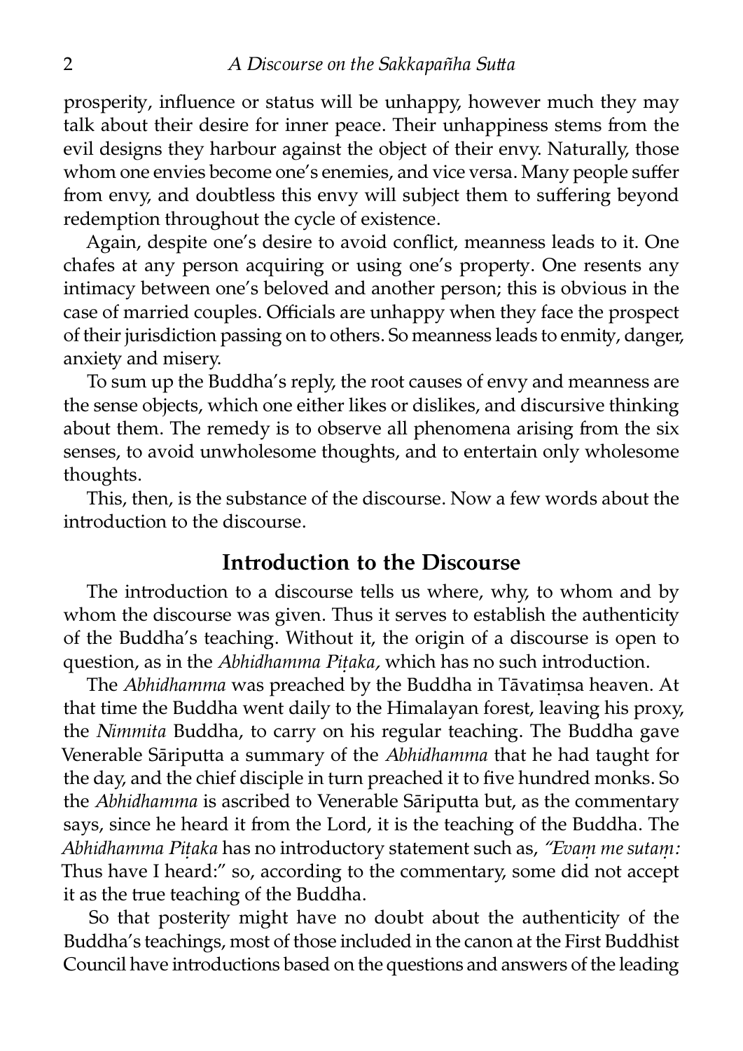prosperity, influence or status will be unhappy, however much they may talk about their desire for inner peace. Their unhappiness stems from the evil designs they harbour against the object of their envy. Naturally, those whom one envies become one's enemies, and vice versa. Many people suffer from envy, and doubtless this envy will subject them to suffering beyond redemption throughout the cycle of existence.

Again, despite one's desire to avoid conflict, meanness leads to it. One chafes at any person acquiring or using one's property. One resents any intimacy between one's beloved and another person; this is obvious in the case of married couples. Officials are unhappy when they face the prospect of their jurisdiction passing on to others. So meanness leads to enmity, danger, anxiety and misery.

To sum up the Buddha's reply, the root causes of envy and meanness are the sense objects, which one either likes or dislikes, and discursive thinking about them. The remedy is to observe all phenomena arising from the six senses, to avoid unwholesome thoughts, and to entertain only wholesome thoughts.

This, then, is the substance of the discourse. Now a few words about the introduction to the discourse.

## Introduction to the Discourse

The introduction to a discourse tells us where, why, to whom and by whom the discourse was given. Thus it serves to establish the authenticity of the Buddha's teaching. Without it, the origin of a discourse is open to question, as in the *Abhidhamma Piṭaka,* which has no such introduction.

The *Abhidhamma* was preached by the Buddha in Tāvatiṃsa heaven. At that time the Buddha went daily to the Himalayan forest, leaving his proxy, the *Nimmita* Buddha, to carry on his regular teaching. The Buddha gave Venerable Sāriputta a summary of the *Abhidhamma* that he had taught for the day, and the chief disciple in turn preached it to five hundred monks. So the *Abhidhamma* is ascribed to Venerable Sāriputta but, as the commentary says, since he heard it from the Lord, it is the teaching of the Buddha. The *Abhidhamma Piṭaka* has no introductory statement such as, *"Evaṃ me sutaṃ:* Thus have I heard:" so, according to the commentary, some did not accept it as the true teaching of the Buddha.

So that posterity might have no doubt about the authenticity of the Buddha's teachings, most of those included in the canon at the First Buddhist Council have introductions based on the questions and answers of the leading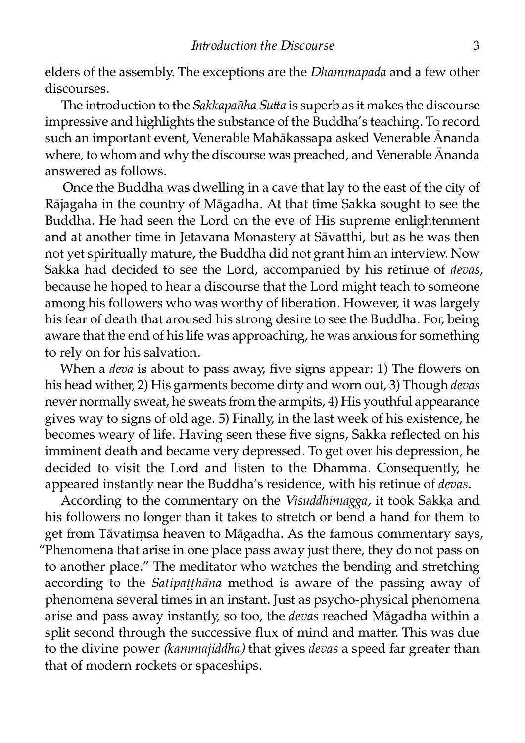elders of the assembly. The exceptions are the *Dhammapada* and a few other discourses.

The introduction to the *Sakkapañha Sutta* is superb as it makes the discourse impressive and highlights the substance of the Buddha's teaching. To record such an important event, Venerable Mahākassapa asked Venerable Ānanda where, to whom and why the discourse was preached, and Venerable Ānanda answered as follows.

Once the Buddha was dwelling in a cave that lay to the east of the city of Rājagaha in the country of Māgadha. At that time Sakka sought to see the Buddha. He had seen the Lord on the eve of His supreme enlightenment and at another time in Jetavana Monastery at Sāvatthi, but as he was then not yet spiritually mature, the Buddha did not grant him an interview. Now Sakka had decided to see the Lord, accompanied by his retinue of *devas*, because he hoped to hear a discourse that the Lord might teach to someone among his followers who was worthy of liberation. However, it was largely his fear of death that aroused his strong desire to see the Buddha. For, being aware that the end of his life was approaching, he was anxious for something to rely on for his salvation.

When a *deva* is about to pass away, five signs appear: 1) The flowers on his head wither, 2) His garments become dirty and worn out, 3) Though *devas* never normally sweat, he sweats from the armpits, 4) His youthful appearance gives way to signs of old age. 5) Finally, in the last week of his existence, he becomes weary of life. Having seen these five signs, Sakka reflected on his imminent death and became very depressed. To get over his depression, he decided to visit the Lord and listen to the Dhamma. Consequently, he appeared instantly near the Buddha's residence, with his retinue of *devas*.

According to the commentary on the *Visuddhimagga,* it took Sakka and his followers no longer than it takes to stretch or bend a hand for them to get from Tāvatiṃsa heaven to Māgadha. As the famous commentary says, "Phenomena that arise in one place pass away just there, they do not pass on to another place." The meditator who watches the bending and stretching according to the *Satipaṭṭhāna* method is aware of the passing away of phenomena several times in an instant. Just as psycho-physical phenomena arise and pass away instantly, so too, the *devas* reached Māgadha within a split second through the successive flux of mind and matter. This was due to the divine power *(kammajiddha)* that gives *devas* a speed far greater than that of modern rockets or spaceships.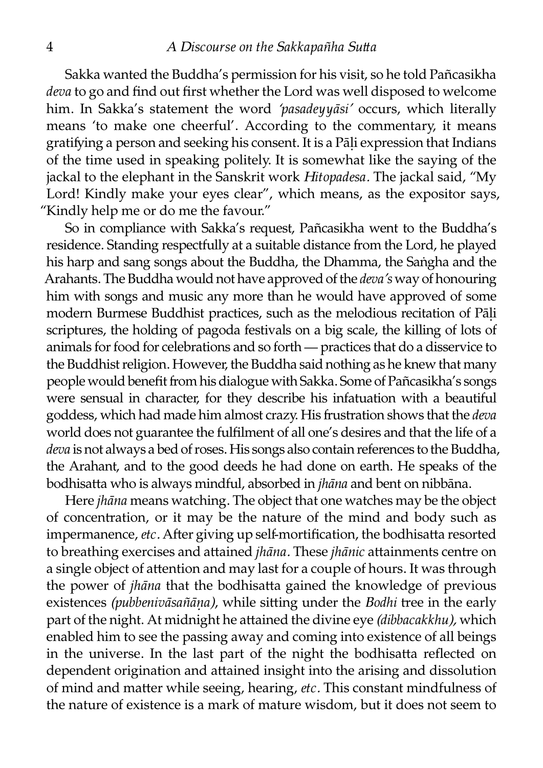Sakka wanted the Buddha's permission for his visit, so he told Pañcasikha *deva* to go and find out first whether the Lord was well disposed to welcome him. In Sakka's statement the word *'pasadeyyāsi'* occurs, which literally means 'to make one cheerful'. According to the commentary, it means gratifying a person and seeking his consent. It is a Pāḷi expression that Indians of the time used in speaking politely. It is somewhat like the saying of the jackal to the elephant in the Sanskrit work *Hitopadesa*. The jackal said, "My Lord! Kindly make your eyes clear", which means, as the expositor says, "Kindly help me or do me the favour."

So in compliance with Sakka's request, Pañcasikha went to the Buddha's residence. Standing respectfully at a suitable distance from the Lord, he played his harp and sang songs about the Buddha, the Dhamma, the Saṅgha and the Arahants. The Buddha would not have approved of the *deva's* way of honouring him with songs and music any more than he would have approved of some modern Burmese Buddhist practices, such as the melodious recitation of Pāḷi scriptures, the holding of pagoda festivals on a big scale, the killing of lots of animals for food for celebrations and so forth — practices that do a disservice to the Buddhist religion. However, the Buddha said nothing as he knew that many people would benefit from his dialogue with Sakka. Some of Pañcasikha's songs were sensual in character, for they describe his infatuation with a beautiful goddess, which had made him almost crazy. His frustration shows that the *deva* world does not guarantee the fulfilment of all one's desires and that the life of a *deva* is not always a bed of roses. His songs also contain references to the Buddha, the Arahant, and to the good deeds he had done on earth. He speaks of the bodhisatta who is always mindful, absorbed in *jhāna* and bent on nibbāna.

Here *jhāna* means watching. The object that one watches may be the object of concentration, or it may be the nature of the mind and body such as impermanence, *etc*. After giving up self-mortification, the bodhisatta resorted to breathing exercises and attained *jhāna*. These *jhānic* attainments centre on a single object of attention and may last for a couple of hours. It was through the power of *jhāna* that the bodhisatta gained the knowledge of previous existences *(pubbenivāsañāṇa)*, while sitting under the *Bodhi* tree in the early part of the night. At midnight he attained the divine eye *(dibbacakkhu),* which enabled him to see the passing away and coming into existence of all beings in the universe. In the last part of the night the bodhisatta reflected on dependent origination and attained insight into the arising and dissolution of mind and matter while seeing, hearing, *etc*. This constant mindfulness of the nature of existence is a mark of mature wisdom, but it does not seem to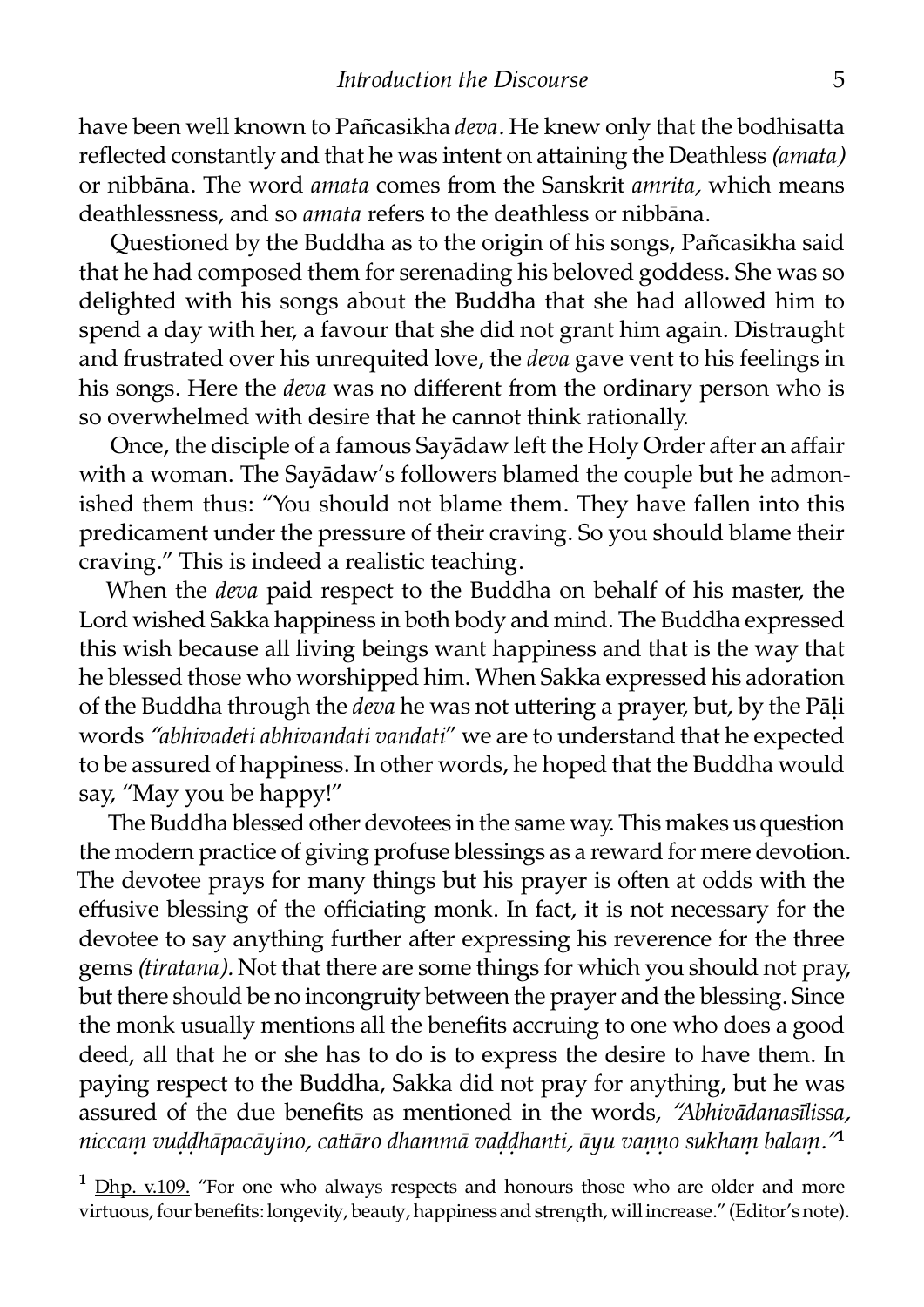have been well known to Pañcasikha *deva*. He knew only that the bodhisatta reflected constantly and that he was intent on attaining the Deathless *(amata)* or nibbāna. The word *amata* comes from the Sanskrit *amrita,* which means deathlessness, and so *amata* refers to the deathless or nibbāna.

Questioned by the Buddha as to the origin of his songs, Pañcasikha said that he had composed them for serenading his beloved goddess. She was so delighted with his songs about the Buddha that she had allowed him to spend a day with her, a favour that she did not grant him again. Distraught and frustrated over his unrequited love, the *deva* gave vent to his feelings in his songs. Here the *deva* was no different from the ordinary person who is so overwhelmed with desire that he cannot think rationally.

Once, the disciple of a famous Sayādaw left the Holy Order after an affair with a woman. The Sayādaw's followers blamed the couple but he admonished them thus: "You should not blame them. They have fallen into this predicament under the pressure of their craving. So you should blame their craving." This is indeed a realistic teaching.

When the *deva* paid respect to the Buddha on behalf of his master, the Lord wished Sakka happiness in both body and mind. The Buddha expressed this wish because all living beings want happiness and that is the way that he blessed those who worshipped him. When Sakka expressed his adoration of the Buddha through the *deva* he was not uttering a prayer, but, by the Pāḷi words *"abhivadeti abhivandati vandati"* we are to understand that he expected to be assured of happiness. In other words, he hoped that the Buddha would say, "May you be happy!"

The Buddha blessed other devotees in the same way. This makes us question the modern practice of giving profuse blessings as a reward for mere devotion. The devotee prays for many things but his prayer is often at odds with the effusive blessing of the officiating monk. In fact, it is not necessary for the devotee to say anything further after expressing his reverence for the three gems *(tiratana).* Not that there are some things for which you should not pray, but there should be no incongruity between the prayer and the blessing. Since the monk usually mentions all the benefits accruing to one who does a good deed, all that he or she has to do is to express the desire to have them. In paying respect to the Buddha, Sakka did not pray for anything, but he was assured of the due benefits as mentioned in the words, *"Abhivādanasīlissa, niccaṃ vuḍḍhāpacāyino, cattāro dhammā vaḍḍhanti, āyu vaṇṇo sukhaṃ balaṃ."*[1]

---

[1] Dhp. v.109. "For one who always respects and honours those who are older and more virtuous, four benefits: longevity, beauty, happiness and strength, will increase." (Editor's note).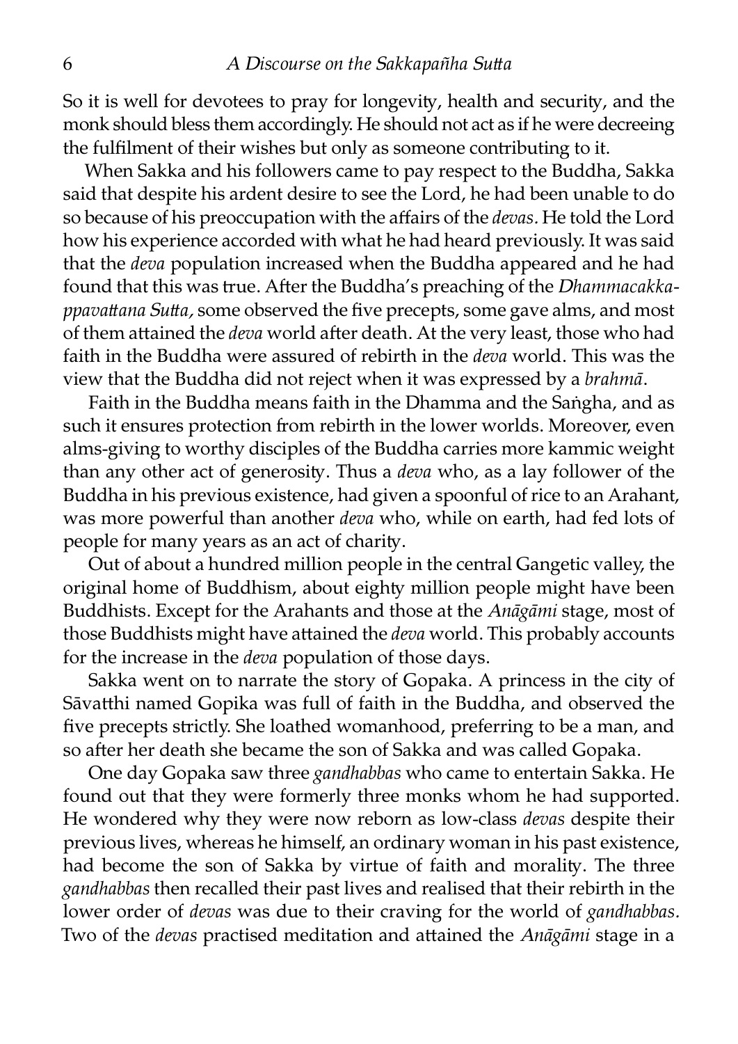So it is well for devotees to pray for longevity, health and security, and the monk should bless them accordingly. He should not act as if he were decreeing the fulfilment of their wishes but only as someone contributing to it.

When Sakka and his followers came to pay respect to the Buddha, Sakka said that despite his ardent desire to see the Lord, he had been unable to do so because of his preoccupation with the affairs of the *devas.* He told the Lord how his experience accorded with what he had heard previously. It was said that the *deva* population increased when the Buddha appeared and he had found that this was true. After the Buddha's preaching of the *Dhammacakkappavattana Sutta,* some observed the five precepts, some gave alms, and most of them attained the *deva* world after death. At the very least, those who had faith in the Buddha were assured of rebirth in the *deva* world. This was the view that the Buddha did not reject when it was expressed by a *brahmā*.

Faith in the Buddha means faith in the Dhamma and the Saṅgha, and as such it ensures protection from rebirth in the lower worlds. Moreover, even alms-giving to worthy disciples of the Buddha carries more kammic weight than any other act of generosity. Thus a *deva* who, as a lay follower of the Buddha in his previous existence, had given a spoonful of rice to an Arahant, was more powerful than another *deva* who, while on earth, had fed lots of people for many years as an act of charity.

Out of about a hundred million people in the central Gangetic valley, the original home of Buddhism, about eighty million people might have been Buddhists. Except for the Arahants and those at the *Anāgāmi* stage, most of those Buddhists might have attained the *deva* world. This probably accounts for the increase in the *deva* population of those days.

Sakka went on to narrate the story of Gopaka. A princess in the city of Sāvatthi named Gopika was full of faith in the Buddha, and observed the five precepts strictly. She loathed womanhood, preferring to be a man, and so after her death she became the son of Sakka and was called Gopaka.

One day Gopaka saw three *gandhabbas* who came to entertain Sakka. He found out that they were formerly three monks whom he had supported. He wondered why they were now reborn as low-class *devas* despite their previous lives, whereas he himself, an ordinary woman in his past existence, had become the son of Sakka by virtue of faith and morality. The three *gandhabbas* then recalled their past lives and realised that their rebirth in the lower order of *devas* was due to their craving for the world of *gandhabbas.* Two of the *devas* practised meditation and attained the *Anāgāmi* stage in a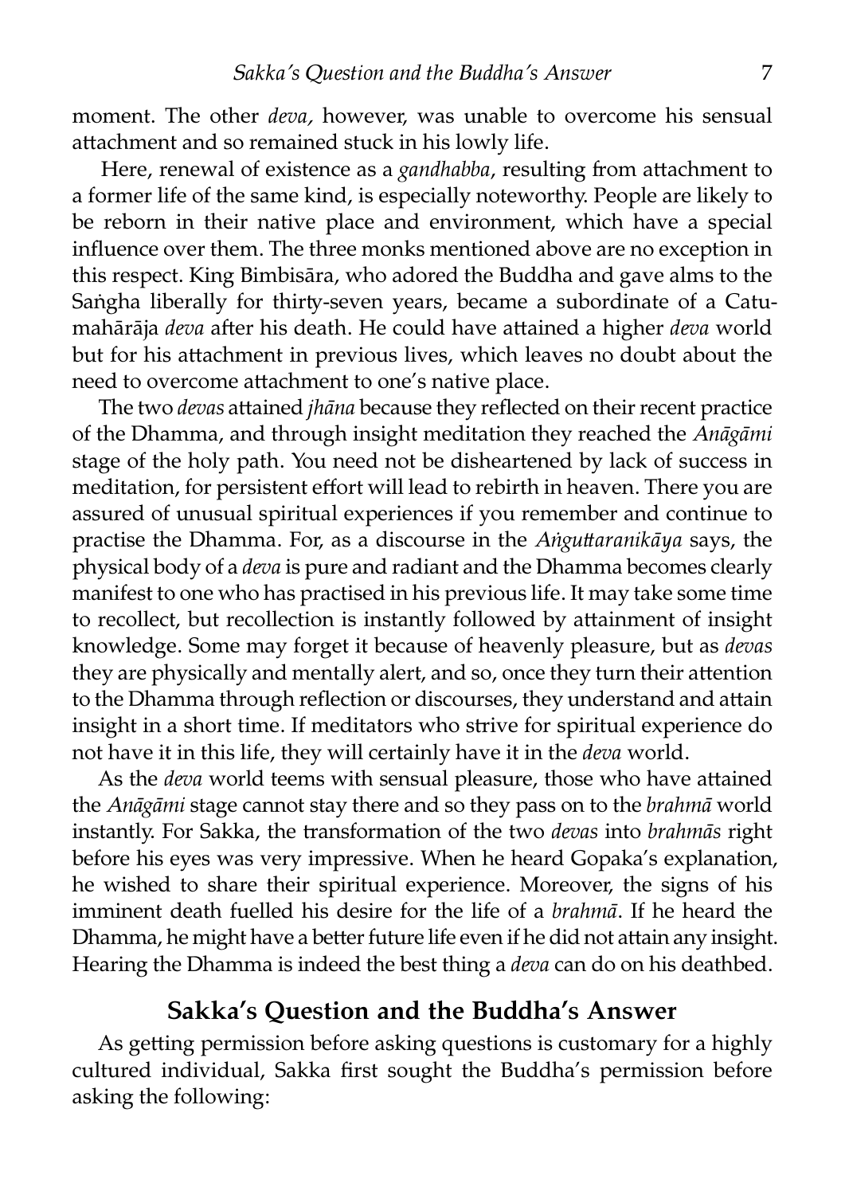moment. The other *deva,* however, was unable to overcome his sensual attachment and so remained stuck in his lowly life.

Here, renewal of existence as a *gandhabba*, resulting from attachment to a former life of the same kind, is especially noteworthy. People are likely to be reborn in their native place and environment, which have a special influence over them. The three monks mentioned above are no exception in this respect. King Bimbisāra, who adored the Buddha and gave alms to the Saṅgha liberally for thirty-seven years, became a subordinate of a Catumahārāja *deva* after his death. He could have attained a higher *deva* world but for his attachment in previous lives, which leaves no doubt about the need to overcome attachment to one's native place.

The two *devas* attained *jhāna* because they reflected on their recent practice of the Dhamma, and through insight meditation they reached the *Anāgāmi* stage of the holy path. You need not be disheartened by lack of success in meditation, for persistent effort will lead to rebirth in heaven. There you are assured of unusual spiritual experiences if you remember and continue to practise the Dhamma. For, as a discourse in the *Aṅguttaranikāya* says, the physical body of a *deva* is pure and radiant and the Dhamma becomes clearly manifest to one who has practised in his previous life. It may take some time to recollect, but recollection is instantly followed by attainment of insight knowledge. Some may forget it because of heavenly pleasure, but as *devas* they are physically and mentally alert, and so, once they turn their attention to the Dhamma through reflection or discourses, they understand and attain insight in a short time. If meditators who strive for spiritual experience do not have it in this life, they will certainly have it in the *deva* world.

As the *deva* world teems with sensual pleasure, those who have attained the *Anāgāmi* stage cannot stay there and so they pass on to the *brahmā* world instantly. For Sakka, the transformation of the two *devas* into *brahmās* right before his eyes was very impressive. When he heard Gopaka's explanation, he wished to share their spiritual experience. Moreover, the signs of his imminent death fuelled his desire for the life of a *brahmā*. If he heard the Dhamma, he might have a better future life even if he did not attain any insight. Hearing the Dhamma is indeed the best thing a *deva* can do on his deathbed.

## Sakka's Question and the Buddha's Answer

As getting permission before asking questions is customary for a highly cultured individual, Sakka first sought the Buddha's permission before asking the following: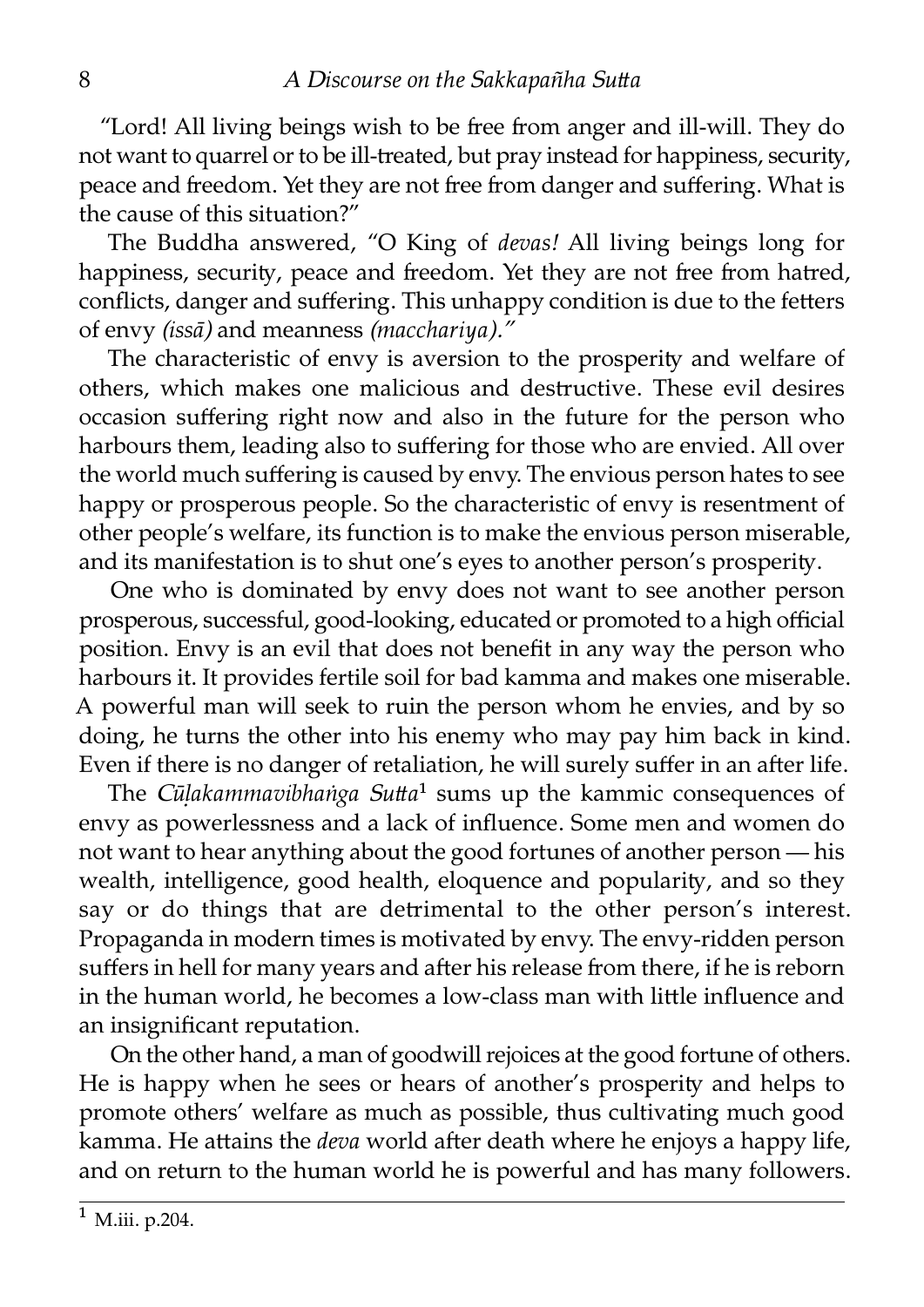"Lord! All living beings wish to be free from anger and ill-will. They do not want to quarrel or to be ill-treated, but pray instead for happiness, security, peace and freedom. Yet they are not free from danger and suffering. What is the cause of this situation?"

The Buddha answered, "O King of *devas!* All living beings long for happiness, security, peace and freedom. Yet they are not free from hatred, conflicts, danger and suffering. This unhappy condition is due to the fetters of envy *(issā)* and meanness *(macchariya)."*

The characteristic of envy is aversion to the prosperity and welfare of others, which makes one malicious and destructive. These evil desires occasion suffering right now and also in the future for the person who harbours them, leading also to suffering for those who are envied. All over the world much suffering is caused by envy. The envious person hates to see happy or prosperous people. So the characteristic of envy is resentment of other people's welfare, its function is to make the envious person miserable, and its manifestation is to shut one's eyes to another person's prosperity.

One who is dominated by envy does not want to see another person prosperous, successful, good-looking, educated or promoted to a high official position. Envy is an evil that does not benefit in any way the person who harbours it. It provides fertile soil for bad kamma and makes one miserable. A powerful man will seek to ruin the person whom he envies, and by so doing, he turns the other into his enemy who may pay him back in kind. Even if there is no danger of retaliation, he will surely suffer in an after life.

The *Cūḷakammavibhaṅga Sutta*[1] sums up the kammic consequences of envy as powerlessness and a lack of influence. Some men and women do not want to hear anything about the good fortunes of another person — his wealth, intelligence, good health, eloquence and popularity, and so they say or do things that are detrimental to the other person's interest. Propaganda in modern times is motivated by envy. The envy-ridden person suffers in hell for many years and after his release from there, if he is reborn in the human world, he becomes a low-class man with little influence and an insignificant reputation.

On the other hand, a man of goodwill rejoices at the good fortune of others. He is happy when he sees or hears of another's prosperity and helps to promote others' welfare as much as possible, thus cultivating much good kamma. He attains the *deva* world after death where he enjoys a happy life, and on return to the human world he is powerful and has many followers.

---

[1] M.iii. p.204.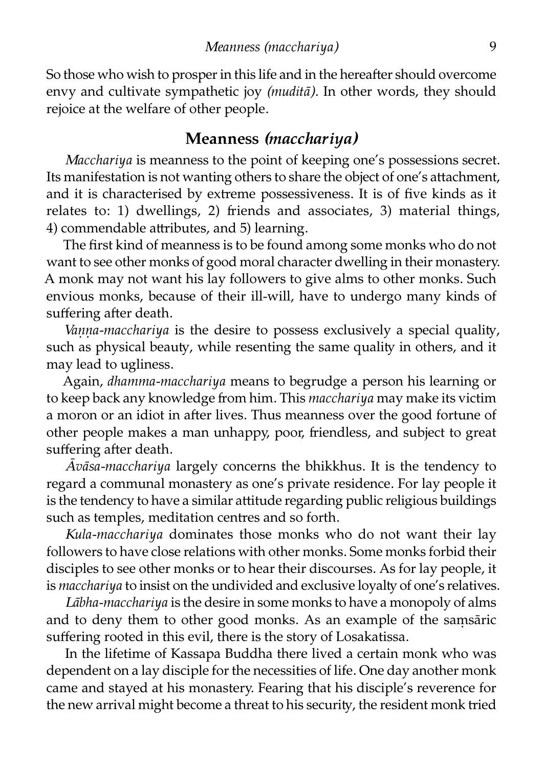So those who wish to prosper in this life and in the hereafter should overcome envy and cultivate sympathetic joy *(muditā)*. In other words, they should rejoice at the welfare of other people.

## Meanness *(macchariya)*

*Macchariya* is meanness to the point of keeping one's possessions secret. Its manifestation is not wanting others to share the object of one's attachment, and it is characterised by extreme possessiveness. It is of five kinds as it relates to: 1) dwellings, 2) friends and associates, 3) material things, 4) commendable attributes, and 5) learning.

The first kind of meanness is to be found among some monks who do not want to see other monks of good moral character dwelling in their monastery. A monk may not want his lay followers to give alms to other monks. Such envious monks, because of their ill-will, have to undergo many kinds of suffering after death.

*Vaṇṇa-macchariya* is the desire to possess exclusively a special quality, such as physical beauty, while resenting the same quality in others, and it may lead to ugliness.

Again, *dhamma-macchariya* means to begrudge a person his learning or to keep back any knowledge from him. This *macchariya* may make its victim a moron or an idiot in after lives. Thus meanness over the good fortune of other people makes a man unhappy, poor, friendless, and subject to great suffering after death.

*Āvāsa-macchariya* largely concerns the bhikkhus. It is the tendency to regard a communal monastery as one's private residence. For lay people it is the tendency to have a similar attitude regarding public religious buildings such as temples, meditation centres and so forth.

*Kula-macchariya* dominates those monks who do not want their lay followers to have close relations with other monks. Some monks forbid their disciples to see other monks or to hear their discourses. As for lay people, it is *macchariya* to insist on the undivided and exclusive loyalty of one's relatives.

*Lābha-macchariya* is the desire in some monks to have a monopoly of alms and to deny them to other good monks. As an example of the saṃsāric suffering rooted in this evil, there is the story of Losakatissa.

In the lifetime of Kassapa Buddha there lived a certain monk who was dependent on a lay disciple for the necessities of life. One day another monk came and stayed at his monastery. Fearing that his disciple's reverence for the new arrival might become a threat to his security, the resident monk tried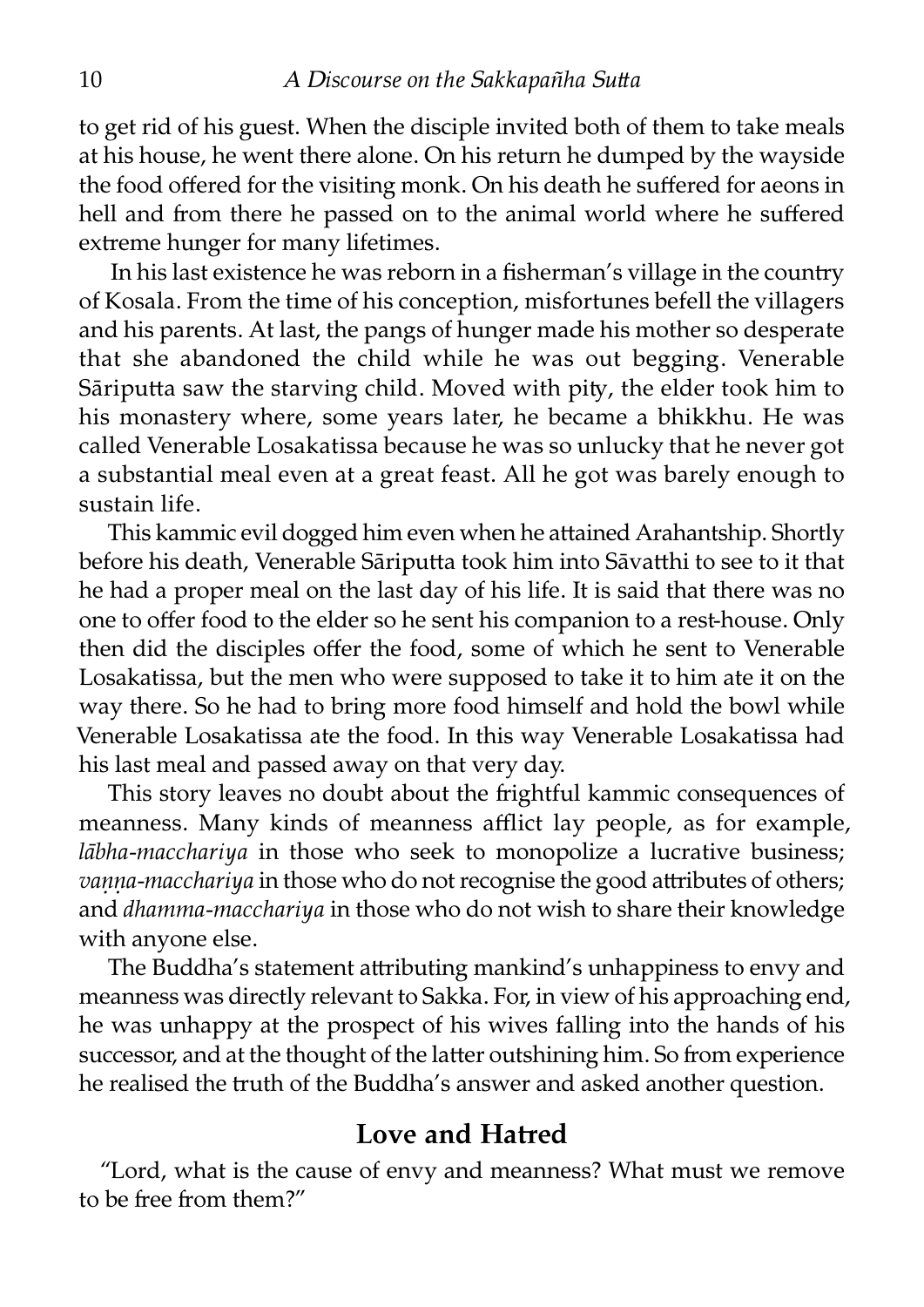to get rid of his guest. When the disciple invited both of them to take meals at his house, he went there alone. On his return he dumped by the wayside the food offered for the visiting monk. On his death he suffered for aeons in hell and from there he passed on to the animal world where he suffered extreme hunger for many lifetimes.

In his last existence he was reborn in a fisherman's village in the country of Kosala. From the time of his conception, misfortunes befell the villagers and his parents. At last, the pangs of hunger made his mother so desperate that she abandoned the child while he was out begging. Venerable Sāriputta saw the starving child. Moved with pity, the elder took him to his monastery where, some years later, he became a bhikkhu. He was called Venerable Losakatissa because he was so unlucky that he never got a substantial meal even at a great feast. All he got was barely enough to sustain life.

This kammic evil dogged him even when he attained Arahantship. Shortly before his death, Venerable Sāriputta took him into Sāvatthi to see to it that he had a proper meal on the last day of his life. It is said that there was no one to offer food to the elder so he sent his companion to a rest-house. Only then did the disciples offer the food, some of which he sent to Venerable Losakatissa, but the men who were supposed to take it to him ate it on the way there. So he had to bring more food himself and hold the bowl while Venerable Losakatissa ate the food. In this way Venerable Losakatissa had his last meal and passed away on that very day.

This story leaves no doubt about the frightful kammic consequences of meanness. Many kinds of meanness afflict lay people, as for example, *lābha-macchariya* in those who seek to monopolize a lucrative business; *vaṇṇa-macchariya* in those who do not recognise the good attributes of others; and *dhamma-macchariya* in those who do not wish to share their knowledge with anyone else.

The Buddha's statement attributing mankind's unhappiness to envy and meanness was directly relevant to Sakka. For, in view of his approaching end, he was unhappy at the prospect of his wives falling into the hands of his successor, and at the thought of the latter outshining him. So from experience he realised the truth of the Buddha's answer and asked another question.

## Love and Hatred

"Lord, what is the cause of envy and meanness? What must we remove to be free from them?"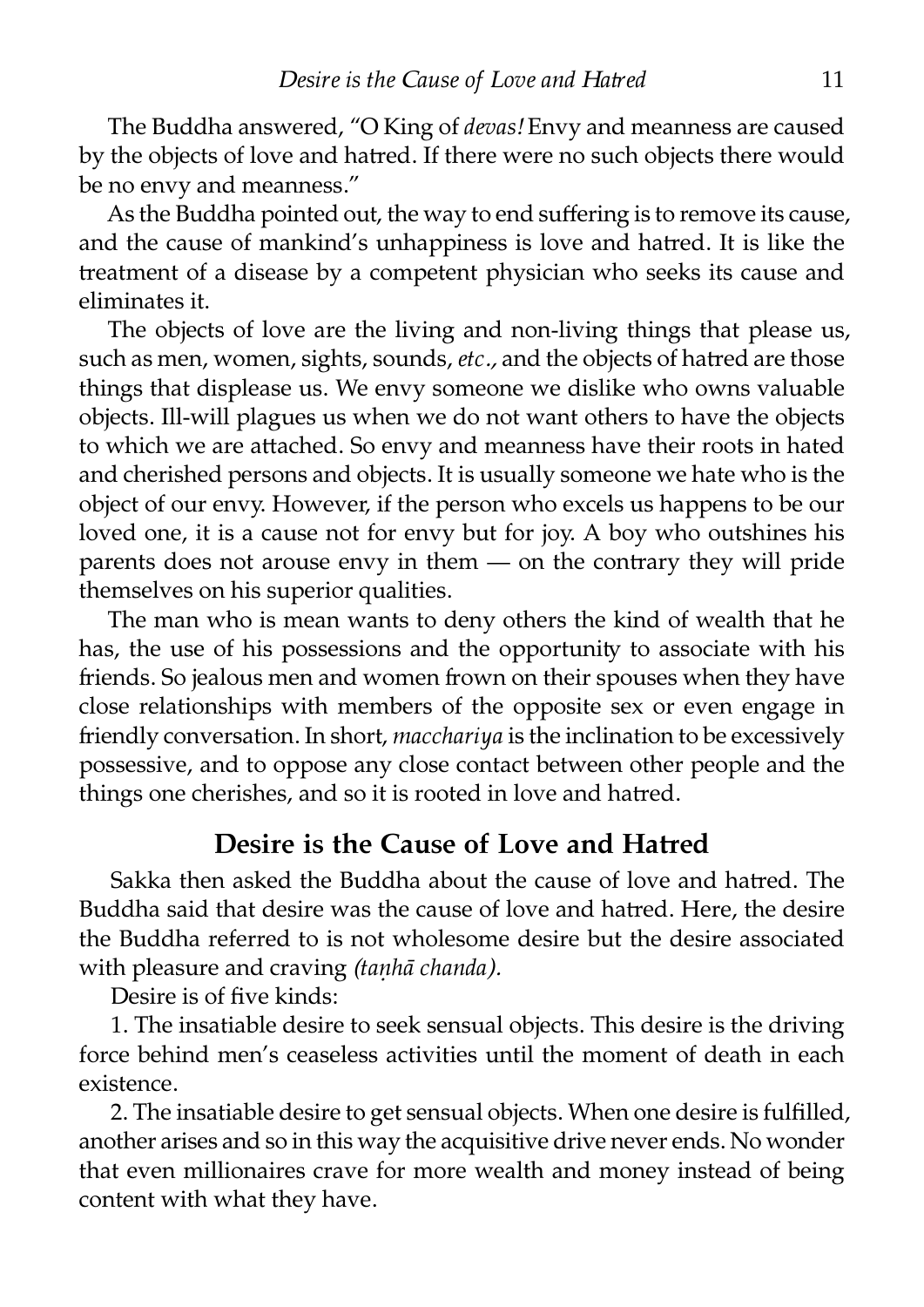The Buddha answered, "O King of *devas!* Envy and meanness are caused by the objects of love and hatred. If there were no such objects there would be no envy and meanness."

As the Buddha pointed out, the way to end suffering is to remove its cause, and the cause of mankind's unhappiness is love and hatred. It is like the treatment of a disease by a competent physician who seeks its cause and eliminates it.

The objects of love are the living and non-living things that please us, such as men, women, sights, sounds, *etc.,* and the objects of hatred are those things that displease us. We envy someone we dislike who owns valuable objects. Ill-will plagues us when we do not want others to have the objects to which we are attached. So envy and meanness have their roots in hated and cherished persons and objects. It is usually someone we hate who is the object of our envy. However, if the person who excels us happens to be our loved one, it is a cause not for envy but for joy. A boy who outshines his parents does not arouse envy in them — on the contrary they will pride themselves on his superior qualities.

The man who is mean wants to deny others the kind of wealth that he has, the use of his possessions and the opportunity to associate with his friends. So jealous men and women frown on their spouses when they have close relationships with members of the opposite sex or even engage in friendly conversation. In short, *macchariya* is the inclination to be excessively possessive, and to oppose any close contact between other people and the things one cherishes, and so it is rooted in love and hatred.

## Desire is the Cause of Love and Hatred

Sakka then asked the Buddha about the cause of love and hatred. The Buddha said that desire was the cause of love and hatred. Here, the desire the Buddha referred to is not wholesome desire but the desire associated with pleasure and craving *(taṇhā chanda).*

Desire is of five kinds:

1. The insatiable desire to seek sensual objects. This desire is the driving force behind men's ceaseless activities until the moment of death in each existence.

2. The insatiable desire to get sensual objects. When one desire is fulfilled, another arises and so in this way the acquisitive drive never ends. No wonder that even millionaires crave for more wealth and money instead of being content with what they have.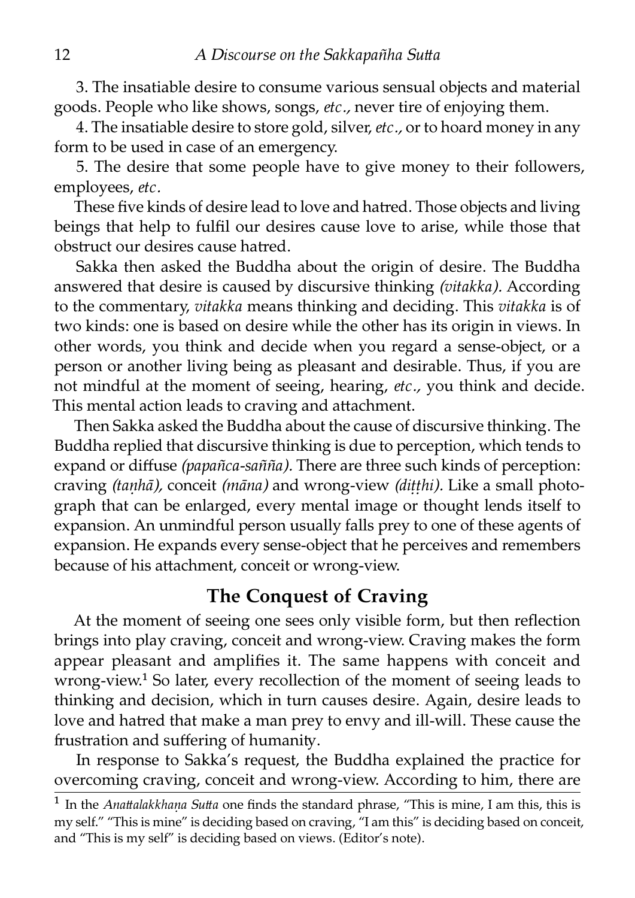3. The insatiable desire to consume various sensual objects and material goods. People who like shows, songs, *etc.,* never tire of enjoying them.

4. The insatiable desire to store gold, silver, *etc.,* or to hoard money in any form to be used in case of an emergency.

5. The desire that some people have to give money to their followers, employees, *etc.*

These five kinds of desire lead to love and hatred. Those objects and living beings that help to fulfil our desires cause love to arise, while those that obstruct our desires cause hatred.

Sakka then asked the Buddha about the origin of desire. The Buddha answered that desire is caused by discursive thinking *(vitakka).* According to the commentary, *vitakka* means thinking and deciding. This *vitakka* is of two kinds: one is based on desire while the other has its origin in views. In other words, you think and decide when you regard a sense-object, or a person or another living being as pleasant and desirable. Thus, if you are not mindful at the moment of seeing, hearing, *etc.,* you think and decide. This mental action leads to craving and attachment.

Then Sakka asked the Buddha about the cause of discursive thinking. The Buddha replied that discursive thinking is due to perception, which tends to expand or diffuse *(papañca-sañña).* There are three such kinds of perception: craving *(taṇhā),* conceit *(māna)* and wrong-view *(diṭṭhi).* Like a small photograph that can be enlarged, every mental image or thought lends itself to expansion. An unmindful person usually falls prey to one of these agents of expansion. He expands every sense-object that he perceives and remembers because of his attachment, conceit or wrong-view.

## The Conquest of Craving

At the moment of seeing one sees only visible form, but then reflection brings into play craving, conceit and wrong-view. Craving makes the form appear pleasant and amplifies it. The same happens with conceit and wrong-view.[1] So later, every recollection of the moment of seeing leads to thinking and decision, which in turn causes desire. Again, desire leads to love and hatred that make a man prey to envy and ill-will. These cause the frustration and suffering of humanity.

In response to Sakka's request, the Buddha explained the practice for overcoming craving, conceit and wrong-view. According to him, there are

---

[1] In the *Anattalakkhaṇa Sutta* one finds the standard phrase, "This is mine, I am this, this is my self." "This is mine" is deciding based on craving, "I am this" is deciding based on conceit, and "This is my self" is deciding based on views. (Editor's note).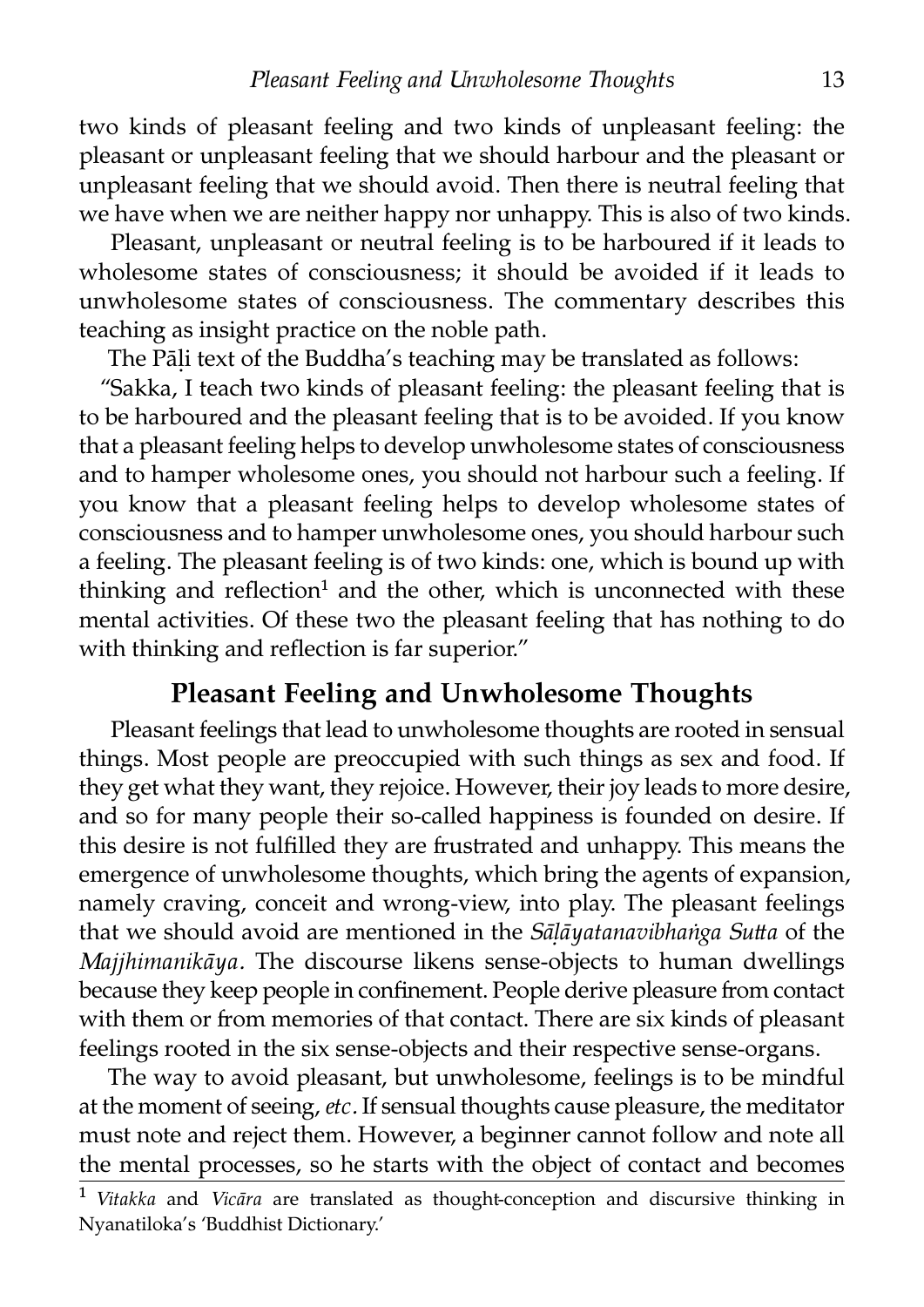two kinds of pleasant feeling and two kinds of unpleasant feeling: the pleasant or unpleasant feeling that we should harbour and the pleasant or unpleasant feeling that we should avoid. Then there is neutral feeling that we have when we are neither happy nor unhappy. This is also of two kinds.

Pleasant, unpleasant or neutral feeling is to be harboured if it leads to wholesome states of consciousness; it should be avoided if it leads to unwholesome states of consciousness. The commentary describes this teaching as insight practice on the noble path.

The Pāḷi text of the Buddha's teaching may be translated as follows:

"Sakka, I teach two kinds of pleasant feeling: the pleasant feeling that is to be harboured and the pleasant feeling that is to be avoided. If you know that a pleasant feeling helps to develop unwholesome states of consciousness and to hamper wholesome ones, you should not harbour such a feeling. If you know that a pleasant feeling helps to develop wholesome states of consciousness and to hamper unwholesome ones, you should harbour such a feeling. The pleasant feeling is of two kinds: one, which is bound up with thinking and reflection[1] and the other, which is unconnected with these mental activities. Of these two the pleasant feeling that has nothing to do with thinking and reflection is far superior."

## Pleasant Feeling and Unwholesome Thoughts

Pleasant feelings that lead to unwholesome thoughts are rooted in sensual things. Most people are preoccupied with such things as sex and food. If they get what they want, they rejoice. However, their joy leads to more desire, and so for many people their so-called happiness is founded on desire. If this desire is not fulfilled they are frustrated and unhappy. This means the emergence of unwholesome thoughts, which bring the agents of expansion, namely craving, conceit and wrong-view, into play. The pleasant feelings that we should avoid are mentioned in the *Saḷāyatanavibhaṅga Sutta* of the *Majjhimanikāya*. The discourse likens sense-objects to human dwellings because they keep people in confinement. People derive pleasure from contact with them or from memories of that contact. There are six kinds of pleasant feelings rooted in the six sense-objects and their respective sense-organs.

The way to avoid pleasant, but unwholesome, feelings is to be mindful at the moment of seeing, *etc*. If sensual thoughts cause pleasure, the meditator must note and reject them. However, a beginner cannot follow and note all the mental processes, so he starts with the object of contact and becomes

[1] *Vitakka* and *Vicāra* are translated as thought-conception and discursive thinking in Nyanatiloka's 'Buddhist Dictionary.'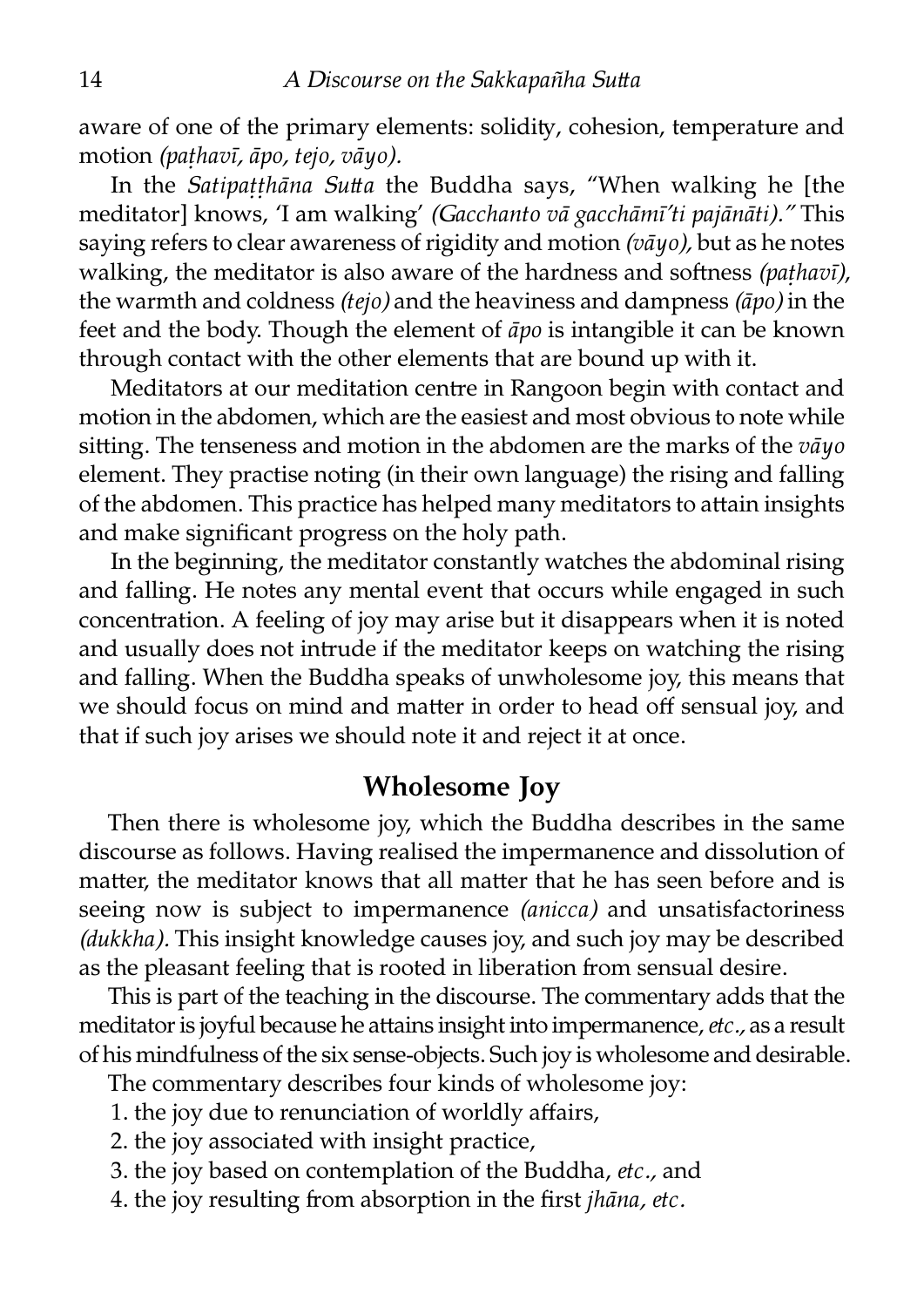aware of one of the primary elements: solidity, cohesion, temperature and motion *(paṭhavī, āpo, tejo, vāyo).*

In the *Satipaṭṭhāna Sutta* the Buddha says, "When walking he [the meditator] knows, 'I am walking' *(Gacchanto vā gacchāmī'ti pajānāti)."* This saying refers to clear awareness of rigidity and motion *(vāyo),* but as he notes walking, the meditator is also aware of the hardness and softness *(paṭhavī)*, the warmth and coldness *(tejo)* and the heaviness and dampness *(āpo)* in the feet and the body. Though the element of *āpo* is intangible it can be known through contact with the other elements that are bound up with it.

Meditators at our meditation centre in Rangoon begin with contact and motion in the abdomen, which are the easiest and most obvious to note while sitting. The tenseness and motion in the abdomen are the marks of the *vāyo* element. They practise noting (in their own language) the rising and falling of the abdomen. This practice has helped many meditators to attain insights and make significant progress on the holy path.

In the beginning, the meditator constantly watches the abdominal rising and falling. He notes any mental event that occurs while engaged in such concentration. A feeling of joy may arise but it disappears when it is noted and usually does not intrude if the meditator keeps on watching the rising and falling. When the Buddha speaks of unwholesome joy, this means that we should focus on mind and matter in order to head off sensual joy, and that if such joy arises we should note it and reject it at once.

## Wholesome Joy

Then there is wholesome joy, which the Buddha describes in the same discourse as follows. Having realised the impermanence and dissolution of matter, the meditator knows that all matter that he has seen before and is seeing now is subject to impermanence *(anicca)* and unsatisfactoriness *(dukkha).* This insight knowledge causes joy, and such joy may be described as the pleasant feeling that is rooted in liberation from sensual desire.

This is part of the teaching in the discourse. The commentary adds that the meditator is joyful because he attains insight into impermanence, *etc.*, as a result of his mindfulness of the six sense-objects. Such joy is wholesome and desirable.

The commentary describes four kinds of wholesome joy:

1. the joy due to renunciation of worldly affairs,
2. the joy associated with insight practice,
3. the joy based on contemplation of the Buddha, *etc.*, and
4. the joy resulting from absorption in the first *jhāna, etc.*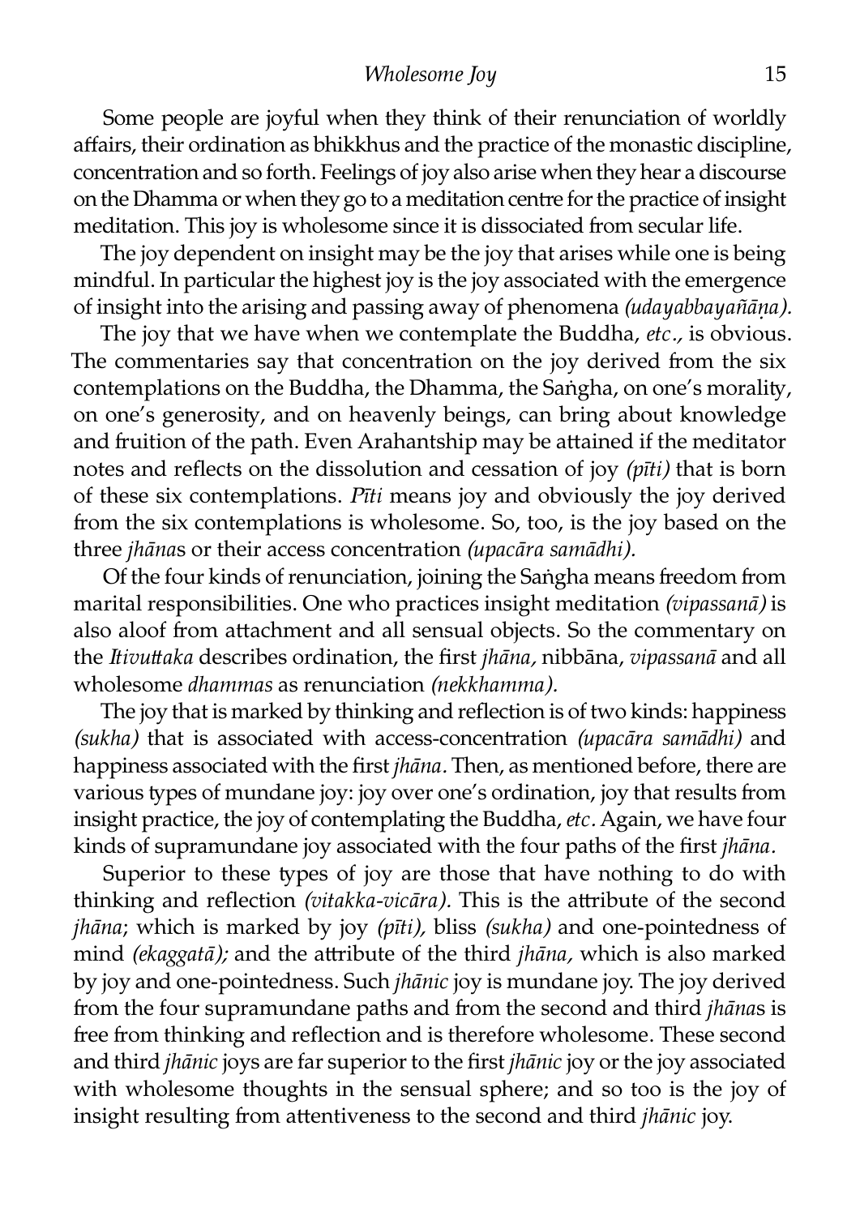Some people are joyful when they think of their renunciation of worldly affairs, their ordination as bhikkhus and the practice of the monastic discipline, concentration and so forth. Feelings of joy also arise when they hear a discourse on the Dhamma or when they go to a meditation centre for the practice of insight meditation. This joy is wholesome since it is dissociated from secular life.

The joy dependent on insight may be the joy that arises while one is being mindful. In particular the highest joy is the joy associated with the emergence of insight into the arising and passing away of phenomena *(udayabbayañāṇa).*

The joy that we have when we contemplate the Buddha, *etc.,* is obvious. The commentaries say that concentration on the joy derived from the six contemplations on the Buddha, the Dhamma, the Saṅgha, on one's morality, on one's generosity, and on heavenly beings, can bring about knowledge and fruition of the path. Even Arahantship may be attained if the meditator notes and reflects on the dissolution and cessation of joy *(pīti)* that is born of these six contemplations. *Pīti* means joy and obviously the joy derived from the six contemplations is wholesome. So, too, is the joy based on the three *jhāna*s or their access concentration *(upacāra samādhi).*

Of the four kinds of renunciation, joining the Saṅgha means freedom from marital responsibilities. One who practices insight meditation *(vipassanā)* is also aloof from attachment and all sensual objects. So the commentary on the *Itivuttaka* describes ordination, the first *jhāna,* nibbāna, *vipassanā* and all wholesome *dhammas* as renunciation *(nekkhamma).*

The joy that is marked by thinking and reflection is of two kinds: happiness *(sukha)* that is associated with access-concentration *(upacāra samādhi)* and happiness associated with the first *jhāna.* Then, as mentioned before, there are various types of mundane joy: joy over one's ordination, joy that results from insight practice, the joy of contemplating the Buddha, *etc.* Again, we have four kinds of supramundane joy associated with the four paths of the first *jhāna.*

Superior to these types of joy are those that have nothing to do with thinking and reflection *(vitakka-vicāra).* This is the attribute of the second *jhāna*; which is marked by joy *(pīti),* bliss *(sukha)* and one-pointedness of mind *(ekaggatā);* and the attribute of the third *jhāna,* which is also marked by joy and one-pointedness. Such *jhānic* joy is mundane joy. The joy derived from the four supramundane paths and from the second and third *jhāna*s is free from thinking and reflection and is therefore wholesome. These second and third *jhānic* joys are far superior to the first *jhānic* joy or the joy associated with wholesome thoughts in the sensual sphere; and so too is the joy of insight resulting from attentiveness to the second and third *jhānic* joy.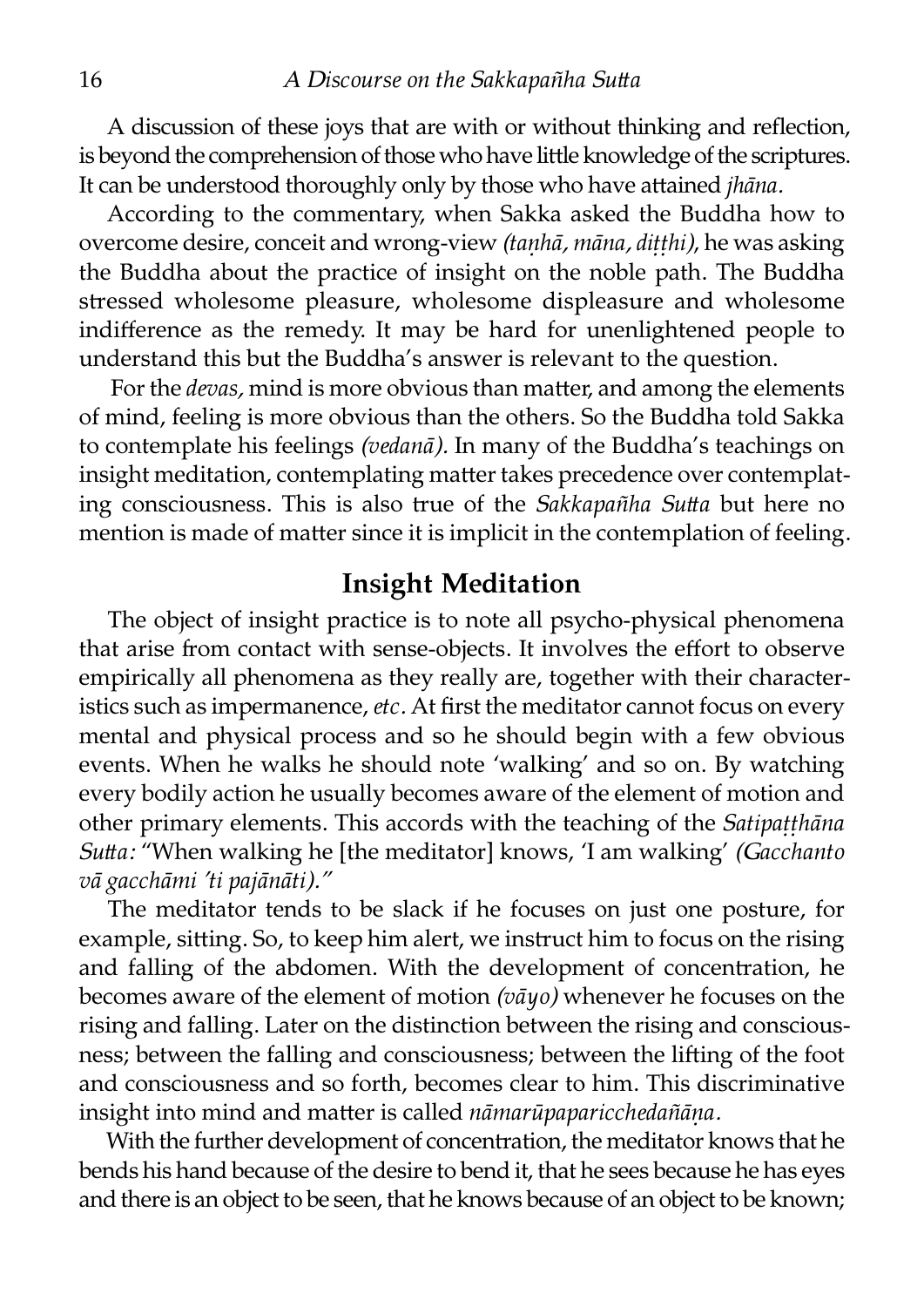A discussion of these joys that are with or without thinking and reflection, is beyond the comprehension of those who have little knowledge of the scriptures. It can be understood thoroughly only by those who have attained *jhāna.*

According to the commentary, when Sakka asked the Buddha how to overcome desire, conceit and wrong-view *(taṇhā, māna, diṭṭhi)*, he was asking the Buddha about the practice of insight on the noble path. The Buddha stressed wholesome pleasure, wholesome displeasure and wholesome indifference as the remedy. It may be hard for unenlightened people to understand this but the Buddha's answer is relevant to the question.

For the *devas,* mind is more obvious than matter, and among the elements of mind, feeling is more obvious than the others. So the Buddha told Sakka to contemplate his feelings *(vedanā).* In many of the Buddha's teachings on insight meditation, contemplating matter takes precedence over contemplating consciousness. This is also true of the *Sakkapañha Sutta* but here no mention is made of matter since it is implicit in the contemplation of feeling.

## Insight Meditation

The object of insight practice is to note all psycho-physical phenomena that arise from contact with sense-objects. It involves the effort to observe empirically all phenomena as they really are, together with their characteristics such as impermanence, *etc*. At first the meditator cannot focus on every mental and physical process and so he should begin with a few obvious events. When he walks he should note 'walking' and so on. By watching every bodily action he usually becomes aware of the element of motion and other primary elements. This accords with the teaching of the *Satipaṭṭhāna Sutta:* "When walking he [the meditator] knows, 'I am walking' *(Gacchanto vā gacchāmi 'ti pajānāti)."*

The meditator tends to be slack if he focuses on just one posture, for example, sitting. So, to keep him alert, we instruct him to focus on the rising and falling of the abdomen. With the development of concentration, he becomes aware of the element of motion *(vāyo)* whenever he focuses on the rising and falling. Later on the distinction between the rising and consciousness; between the falling and consciousness; between the lifting of the foot and consciousness and so forth, becomes clear to him. This discriminative insight into mind and matter is called *nāmarūpaparicchedañāṇa.*

With the further development of concentration, the meditator knows that he bends his hand because of the desire to bend it, that he sees because he has eyes and there is an object to be seen, that he knows because of an object to be known;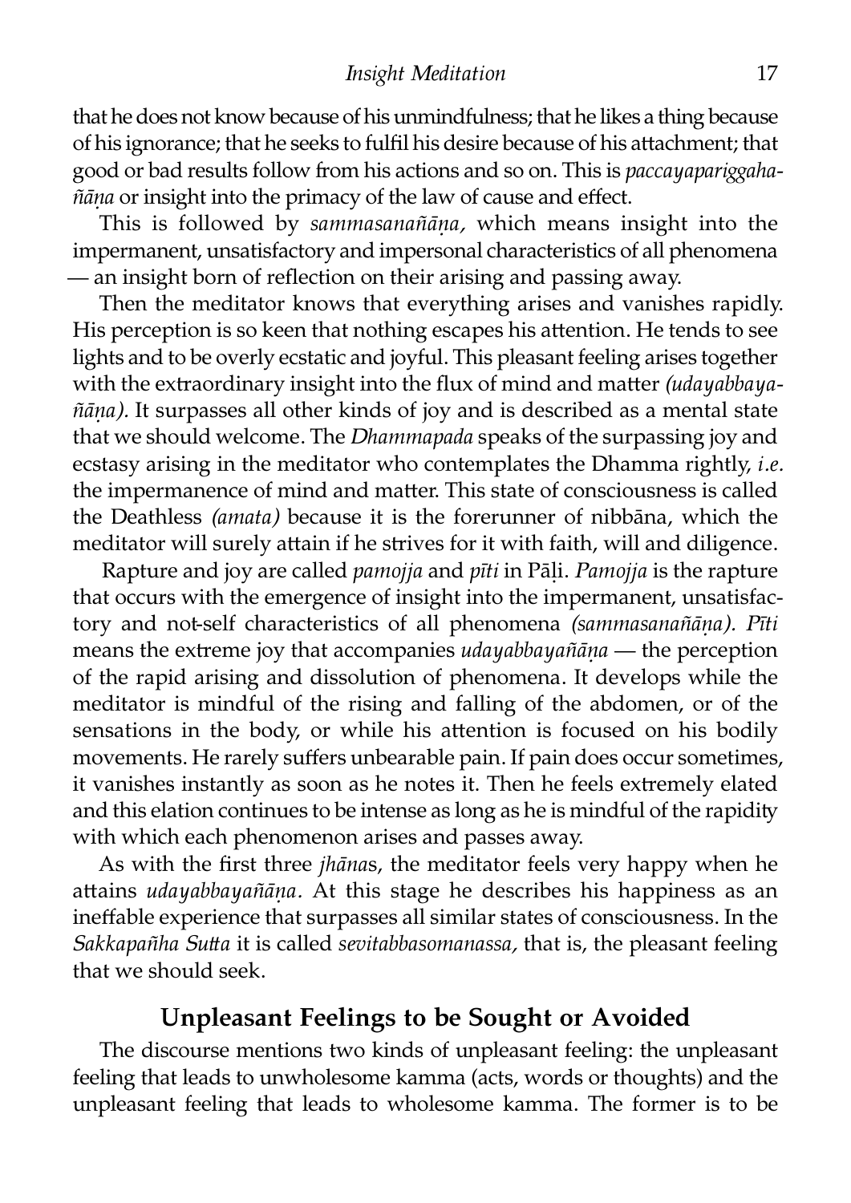that he does not know because of his unmindfulness; that he likes a thing because of his ignorance; that he seeks to fulfil his desire because of his attachment; that good or bad results follow from his actions and so on. This is *paccayapariggaha-ñāṇa* or insight into the primacy of the law of cause and effect.

This is followed by *sammasanañāṇa,* which means insight into the impermanent, unsatisfactory and impersonal characteristics of all phenomena — an insight born of reflection on their arising and passing away.

Then the meditator knows that everything arises and vanishes rapidly. His perception is so keen that nothing escapes his attention. He tends to see lights and to be overly ecstatic and joyful. This pleasant feeling arises together with the extraordinary insight into the flux of mind and matter *(udayabbaya-ñāṇa).* It surpasses all other kinds of joy and is described as a mental state that we should welcome. The *Dhammapada* speaks of the surpassing joy and ecstasy arising in the meditator who contemplates the Dhamma rightly, *i.e.* the impermanence of mind and matter. This state of consciousness is called the Deathless *(amata)* because it is the forerunner of nibbāna, which the meditator will surely attain if he strives for it with faith, will and diligence.

Rapture and joy are called *pamojja* and *pīti* in Pāḷi. *Pamojja* is the rapture that occurs with the emergence of insight into the impermanent, unsatisfactory and not-self characteristics of all phenomena *(sammasanañāṇa). Pīti* means the extreme joy that accompanies *udayabbayañāṇa* — the perception of the rapid arising and dissolution of phenomena. It develops while the meditator is mindful of the rising and falling of the abdomen, or of the sensations in the body, or while his attention is focused on his bodily movements. He rarely suffers unbearable pain. If pain does occur sometimes, it vanishes instantly as soon as he notes it. Then he feels extremely elated and this elation continues to be intense as long as he is mindful of the rapidity with which each phenomenon arises and passes away.

As with the first three *jhāna*s, the meditator feels very happy when he attains *udayabbayañāṇa.* At this stage he describes his happiness as an ineffable experience that surpasses all similar states of consciousness. In the *Sakkapañha Sutta* it is called *sevitabbasomanassa,* that is, the pleasant feeling that we should seek.

## Unpleasant Feelings to be Sought or Avoided

The discourse mentions two kinds of unpleasant feeling: the unpleasant feeling that leads to unwholesome kamma (acts, words or thoughts) and the unpleasant feeling that leads to wholesome kamma. The former is to be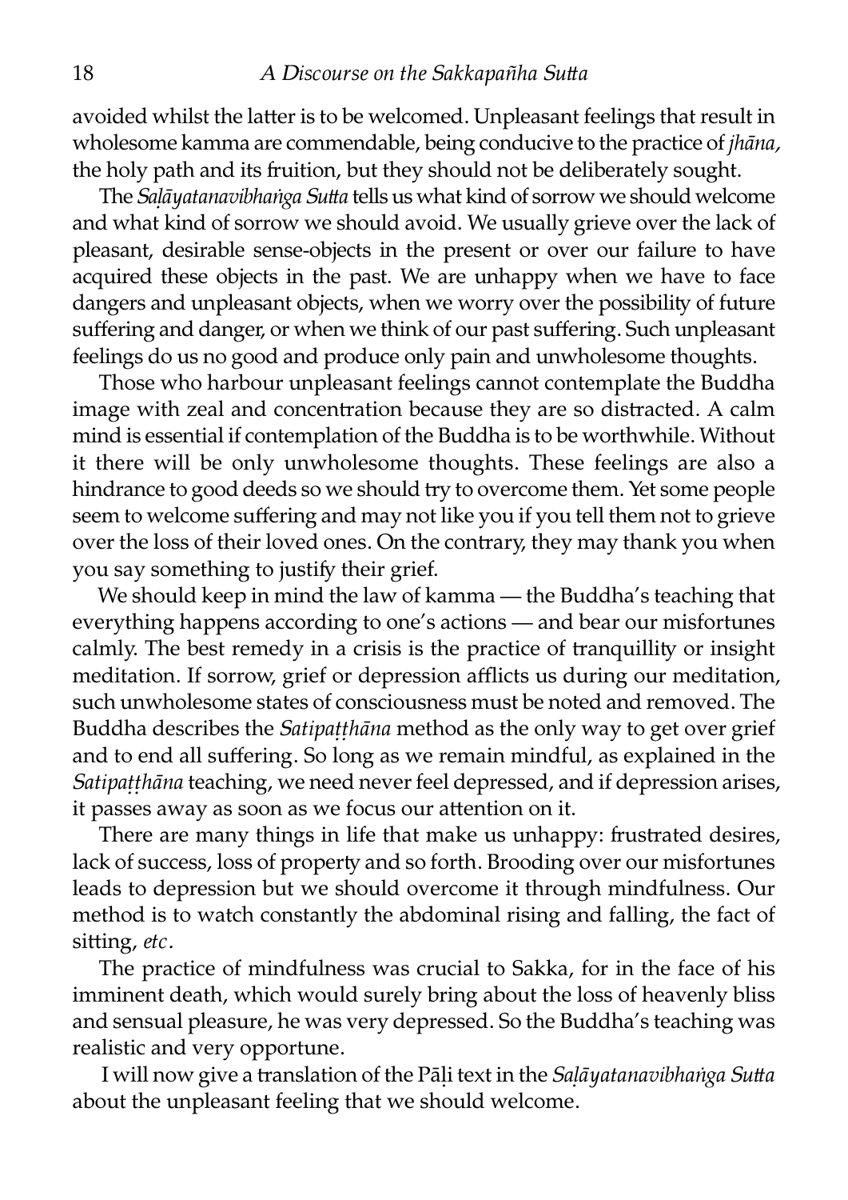avoided whilst the latter is to be welcomed. Unpleasant feelings that result in wholesome kamma are commendable, being conducive to the practice of *jhāna,* the holy path and its fruition, but they should not be deliberately sought.

The *Saḷāyatanavibhaṅga Sutta* tells us what kind of sorrow we should welcome and what kind of sorrow we should avoid. We usually grieve over the lack of pleasant, desirable sense-objects in the present or over our failure to have acquired these objects in the past. We are unhappy when we have to face dangers and unpleasant objects, when we worry over the possibility of future suffering and danger, or when we think of our past suffering. Such unpleasant feelings do us no good and produce only pain and unwholesome thoughts.

Those who harbour unpleasant feelings cannot contemplate the Buddha image with zeal and concentration because they are so distracted. A calm mind is essential if contemplation of the Buddha is to be worthwhile. Without it there will be only unwholesome thoughts. These feelings are also a hindrance to good deeds so we should try to overcome them. Yet some people seem to welcome suffering and may not like you if you tell them not to grieve over the loss of their loved ones. On the contrary, they may thank you when you say something to justify their grief.

We should keep in mind the law of kamma — the Buddha's teaching that everything happens according to one's actions — and bear our misfortunes calmly. The best remedy in a crisis is the practice of tranquillity or insight meditation. If sorrow, grief or depression afflicts us during our meditation, such unwholesome states of consciousness must be noted and removed. The Buddha describes the *Satipaṭṭhāna* method as the only way to get over grief and to end all suffering. So long as we remain mindful, as explained in the *Satipaṭṭhāna* teaching, we need never feel depressed, and if depression arises, it passes away as soon as we focus our attention on it.

There are many things in life that make us unhappy: frustrated desires, lack of success, loss of property and so forth. Brooding over our misfortunes leads to depression but we should overcome it through mindfulness. Our method is to watch constantly the abdominal rising and falling, the fact of sitting, *etc.*

The practice of mindfulness was crucial to Sakka, for in the face of his imminent death, which would surely bring about the loss of heavenly bliss and sensual pleasure, he was very depressed. So the Buddha's teaching was realistic and very opportune.

I will now give a translation of the Pāḷi text in the *Saḷāyatanavibhaṅga Sutta* about the unpleasant feeling that we should welcome.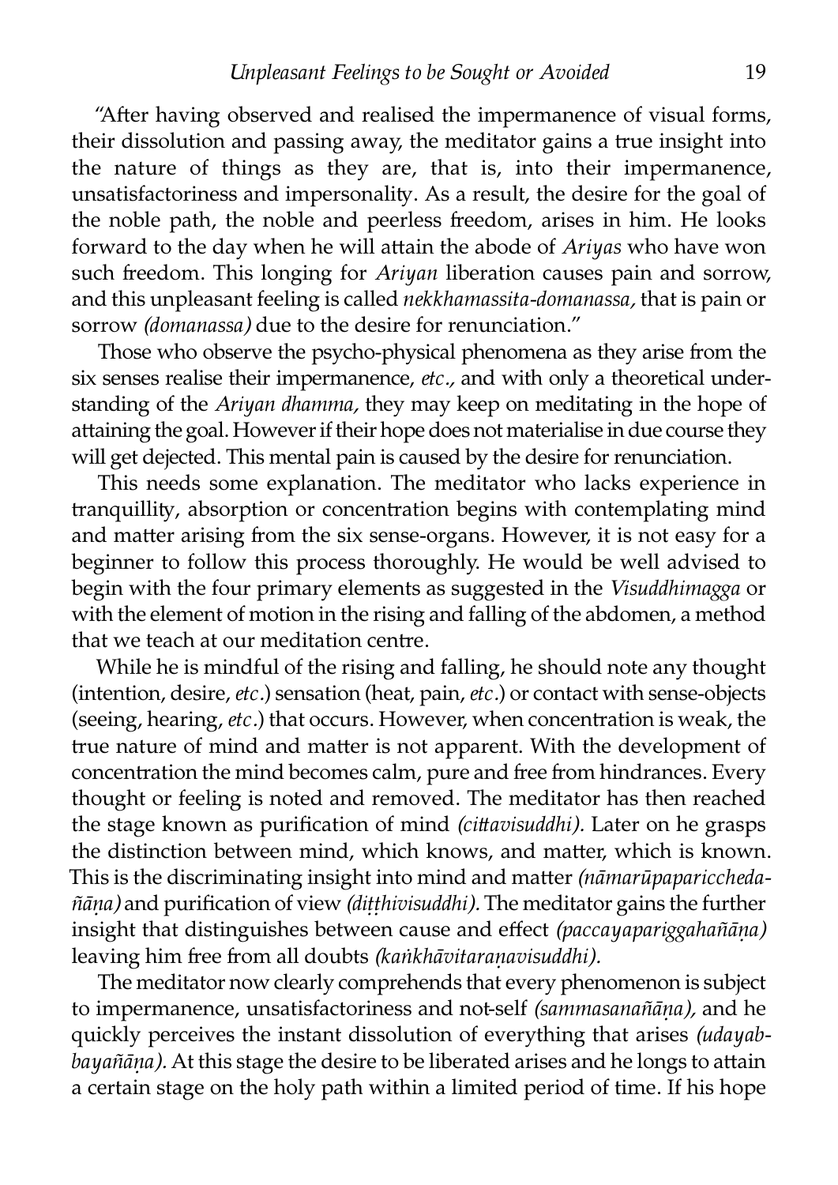"After having observed and realised the impermanence of visual forms, their dissolution and passing away, the meditator gains a true insight into the nature of things as they are, that is, into their impermanence, unsatisfactoriness and impersonality. As a result, the desire for the goal of the noble path, the noble and peerless freedom, arises in him. He looks forward to the day when he will attain the abode of *Ariyas* who have won such freedom. This longing for *Ariyan* liberation causes pain and sorrow, and this unpleasant feeling is called *nekkhamassita-domanassa,* that is pain or sorrow *(domanassa)* due to the desire for renunciation."

Those who observe the psycho-physical phenomena as they arise from the six senses realise their impermanence, *etc.,* and with only a theoretical understanding of the *Ariyan dhamma,* they may keep on meditating in the hope of attaining the goal. However if their hope does not materialise in due course they will get dejected. This mental pain is caused by the desire for renunciation.

This needs some explanation. The meditator who lacks experience in tranquillity, absorption or concentration begins with contemplating mind and matter arising from the six sense-organs. However, it is not easy for a beginner to follow this process thoroughly. He would be well advised to begin with the four primary elements as suggested in the *Visuddhimagga* or with the element of motion in the rising and falling of the abdomen, a method that we teach at our meditation centre.

While he is mindful of the rising and falling, he should note any thought (intention, desire, *etc*.) sensation (heat, pain, *etc*.) or contact with sense-objects (seeing, hearing, *etc*.) that occurs. However, when concentration is weak, the true nature of mind and matter is not apparent. With the development of concentration the mind becomes calm, pure and free from hindrances. Every thought or feeling is noted and removed. The meditator has then reached the stage known as purification of mind *(cittavisuddhi).* Later on he grasps the distinction between mind, which knows, and matter, which is known. This is the discriminating insight into mind and matter *(nāmarūpapariccheda-ñāṇa)* and purification of view *(diṭṭhivisuddhi).* The meditator gains the further insight that distinguishes between cause and effect *(paccayapariggahañāṇa)* leaving him free from all doubts *(kaṅkhāvitaraṇavisuddhi).*

The meditator now clearly comprehends that every phenomenon is subject to impermanence, unsatisfactoriness and not-self *(sammasanañāṇa),* and he quickly perceives the instant dissolution of everything that arises *(udayabbayañāṇa).* At this stage the desire to be liberated arises and he longs to attain a certain stage on the holy path within a limited period of time. If his hope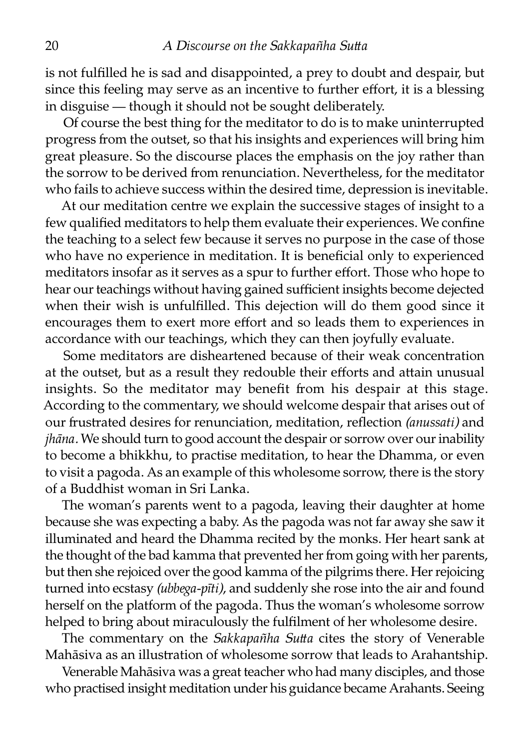is not fulfilled he is sad and disappointed, a prey to doubt and despair, but since this feeling may serve as an incentive to further effort, it is a blessing in disguise — though it should not be sought deliberately.

Of course the best thing for the meditator to do is to make uninterrupted progress from the outset, so that his insights and experiences will bring him great pleasure. So the discourse places the emphasis on the joy rather than the sorrow to be derived from renunciation. Nevertheless, for the meditator who fails to achieve success within the desired time, depression is inevitable.

At our meditation centre we explain the successive stages of insight to a few qualified meditators to help them evaluate their experiences. We confine the teaching to a select few because it serves no purpose in the case of those who have no experience in meditation. It is beneficial only to experienced meditators insofar as it serves as a spur to further effort. Those who hope to hear our teachings without having gained sufficient insights become dejected when their wish is unfulfilled. This dejection will do them good since it encourages them to exert more effort and so leads them to experiences in accordance with our teachings, which they can then joyfully evaluate.

Some meditators are disheartened because of their weak concentration at the outset, but as a result they redouble their efforts and attain unusual insights. So the meditator may benefit from his despair at this stage. According to the commentary, we should welcome despair that arises out of our frustrated desires for renunciation, meditation, reflection *(anussati)* and *jhāna*. We should turn to good account the despair or sorrow over our inability to become a bhikkhu, to practise meditation, to hear the Dhamma, or even to visit a pagoda. As an example of this wholesome sorrow, there is the story of a Buddhist woman in Sri Lanka.

The woman's parents went to a pagoda, leaving their daughter at home because she was expecting a baby. As the pagoda was not far away she saw it illuminated and heard the Dhamma recited by the monks. Her heart sank at the thought of the bad kamma that prevented her from going with her parents, but then she rejoiced over the good kamma of the pilgrims there. Her rejoicing turned into ecstasy *(ubbega-pīti)*, and suddenly she rose into the air and found herself on the platform of the pagoda. Thus the woman's wholesome sorrow helped to bring about miraculously the fulfilment of her wholesome desire.

The commentary on the *Sakkapañha Sutta* cites the story of Venerable Mahāsiva as an illustration of wholesome sorrow that leads to Arahantship.

Venerable Mahāsiva was a great teacher who had many disciples, and those who practised insight meditation under his guidance became Arahants. Seeing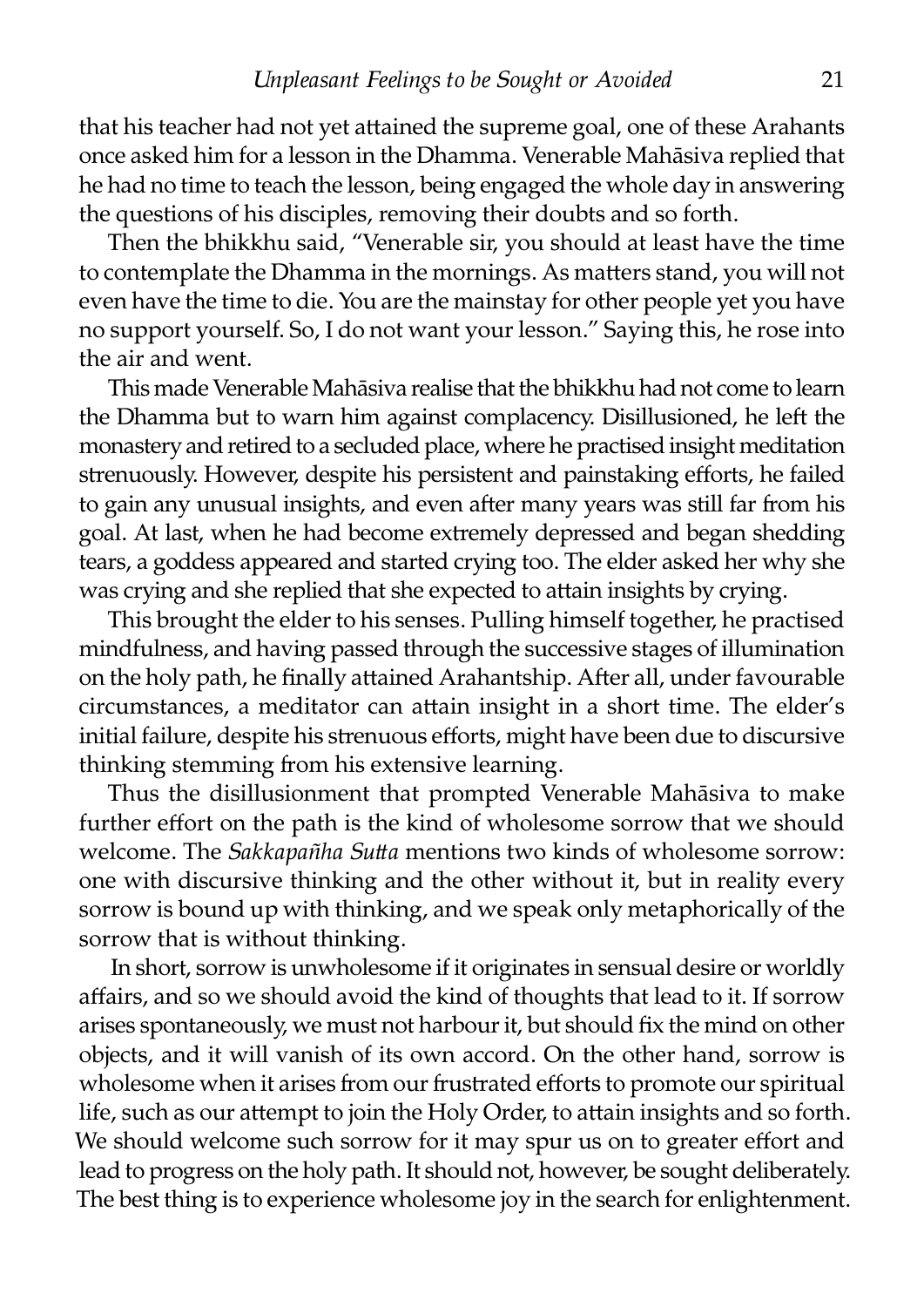that his teacher had not yet attained the supreme goal, one of these Arahants once asked him for a lesson in the Dhamma. Venerable Mahāsiva replied that he had no time to teach the lesson, being engaged the whole day in answering the questions of his disciples, removing their doubts and so forth.

Then the bhikkhu said, "Venerable sir, you should at least have the time to contemplate the Dhamma in the mornings. As matters stand, you will not even have the time to die. You are the mainstay for other people yet you have no support yourself. So, I do not want your lesson." Saying this, he rose into the air and went.

This made Venerable Mahāsiva realise that the bhikkhu had not come to learn the Dhamma but to warn him against complacency. Disillusioned, he left the monastery and retired to a secluded place, where he practised insight meditation strenuously. However, despite his persistent and painstaking efforts, he failed to gain any unusual insights, and even after many years was still far from his goal. At last, when he had become extremely depressed and began shedding tears, a goddess appeared and started crying too. The elder asked her why she was crying and she replied that she expected to attain insights by crying.

This brought the elder to his senses. Pulling himself together, he practised mindfulness, and having passed through the successive stages of illumination on the holy path, he finally attained Arahantship. After all, under favourable circumstances, a meditator can attain insight in a short time. The elder's initial failure, despite his strenuous efforts, might have been due to discursive thinking stemming from his extensive learning.

Thus the disillusionment that prompted Venerable Mahāsiva to make further effort on the path is the kind of wholesome sorrow that we should welcome. The *Sakkapañha Sutta* mentions two kinds of wholesome sorrow: one with discursive thinking and the other without it, but in reality every sorrow is bound up with thinking, and we speak only metaphorically of the sorrow that is without thinking.

In short, sorrow is unwholesome if it originates in sensual desire or worldly affairs, and so we should avoid the kind of thoughts that lead to it. If sorrow arises spontaneously, we must not harbour it, but should fix the mind on other objects, and it will vanish of its own accord. On the other hand, sorrow is wholesome when it arises from our frustrated efforts to promote our spiritual life, such as our attempt to join the Holy Order, to attain insights and so forth. We should welcome such sorrow for it may spur us on to greater effort and lead to progress on the holy path. It should not, however, be sought deliberately. The best thing is to experience wholesome joy in the search for enlightenment.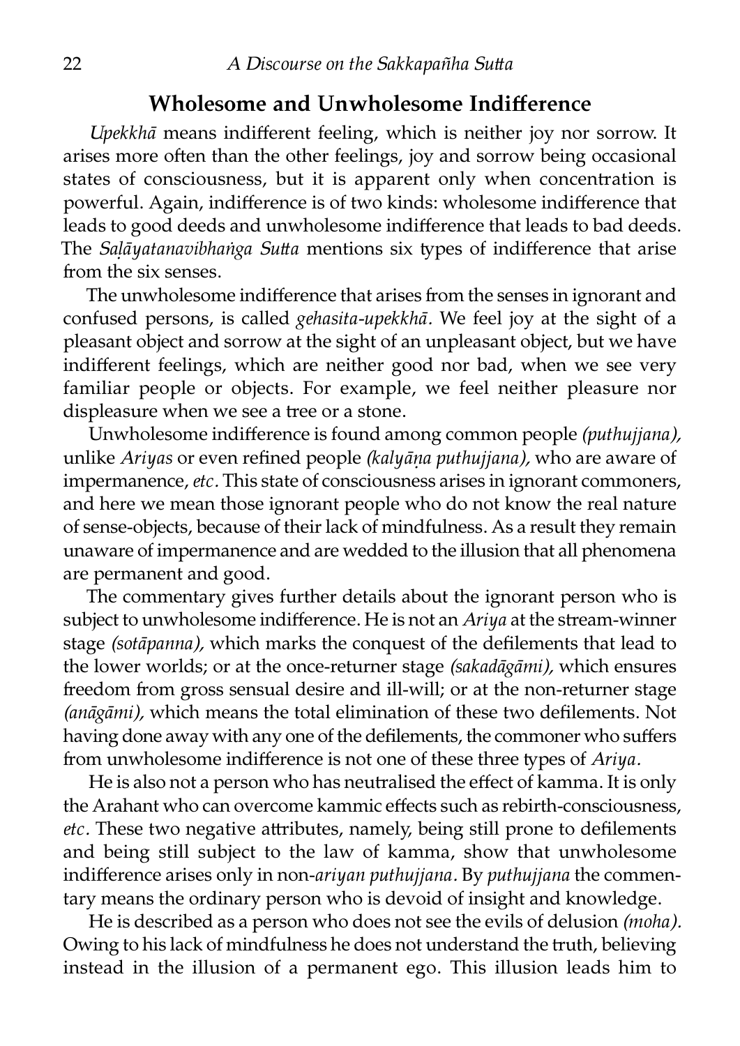## Wholesome and Unwholesome Indifference

*Upekkhā* means indifferent feeling, which is neither joy nor sorrow. It arises more often than the other feelings, joy and sorrow being occasional states of consciousness, but it is apparent only when concentration is powerful. Again, indifference is of two kinds: wholesome indifference that leads to good deeds and unwholesome indifference that leads to bad deeds. The *Saḷāyatanavibhaṅga Sutta* mentions six types of indifference that arise from the six senses.

The unwholesome indifference that arises from the senses in ignorant and confused persons, is called *gehasita-upekkhā*. We feel joy at the sight of a pleasant object and sorrow at the sight of an unpleasant object, but we have indifferent feelings, which are neither good nor bad, when we see very familiar people or objects. For example, we feel neither pleasure nor displeasure when we see a tree or a stone.

Unwholesome indifference is found among common people *(puthujjana),* unlike *Ariyas* or even refined people *(kalyāṇa puthujjana),* who are aware of impermanence, *etc*. This state of consciousness arises in ignorant commoners, and here we mean those ignorant people who do not know the real nature of sense-objects, because of their lack of mindfulness. As a result they remain unaware of impermanence and are wedded to the illusion that all phenomena are permanent and good.

The commentary gives further details about the ignorant person who is subject to unwholesome indifference. He is not an *Ariya* at the stream-winner stage *(sotāpanna),* which marks the conquest of the defilements that lead to the lower worlds; or at the once-returner stage *(sakadāgāmi),* which ensures freedom from gross sensual desire and ill-will; or at the non-returner stage *(anāgāmi),* which means the total elimination of these two defilements. Not having done away with any one of the defilements, the commoner who suffers from unwholesome indifference is not one of these three types of *Ariya*.

He is also not a person who has neutralised the effect of kamma. It is only the Arahant who can overcome kammic effects such as rebirth-consciousness, *etc*. These two negative attributes, namely, being still prone to defilements and being still subject to the law of kamma, show that unwholesome indifference arises only in non-*ariyan puthujjana*. By *puthujjana* the commentary means the ordinary person who is devoid of insight and knowledge.

He is described as a person who does not see the evils of delusion *(moha)*. Owing to his lack of mindfulness he does not understand the truth, believing instead in the illusion of a permanent ego. This illusion leads him to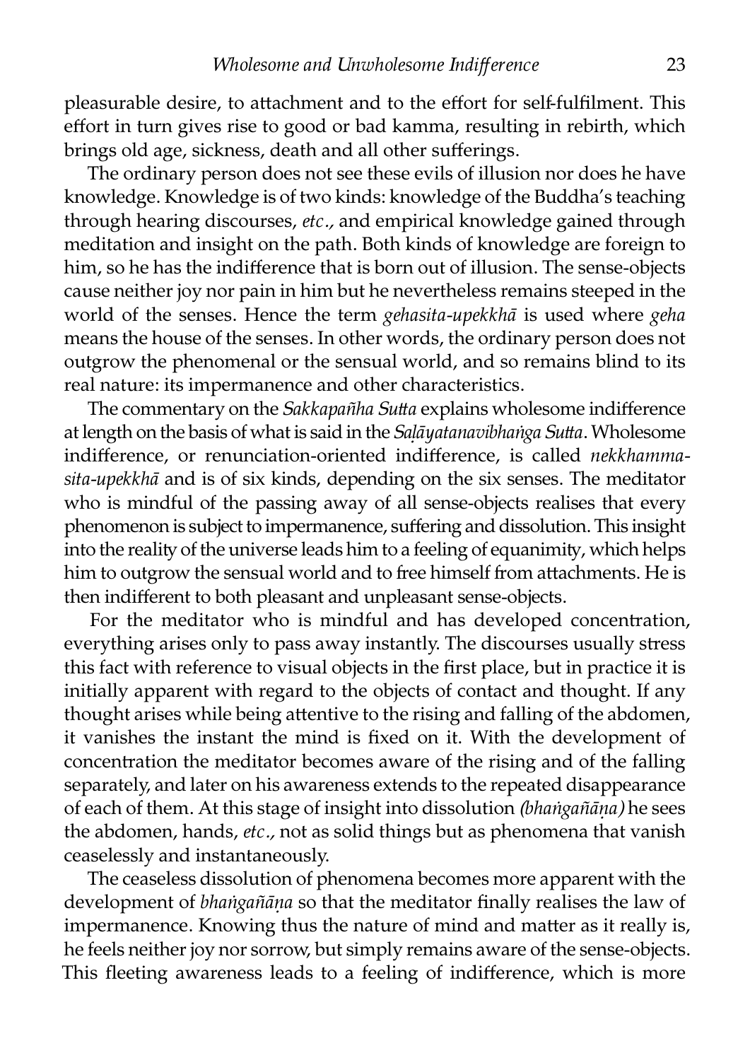pleasurable desire, to attachment and to the effort for self-fulfilment. This effort in turn gives rise to good or bad kamma, resulting in rebirth, which brings old age, sickness, death and all other sufferings.

The ordinary person does not see these evils of illusion nor does he have knowledge. Knowledge is of two kinds: knowledge of the Buddha's teaching through hearing discourses, *etc.*, and empirical knowledge gained through meditation and insight on the path. Both kinds of knowledge are foreign to him, so he has the indifference that is born out of illusion. The sense-objects cause neither joy nor pain in him but he nevertheless remains steeped in the world of the senses. Hence the term *gehasita-upekkhā* is used where *geha* means the house of the senses. In other words, the ordinary person does not outgrow the phenomenal or the sensual world, and so remains blind to its real nature: its impermanence and other characteristics.

The commentary on the *Sakkapañha Sutta* explains wholesome indifference at length on the basis of what is said in the *Saḷāyatanavibhaṅga Sutta*. Wholesome indifference, or renunciation-oriented indifference, is called *nekkhamma-sita-upekkhā* and is of six kinds, depending on the six senses. The meditator who is mindful of the passing away of all sense-objects realises that every phenomenon is subject to impermanence, suffering and dissolution. This insight into the reality of the universe leads him to a feeling of equanimity, which helps him to outgrow the sensual world and to free himself from attachments. He is then indifferent to both pleasant and unpleasant sense-objects.

For the meditator who is mindful and has developed concentration, everything arises only to pass away instantly. The discourses usually stress this fact with reference to visual objects in the first place, but in practice it is initially apparent with regard to the objects of contact and thought. If any thought arises while being attentive to the rising and falling of the abdomen, it vanishes the instant the mind is fixed on it. With the development of concentration the meditator becomes aware of the rising and of the falling separately, and later on his awareness extends to the repeated disappearance of each of them. At this stage of insight into dissolution *(bhaṅgañāṇa)* he sees the abdomen, hands, *etc.*, not as solid things but as phenomena that vanish ceaselessly and instantaneously.

The ceaseless dissolution of phenomena becomes more apparent with the development of *bhaṅgañāṇa* so that the meditator finally realises the law of impermanence. Knowing thus the nature of mind and matter as it really is, he feels neither joy nor sorrow, but simply remains aware of the sense-objects. This fleeting awareness leads to a feeling of indifference, which is more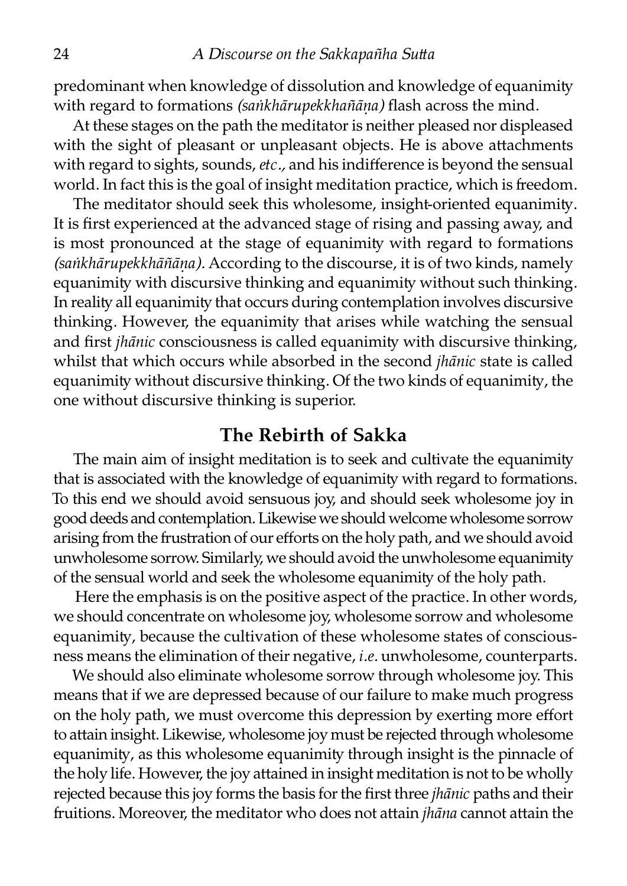predominant when knowledge of dissolution and knowledge of equanimity with regard to formations *(saṅkhārupekkhañāṇa)* flash across the mind.

At these stages on the path the meditator is neither pleased nor displeased with the sight of pleasant or unpleasant objects. He is above attachments with regard to sights, sounds, *etc.,* and his indifference is beyond the sensual world. In fact this is the goal of insight meditation practice, which is freedom.

The meditator should seek this wholesome, insight-oriented equanimity. It is first experienced at the advanced stage of rising and passing away, and is most pronounced at the stage of equanimity with regard to formations *(saṅkhārupekkhāñāṇa).* According to the discourse, it is of two kinds, namely equanimity with discursive thinking and equanimity without such thinking. In reality all equanimity that occurs during contemplation involves discursive thinking. However, the equanimity that arises while watching the sensual and first *jhānic* consciousness is called equanimity with discursive thinking, whilst that which occurs while absorbed in the second *jhānic* state is called equanimity without discursive thinking. Of the two kinds of equanimity, the one without discursive thinking is superior.

## The Rebirth of Sakka

The main aim of insight meditation is to seek and cultivate the equanimity that is associated with the knowledge of equanimity with regard to formations. To this end we should avoid sensuous joy, and should seek wholesome joy in good deeds and contemplation. Likewise we should welcome wholesome sorrow arising from the frustration of our efforts on the holy path, and we should avoid unwholesome sorrow. Similarly, we should avoid the unwholesome equanimity of the sensual world and seek the wholesome equanimity of the holy path.

Here the emphasis is on the positive aspect of the practice. In other words, we should concentrate on wholesome joy, wholesome sorrow and wholesome equanimity, because the cultivation of these wholesome states of consciousness means the elimination of their negative, *i.e.* unwholesome, counterparts.

We should also eliminate wholesome sorrow through wholesome joy. This means that if we are depressed because of our failure to make much progress on the holy path, we must overcome this depression by exerting more effort to attain insight. Likewise, wholesome joy must be rejected through wholesome equanimity, as this wholesome equanimity through insight is the pinnacle of the holy life. However, the joy attained in insight meditation is not to be wholly rejected because this joy forms the basis for the first three *jhānic* paths and their fruitions. Moreover, the meditator who does not attain *jhāna* cannot attain the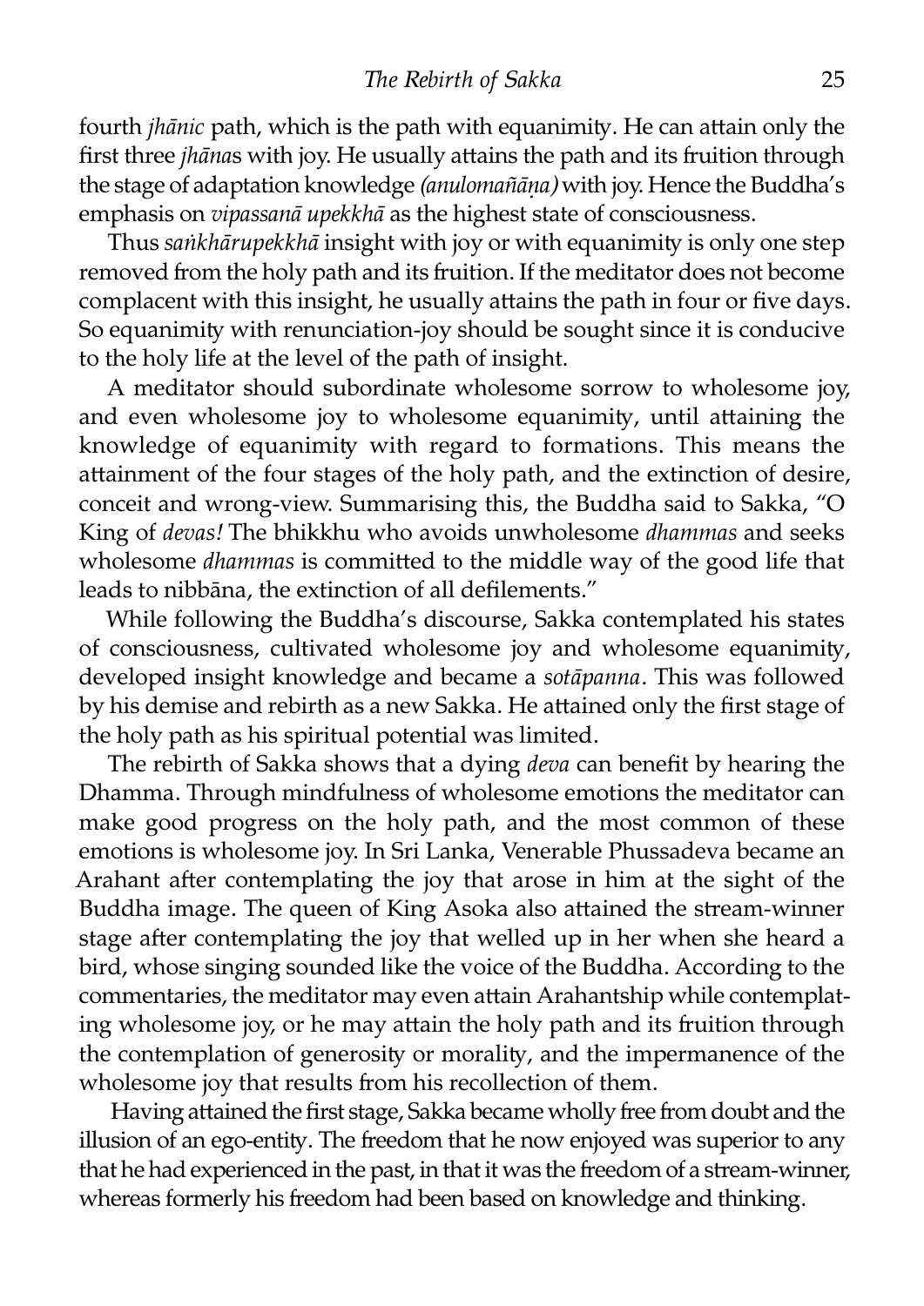fourth *jhānic* path, which is the path with equanimity. He can attain only the first three *jhāna*s with joy. He usually attains the path and its fruition through the stage of adaptation knowledge *(anulomañāṇa)* with joy. Hence the Buddha's emphasis on *vipassanā upekkhā* as the highest state of consciousness.

Thus *saṅkhārupekkhā* insight with joy or with equanimity is only one step removed from the holy path and its fruition. If the meditator does not become complacent with this insight, he usually attains the path in four or five days. So equanimity with renunciation-joy should be sought since it is conducive to the holy life at the level of the path of insight.

A meditator should subordinate wholesome sorrow to wholesome joy, and even wholesome joy to wholesome equanimity, until attaining the knowledge of equanimity with regard to formations. This means the attainment of the four stages of the holy path, and the extinction of desire, conceit and wrong-view. Summarising this, the Buddha said to Sakka, "O King of *devas!* The bhikkhu who avoids unwholesome *dhammas* and seeks wholesome *dhammas* is committed to the middle way of the good life that leads to nibbāna, the extinction of all defilements."

While following the Buddha's discourse, Sakka contemplated his states of consciousness, cultivated wholesome joy and wholesome equanimity, developed insight knowledge and became a *sotāpanna.* This was followed by his demise and rebirth as a new Sakka. He attained only the first stage of the holy path as his spiritual potential was limited.

The rebirth of Sakka shows that a dying *deva* can benefit by hearing the Dhamma. Through mindfulness of wholesome emotions the meditator can make good progress on the holy path, and the most common of these emotions is wholesome joy. In Sri Lanka, Venerable Phussadeva became an Arahant after contemplating the joy that arose in him at the sight of the Buddha image. The queen of King Asoka also attained the stream-winner stage after contemplating the joy that welled up in her when she heard a bird, whose singing sounded like the voice of the Buddha. According to the commentaries, the meditator may even attain Arahantship while contemplating wholesome joy, or he may attain the holy path and its fruition through the contemplation of generosity or morality, and the impermanence of the wholesome joy that results from his recollection of them.

Having attained the first stage, Sakka became wholly free from doubt and the illusion of an ego-entity. The freedom that he now enjoyed was superior to any that he had experienced in the past, in that it was the freedom of a stream-winner, whereas formerly his freedom had been based on knowledge and thinking.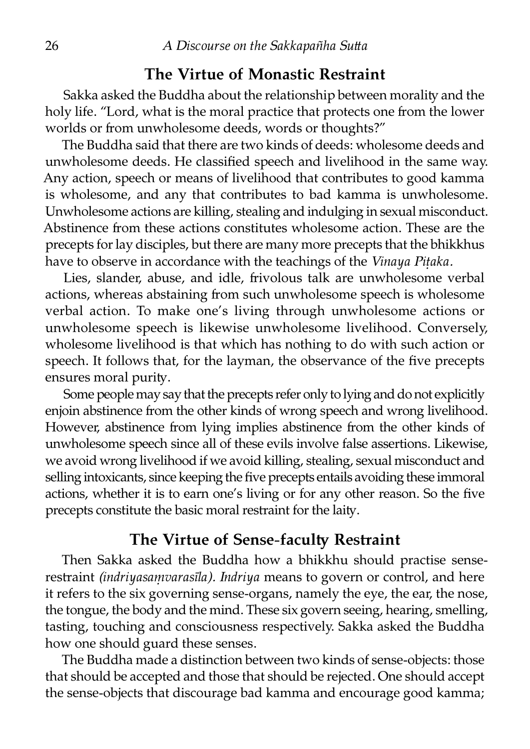## The Virtue of Monastic Restraint

Sakka asked the Buddha about the relationship between morality and the holy life. "Lord, what is the moral practice that protects one from the lower worlds or from unwholesome deeds, words or thoughts?"

The Buddha said that there are two kinds of deeds: wholesome deeds and unwholesome deeds. He classified speech and livelihood in the same way. Any action, speech or means of livelihood that contributes to good kamma is wholesome, and any that contributes to bad kamma is unwholesome. Unwholesome actions are killing, stealing and indulging in sexual misconduct. Abstinence from these actions constitutes wholesome action. These are the precepts for lay disciples, but there are many more precepts that the bhikkhus have to observe in accordance with the teachings of the *Vinaya Piṭaka*.

Lies, slander, abuse, and idle, frivolous talk are unwholesome verbal actions, whereas abstaining from such unwholesome speech is wholesome verbal action. To make one's living through unwholesome actions or unwholesome speech is likewise unwholesome livelihood. Conversely, wholesome livelihood is that which has nothing to do with such action or speech. It follows that, for the layman, the observance of the five precepts ensures moral purity.

Some people may say that the precepts refer only to lying and do not explicitly enjoin abstinence from the other kinds of wrong speech and wrong livelihood. However, abstinence from lying implies abstinence from the other kinds of unwholesome speech since all of these evils involve false assertions. Likewise, we avoid wrong livelihood if we avoid killing, stealing, sexual misconduct and selling intoxicants, since keeping the five precepts entails avoiding these immoral actions, whether it is to earn one's living or for any other reason. So the five precepts constitute the basic moral restraint for the laity.

## The Virtue of Sense-faculty Restraint

Then Sakka asked the Buddha how a bhikkhu should practise sense-restraint *(indriyasaṃvarasīla). Indriya* means to govern or control, and here it refers to the six governing sense-organs, namely the eye, the ear, the nose, the tongue, the body and the mind. These six govern seeing, hearing, smelling, tasting, touching and consciousness respectively. Sakka asked the Buddha how one should guard these senses.

The Buddha made a distinction between two kinds of sense-objects: those that should be accepted and those that should be rejected. One should accept the sense-objects that discourage bad kamma and encourage good kamma;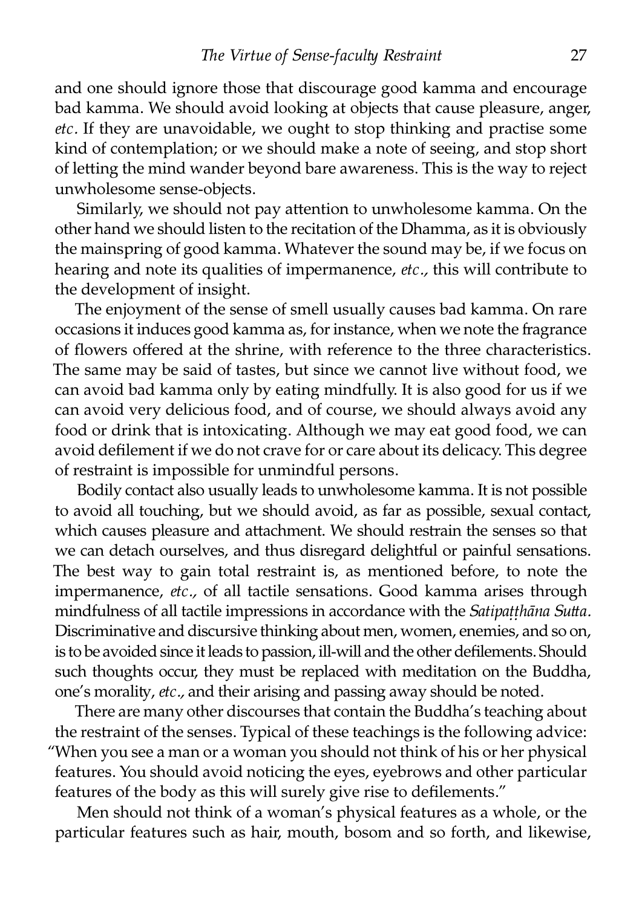and one should ignore those that discourage good kamma and encourage bad kamma. We should avoid looking at objects that cause pleasure, anger, *etc*. If they are unavoidable, we ought to stop thinking and practise some kind of contemplation; or we should make a note of seeing, and stop short of letting the mind wander beyond bare awareness. This is the way to reject unwholesome sense-objects.

Similarly, we should not pay attention to unwholesome kamma. On the other hand we should listen to the recitation of the Dhamma, as it is obviously the mainspring of good kamma. Whatever the sound may be, if we focus on hearing and note its qualities of impermanence, *etc*., this will contribute to the development of insight.

The enjoyment of the sense of smell usually causes bad kamma. On rare occasions it induces good kamma as, for instance, when we note the fragrance of flowers offered at the shrine, with reference to the three characteristics. The same may be said of tastes, but since we cannot live without food, we can avoid bad kamma only by eating mindfully. It is also good for us if we can avoid very delicious food, and of course, we should always avoid any food or drink that is intoxicating. Although we may eat good food, we can avoid defilement if we do not crave for or care about its delicacy. This degree of restraint is impossible for unmindful persons.

Bodily contact also usually leads to unwholesome kamma. It is not possible to avoid all touching, but we should avoid, as far as possible, sexual contact, which causes pleasure and attachment. We should restrain the senses so that we can detach ourselves, and thus disregard delightful or painful sensations. The best way to gain total restraint is, as mentioned before, to note the impermanence, *etc*., of all tactile sensations. Good kamma arises through mindfulness of all tactile impressions in accordance with the *Satipaṭṭhāna Sutta*. Discriminative and discursive thinking about men, women, enemies, and so on, is to be avoided since it leads to passion, ill-will and the other defilements. Should such thoughts occur, they must be replaced with meditation on the Buddha, one's morality, *etc*., and their arising and passing away should be noted.

There are many other discourses that contain the Buddha's teaching about the restraint of the senses. Typical of these teachings is the following advice: "When you see a man or a woman you should not think of his or her physical features. You should avoid noticing the eyes, eyebrows and other particular features of the body as this will surely give rise to defilements."

Men should not think of a woman's physical features as a whole, or the particular features such as hair, mouth, bosom and so forth, and likewise,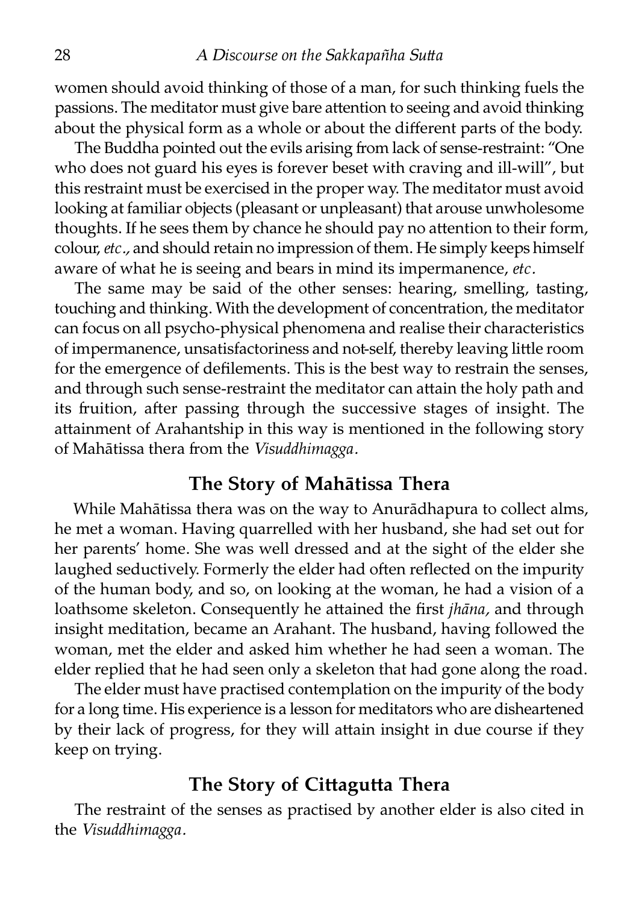women should avoid thinking of those of a man, for such thinking fuels the passions. The meditator must give bare attention to seeing and avoid thinking about the physical form as a whole or about the different parts of the body.

The Buddha pointed out the evils arising from lack of sense-restraint: "One who does not guard his eyes is forever beset with craving and ill-will", but this restraint must be exercised in the proper way. The meditator must avoid looking at familiar objects (pleasant or unpleasant) that arouse unwholesome thoughts. If he sees them by chance he should pay no attention to their form, colour, *etc.*, and should retain no impression of them. He simply keeps himself aware of what he is seeing and bears in mind its impermanence, *etc.*

The same may be said of the other senses: hearing, smelling, tasting, touching and thinking. With the development of concentration, the meditator can focus on all psycho-physical phenomena and realise their characteristics of impermanence, unsatisfactoriness and not-self, thereby leaving little room for the emergence of defilements. This is the best way to restrain the senses, and through such sense-restraint the meditator can attain the holy path and its fruition, after passing through the successive stages of insight. The attainment of Arahantship in this way is mentioned in the following story of Mahātissa thera from the *Visuddhimagga.*

## The Story of Mahātissa Thera

While Mahātissa thera was on the way to Anurādhapura to collect alms, he met a woman. Having quarrelled with her husband, she had set out for her parents' home. She was well dressed and at the sight of the elder she laughed seductively. Formerly the elder had often reflected on the impurity of the human body, and so, on looking at the woman, he had a vision of a loathsome skeleton. Consequently he attained the first *jhāna,* and through insight meditation, became an Arahant. The husband, having followed the woman, met the elder and asked him whether he had seen a woman. The elder replied that he had seen only a skeleton that had gone along the road.

The elder must have practised contemplation on the impurity of the body for a long time. His experience is a lesson for meditators who are disheartened by their lack of progress, for they will attain insight in due course if they keep on trying.

## The Story of Cittagutta Thera

The restraint of the senses as practised by another elder is also cited in the *Visuddhimagga.*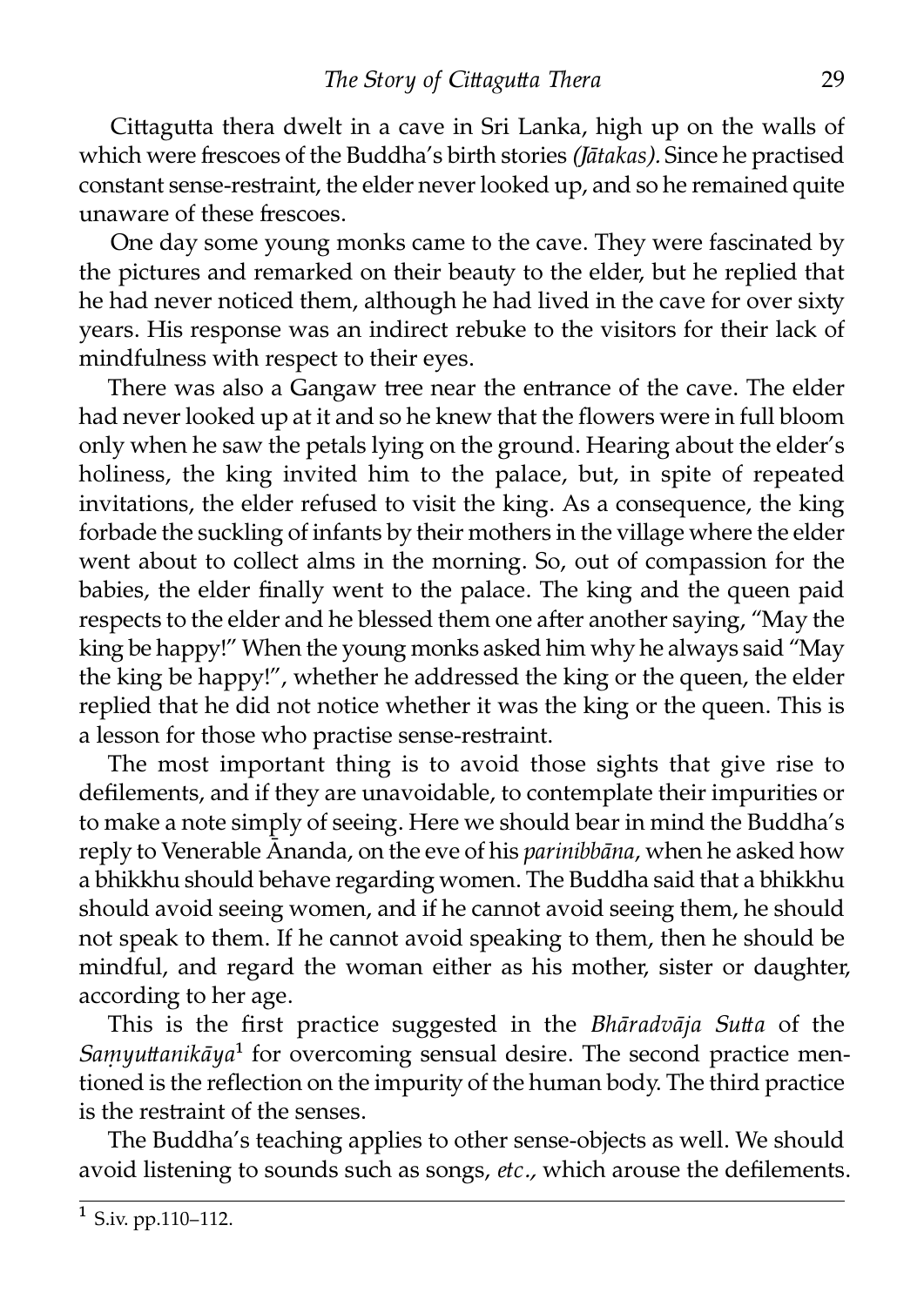Cittagutta thera dwelt in a cave in Sri Lanka, high up on the walls of which were frescoes of the Buddha's birth stories *(Jātakas)*. Since he practised constant sense-restraint, the elder never looked up, and so he remained quite unaware of these frescoes.

One day some young monks came to the cave. They were fascinated by the pictures and remarked on their beauty to the elder, but he replied that he had never noticed them, although he had lived in the cave for over sixty years. His response was an indirect rebuke to the visitors for their lack of mindfulness with respect to their eyes.

There was also a Gangaw tree near the entrance of the cave. The elder had never looked up at it and so he knew that the flowers were in full bloom only when he saw the petals lying on the ground. Hearing about the elder's holiness, the king invited him to the palace, but, in spite of repeated invitations, the elder refused to visit the king. As a consequence, the king forbade the suckling of infants by their mothers in the village where the elder went about to collect alms in the morning. So, out of compassion for the babies, the elder finally went to the palace. The king and the queen paid respects to the elder and he blessed them one after another saying, "May the king be happy!" When the young monks asked him why he always said "May the king be happy!", whether he addressed the king or the queen, the elder replied that he did not notice whether it was the king or the queen. This is a lesson for those who practise sense-restraint.

The most important thing is to avoid those sights that give rise to defilements, and if they are unavoidable, to contemplate their impurities or to make a note simply of seeing. Here we should bear in mind the Buddha's reply to Venerable Ānanda, on the eve of his *parinibbāna*, when he asked how a bhikkhu should behave regarding women. The Buddha said that a bhikkhu should avoid seeing women, and if he cannot avoid seeing them, he should not speak to them. If he cannot avoid speaking to them, then he should be mindful, and regard the woman either as his mother, sister or daughter, according to her age.

This is the first practice suggested in the *Bhāradvāja Sutta* of the *Saṃyuttanikāya*[1] for overcoming sensual desire. The second practice mentioned is the reflection on the impurity of the human body. The third practice is the restraint of the senses.

The Buddha's teaching applies to other sense-objects as well. We should avoid listening to sounds such as songs, *etc.*, which arouse the defilements.

---

[1] S.iv. pp.110–112.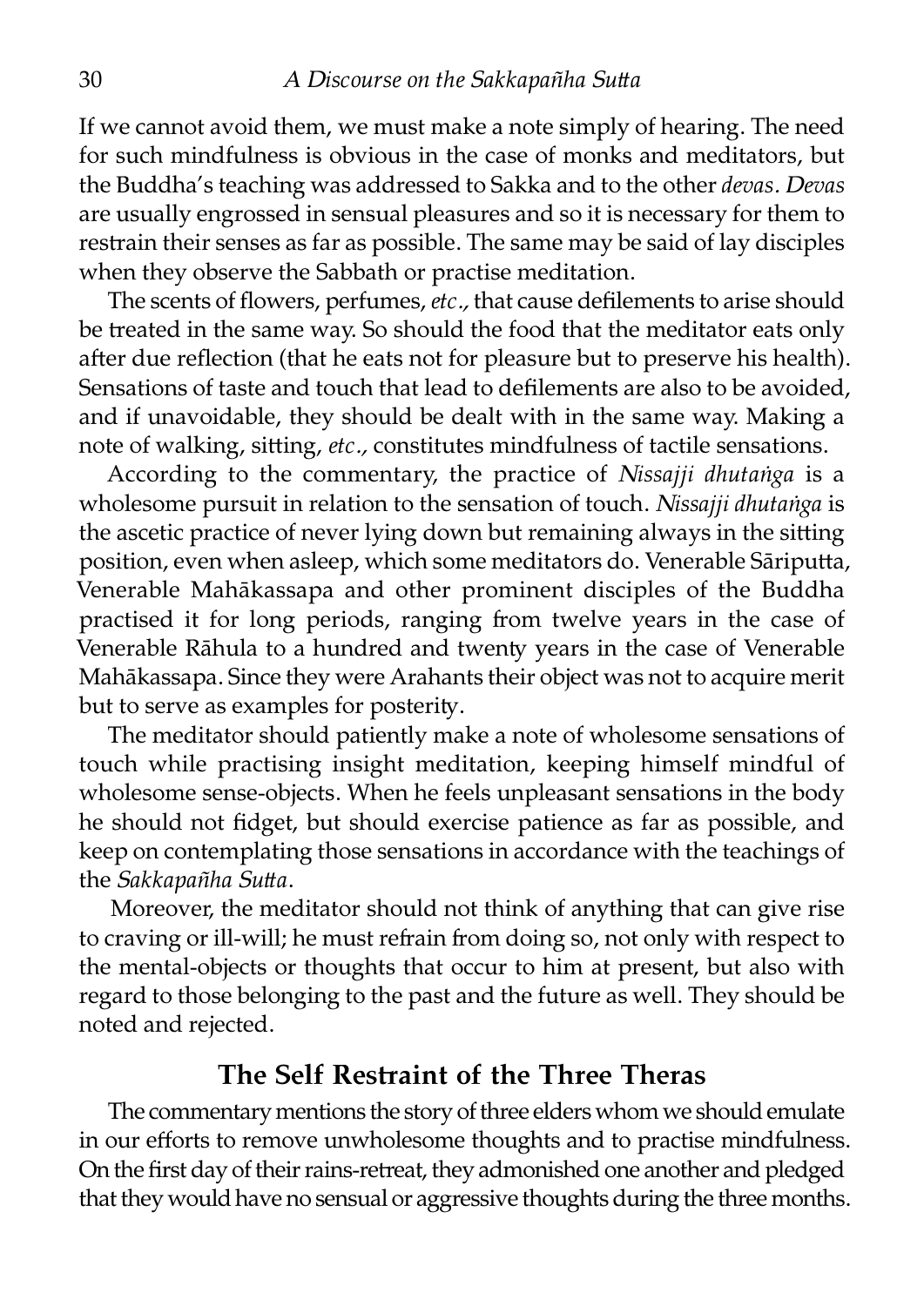If we cannot avoid them, we must make a note simply of hearing. The need for such mindfulness is obvious in the case of monks and meditators, but the Buddha's teaching was addressed to Sakka and to the other *devas*. *Devas* are usually engrossed in sensual pleasures and so it is necessary for them to restrain their senses as far as possible. The same may be said of lay disciples when they observe the Sabbath or practise meditation.

The scents of flowers, perfumes, *etc*., that cause defilements to arise should be treated in the same way. So should the food that the meditator eats only after due reflection (that he eats not for pleasure but to preserve his health). Sensations of taste and touch that lead to defilements are also to be avoided, and if unavoidable, they should be dealt with in the same way. Making a note of walking, sitting, *etc*., constitutes mindfulness of tactile sensations.

According to the commentary, the practice of *Nissajji dhutaṅga* is a wholesome pursuit in relation to the sensation of touch. *Nissajji dhutaṅga* is the ascetic practice of never lying down but remaining always in the sitting position, even when asleep, which some meditators do. Venerable Sāriputta, Venerable Mahākassapa and other prominent disciples of the Buddha practised it for long periods, ranging from twelve years in the case of Venerable Rāhula to a hundred and twenty years in the case of Venerable Mahākassapa. Since they were Arahants their object was not to acquire merit but to serve as examples for posterity.

The meditator should patiently make a note of wholesome sensations of touch while practising insight meditation, keeping himself mindful of wholesome sense-objects. When he feels unpleasant sensations in the body he should not fidget, but should exercise patience as far as possible, and keep on contemplating those sensations in accordance with the teachings of the *Sakkapañha Sutta*.

Moreover, the meditator should not think of anything that can give rise to craving or ill-will; he must refrain from doing so, not only with respect to the mental-objects or thoughts that occur to him at present, but also with regard to those belonging to the past and the future as well. They should be noted and rejected.

## The Self Restraint of the Three Theras

The commentary mentions the story of three elders whom we should emulate in our efforts to remove unwholesome thoughts and to practise mindfulness. On the first day of their rains-retreat, they admonished one another and pledged that they would have no sensual or aggressive thoughts during the three months.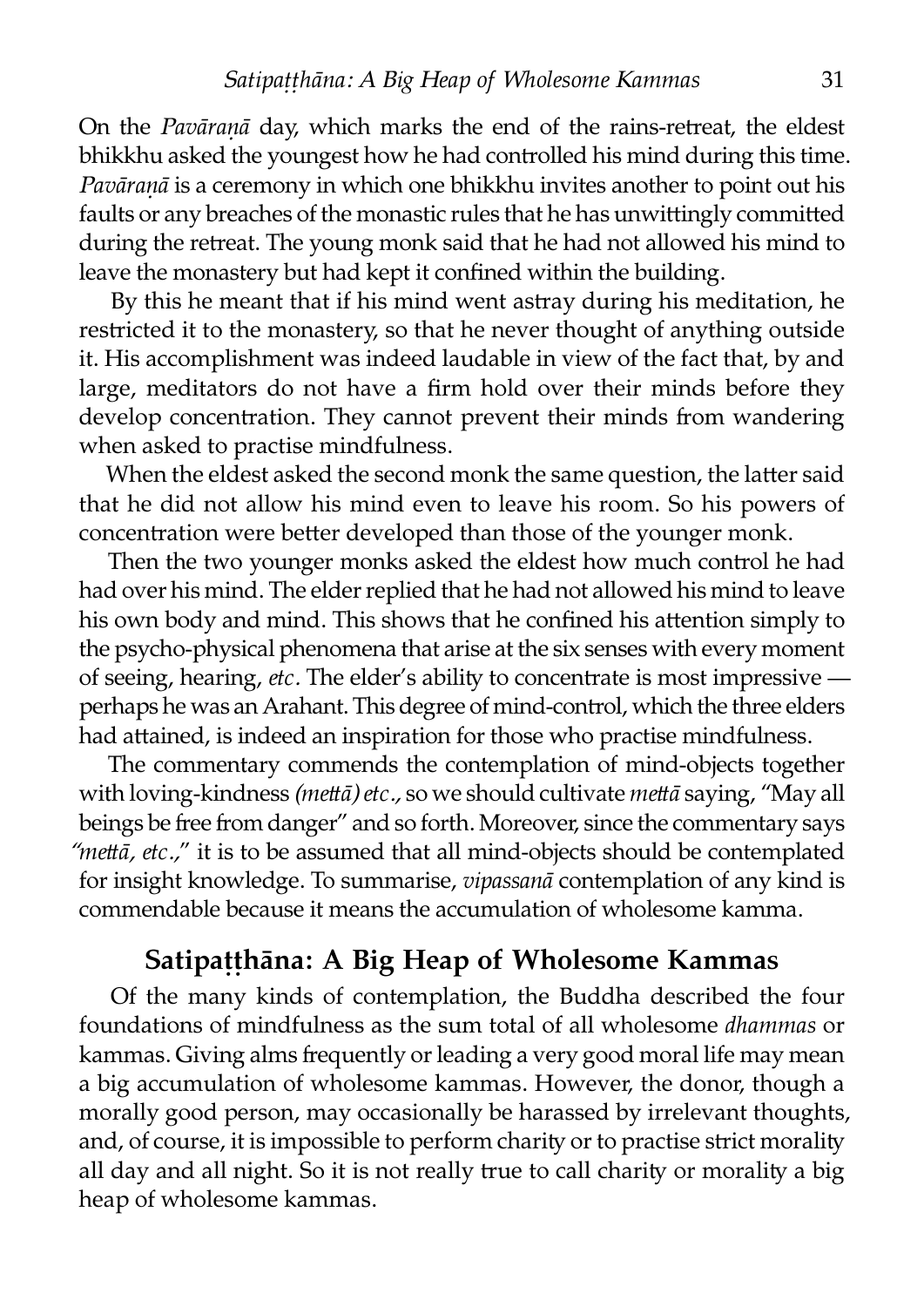On the *Pavāraṇā* day, which marks the end of the rains-retreat, the eldest bhikkhu asked the youngest how he had controlled his mind during this time. *Pavāraṇā* is a ceremony in which one bhikkhu invites another to point out his faults or any breaches of the monastic rules that he has unwittingly committed during the retreat. The young monk said that he had not allowed his mind to leave the monastery but had kept it confined within the building.

By this he meant that if his mind went astray during his meditation, he restricted it to the monastery, so that he never thought of anything outside it. His accomplishment was indeed laudable in view of the fact that, by and large, meditators do not have a firm hold over their minds before they develop concentration. They cannot prevent their minds from wandering when asked to practise mindfulness.

When the eldest asked the second monk the same question, the latter said that he did not allow his mind even to leave his room. So his powers of concentration were better developed than those of the younger monk.

Then the two younger monks asked the eldest how much control he had had over his mind. The elder replied that he had not allowed his mind to leave his own body and mind. This shows that he confined his attention simply to the psycho-physical phenomena that arise at the six senses with every moment of seeing, hearing, *etc*. The elder's ability to concentrate is most impressive — perhaps he was an Arahant. This degree of mind-control, which the three elders had attained, is indeed an inspiration for those who practise mindfulness.

The commentary commends the contemplation of mind-objects together with loving-kindness *(mettā) etc.,* so we should cultivate *mettā* saying, "May all beings be free from danger" and so forth. Moreover, since the commentary says *"mettā, etc.,"* it is to be assumed that all mind-objects should be contemplated for insight knowledge. To summarise, *vipassanā* contemplation of any kind is commendable because it means the accumulation of wholesome kamma.

## Satipaṭṭhāna: A Big Heap of Wholesome Kammas

Of the many kinds of contemplation, the Buddha described the four foundations of mindfulness as the sum total of all wholesome *dhammas* or kammas. Giving alms frequently or leading a very good moral life may mean a big accumulation of wholesome kammas. However, the donor, though a morally good person, may occasionally be harassed by irrelevant thoughts, and, of course, it is impossible to perform charity or to practise strict morality all day and all night. So it is not really true to call charity or morality a big heap of wholesome kammas.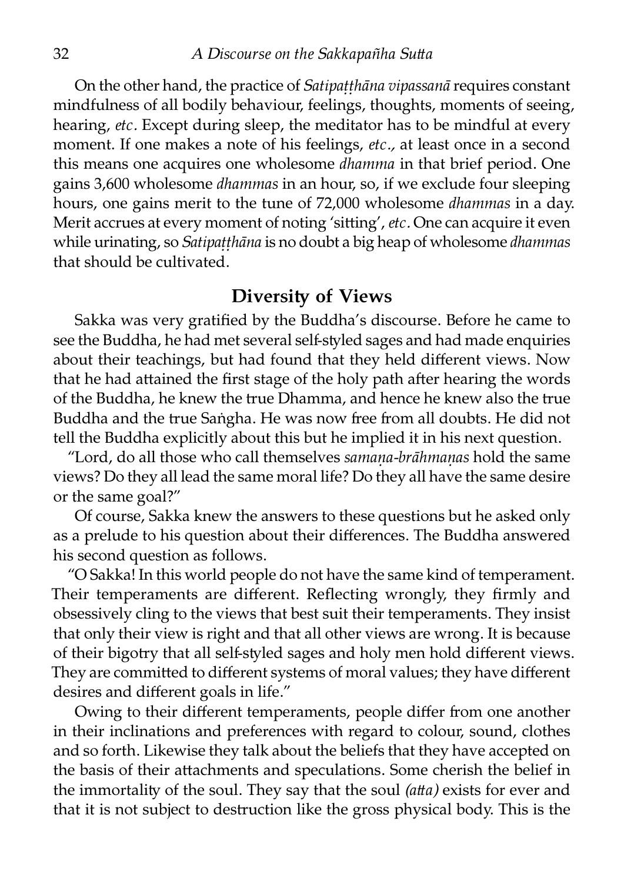On the other hand, the practice of *Satipaṭṭhāna vipassanā* requires constant mindfulness of all bodily behaviour, feelings, thoughts, moments of seeing, hearing, *etc.* Except during sleep, the meditator has to be mindful at every moment. If one makes a note of his feelings, *etc.,* at least once in a second this means one acquires one wholesome *dhamma* in that brief period. One gains 3,600 wholesome *dhammas* in an hour, so, if we exclude four sleeping hours, one gains merit to the tune of 72,000 wholesome *dhammas* in a day. Merit accrues at every moment of noting 'sitting', *etc.* One can acquire it even while urinating, so *Satipaṭṭhāna* is no doubt a big heap of wholesome *dhammas* that should be cultivated.

## Diversity of Views

Sakka was very gratified by the Buddha's discourse. Before he came to see the Buddha, he had met several self-styled sages and had made enquiries about their teachings, but had found that they held different views. Now that he had attained the first stage of the holy path after hearing the words of the Buddha, he knew the true Dhamma, and hence he knew also the true Buddha and the true Saṅgha. He was now free from all doubts. He did not tell the Buddha explicitly about this but he implied it in his next question.

"Lord, do all those who call themselves *samaṇa-brāhmaṇas* hold the same views? Do they all lead the same moral life? Do they all have the same desire or the same goal?"

Of course, Sakka knew the answers to these questions but he asked only as a prelude to his question about their differences. The Buddha answered his second question as follows.

"O Sakka! In this world people do not have the same kind of temperament. Their temperaments are different. Reflecting wrongly, they firmly and obsessively cling to the views that best suit their temperaments. They insist that only their view is right and that all other views are wrong. It is because of their bigotry that all self-styled sages and holy men hold different views. They are committed to different systems of moral values; they have different desires and different goals in life."

Owing to their different temperaments, people differ from one another in their inclinations and preferences with regard to colour, sound, clothes and so forth. Likewise they talk about the beliefs that they have accepted on the basis of their attachments and speculations. Some cherish the belief in the immortality of the soul. They say that the soul *(atta)* exists for ever and that it is not subject to destruction like the gross physical body. This is the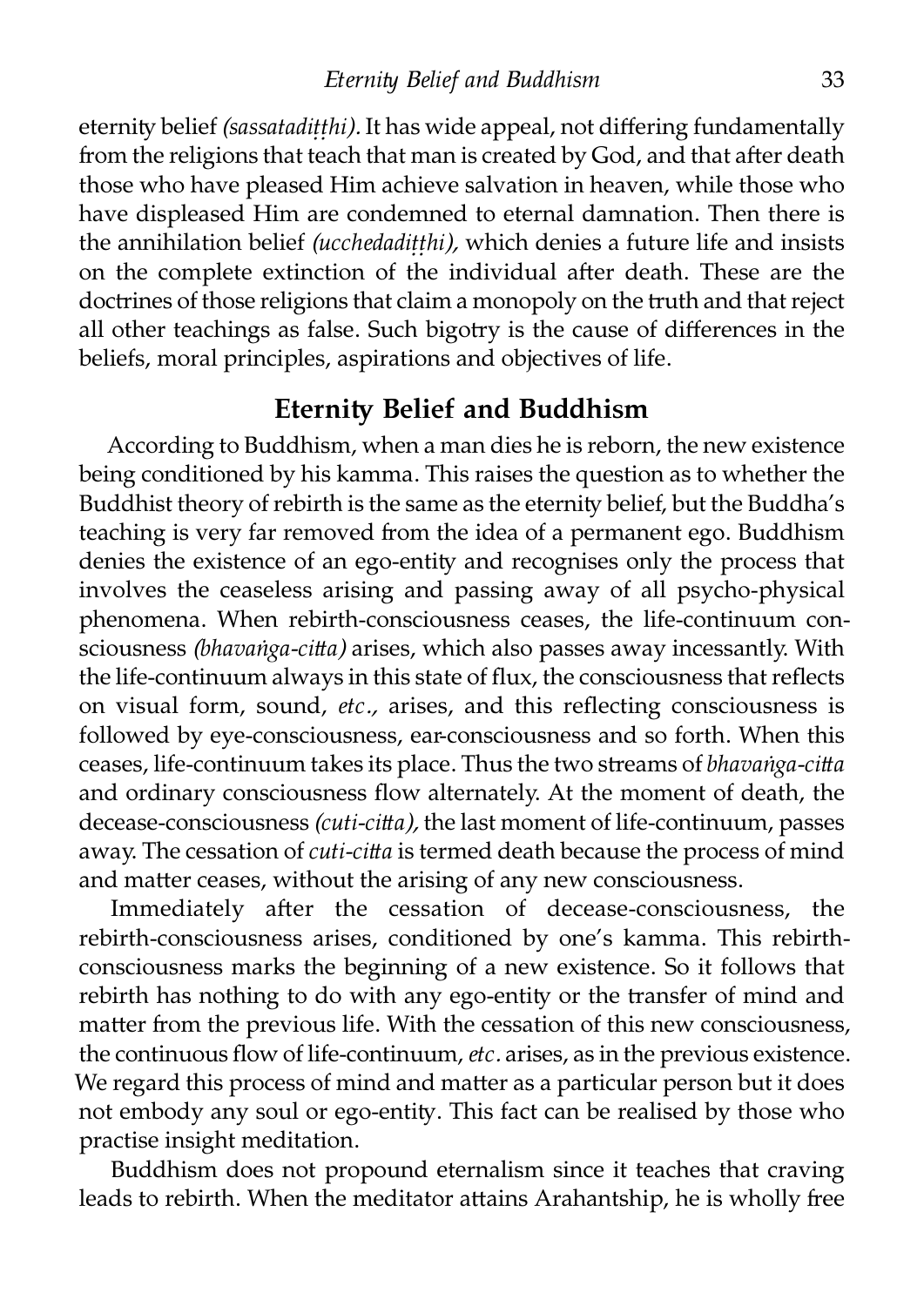eternity belief *(sassatadiṭṭhi).* It has wide appeal, not differing fundamentally from the religions that teach that man is created by God, and that after death those who have pleased Him achieve salvation in heaven, while those who have displeased Him are condemned to eternal damnation. Then there is the annihilation belief *(ucchedadiṭṭhi),* which denies a future life and insists on the complete extinction of the individual after death. These are the doctrines of those religions that claim a monopoly on the truth and that reject all other teachings as false. Such bigotry is the cause of differences in the beliefs, moral principles, aspirations and objectives of life.

## Eternity Belief and Buddhism

According to Buddhism, when a man dies he is reborn, the new existence being conditioned by his kamma. This raises the question as to whether the Buddhist theory of rebirth is the same as the eternity belief, but the Buddha's teaching is very far removed from the idea of a permanent ego. Buddhism denies the existence of an ego-entity and recognises only the process that involves the ceaseless arising and passing away of all psycho-physical phenomena. When rebirth-consciousness ceases, the life-continuum consciousness *(bhavaṅga-citta)* arises, which also passes away incessantly. With the life-continuum always in this state of flux, the consciousness that reflects on visual form, sound, *etc.,* arises, and this reflecting consciousness is followed by eye-consciousness, ear-consciousness and so forth. When this ceases, life-continuum takes its place. Thus the two streams of *bhavaṅga-citta* and ordinary consciousness flow alternately. At the moment of death, the decease-consciousness *(cuti-citta),* the last moment of life-continuum, passes away. The cessation of *cuti-citta* is termed death because the process of mind and matter ceases, without the arising of any new consciousness.

Immediately after the cessation of decease-consciousness, the rebirth-consciousness arises, conditioned by one's kamma. This rebirth-consciousness marks the beginning of a new existence. So it follows that rebirth has nothing to do with any ego-entity or the transfer of mind and matter from the previous life. With the cessation of this new consciousness, the continuous flow of life-continuum, *etc.* arises, as in the previous existence. We regard this process of mind and matter as a particular person but it does not embody any soul or ego-entity. This fact can be realised by those who practise insight meditation.

Buddhism does not propound eternalism since it teaches that craving leads to rebirth. When the meditator attains Arahantship, he is wholly free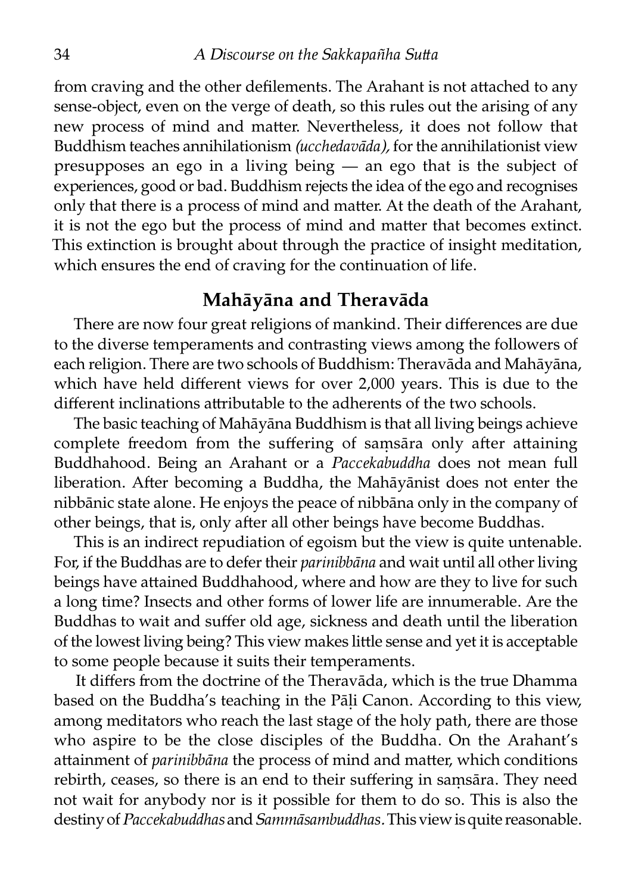from craving and the other defilements. The Arahant is not attached to any sense-object, even on the verge of death, so this rules out the arising of any new process of mind and matter. Nevertheless, it does not follow that Buddhism teaches annihilationism *(ucchedavāda),* for the annihilationist view presupposes an ego in a living being — an ego that is the subject of experiences, good or bad. Buddhism rejects the idea of the ego and recognises only that there is a process of mind and matter. At the death of the Arahant, it is not the ego but the process of mind and matter that becomes extinct. This extinction is brought about through the practice of insight meditation, which ensures the end of craving for the continuation of life.

## Mahāyāna and Theravāda

There are now four great religions of mankind. Their differences are due to the diverse temperaments and contrasting views among the followers of each religion. There are two schools of Buddhism: Theravāda and Mahāyāna, which have held different views for over 2,000 years. This is due to the different inclinations attributable to the adherents of the two schools.

The basic teaching of Mahāyāna Buddhism is that all living beings achieve complete freedom from the suffering of saṃsāra only after attaining Buddhahood. Being an Arahant or a *Paccekabuddha* does not mean full liberation. After becoming a Buddha, the Mahāyānist does not enter the nibbānic state alone. He enjoys the peace of nibbāna only in the company of other beings, that is, only after all other beings have become Buddhas.

This is an indirect repudiation of egoism but the view is quite untenable. For, if the Buddhas are to defer their *parinibbāna* and wait until all other living beings have attained Buddhahood, where and how are they to live for such a long time? Insects and other forms of lower life are innumerable. Are the Buddhas to wait and suffer old age, sickness and death until the liberation of the lowest living being? This view makes little sense and yet it is acceptable to some people because it suits their temperaments.

It differs from the doctrine of the Theravāda, which is the true Dhamma based on the Buddha's teaching in the Pāḷi Canon. According to this view, among meditators who reach the last stage of the holy path, there are those who aspire to be the close disciples of the Buddha. On the Arahant's attainment of *parinibbāna* the process of mind and matter, which conditions rebirth, ceases, so there is an end to their suffering in saṃsāra. They need not wait for anybody nor is it possible for them to do so. This is also the destiny of *Paccekabuddhas* and *Sammāsambuddhas.* This view is quite reasonable.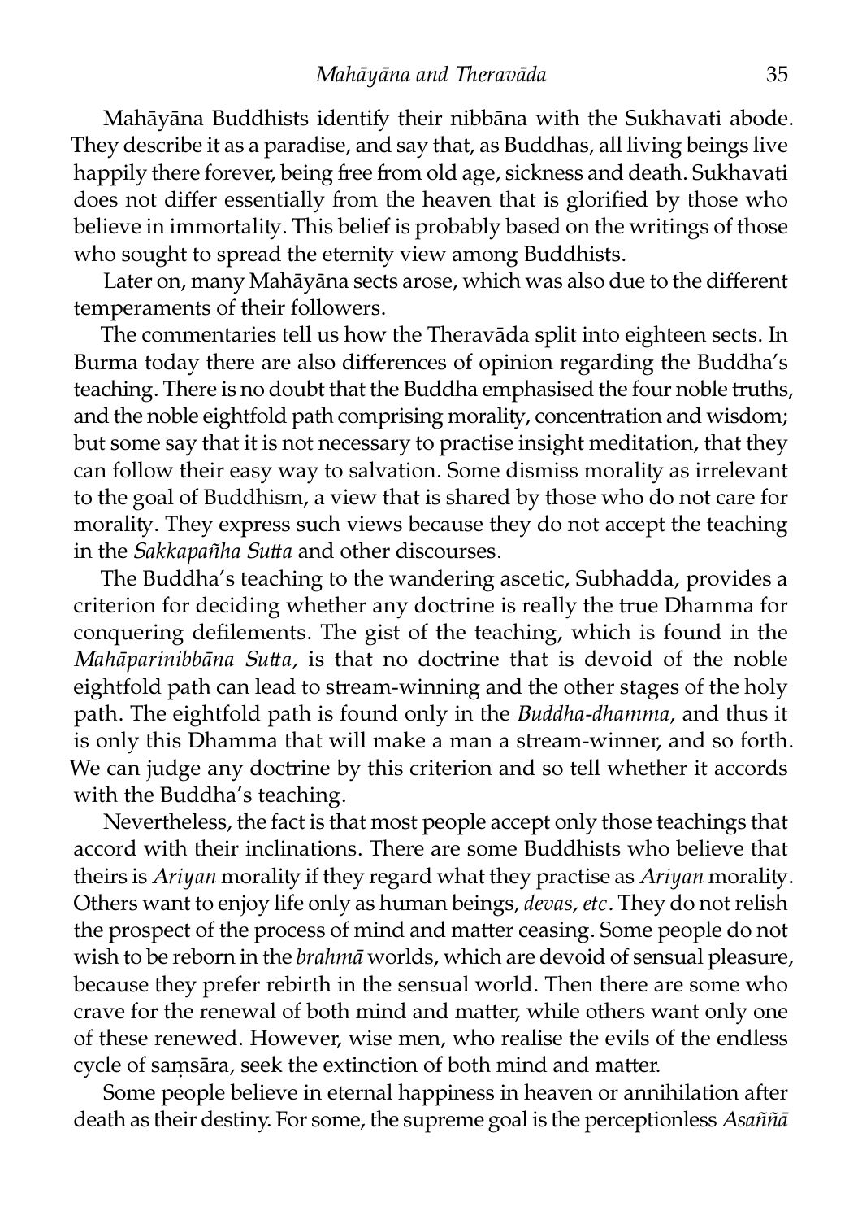Mahāyāna Buddhists identify their nibbāna with the Sukhavati abode. They describe it as a paradise, and say that, as Buddhas, all living beings live happily there forever, being free from old age, sickness and death. Sukhavati does not differ essentially from the heaven that is glorified by those who believe in immortality. This belief is probably based on the writings of those who sought to spread the eternity view among Buddhists.

Later on, many Mahāyāna sects arose, which was also due to the different temperaments of their followers.

The commentaries tell us how the Theravāda split into eighteen sects. In Burma today there are also differences of opinion regarding the Buddha's teaching. There is no doubt that the Buddha emphasised the four noble truths, and the noble eightfold path comprising morality, concentration and wisdom; but some say that it is not necessary to practise insight meditation, that they can follow their easy way to salvation. Some dismiss morality as irrelevant to the goal of Buddhism, a view that is shared by those who do not care for morality. They express such views because they do not accept the teaching in the *Sakkapañha Sutta* and other discourses.

The Buddha's teaching to the wandering ascetic, Subhadda, provides a criterion for deciding whether any doctrine is really the true Dhamma for conquering defilements. The gist of the teaching, which is found in the *Mahāparinibbāna Sutta,* is that no doctrine that is devoid of the noble eightfold path can lead to stream-winning and the other stages of the holy path. The eightfold path is found only in the *Buddha-dhamma*, and thus it is only this Dhamma that will make a man a stream-winner, and so forth. We can judge any doctrine by this criterion and so tell whether it accords with the Buddha's teaching.

Nevertheless, the fact is that most people accept only those teachings that accord with their inclinations. There are some Buddhists who believe that theirs is *Ariyan* morality if they regard what they practise as *Ariyan* morality. Others want to enjoy life only as human beings, *devas, etc*. They do not relish the prospect of the process of mind and matter ceasing. Some people do not wish to be reborn in the *brahmā* worlds, which are devoid of sensual pleasure, because they prefer rebirth in the sensual world. Then there are some who crave for the renewal of both mind and matter, while others want only one of these renewed. However, wise men, who realise the evils of the endless cycle of saṃsāra, seek the extinction of both mind and matter.

Some people believe in eternal happiness in heaven or annihilation after death as their destiny. For some, the supreme goal is the perceptionless *Asaññā*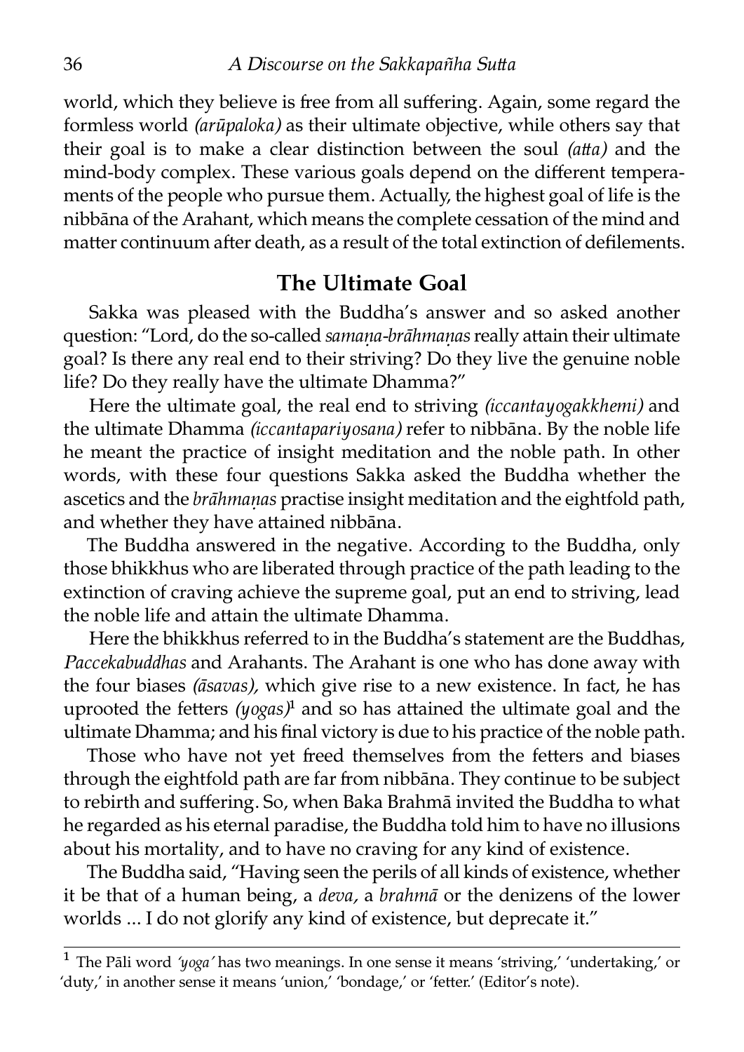world, which they believe is free from all suffering. Again, some regard the formless world *(arūpaloka)* as their ultimate objective, while others say that their goal is to make a clear distinction between the soul *(atta)* and the mind-body complex. These various goals depend on the different temperaments of the people who pursue them. Actually, the highest goal of life is the nibbāna of the Arahant, which means the complete cessation of the mind and matter continuum after death, as a result of the total extinction of defilements.

## The Ultimate Goal

Sakka was pleased with the Buddha's answer and so asked another question: "Lord, do the so-called *samaṇa-brāhmaṇas* really attain their ultimate goal? Is there any real end to their striving? Do they live the genuine noble life? Do they really have the ultimate Dhamma?"

Here the ultimate goal, the real end to striving *(iccantayogakkhemi)* and the ultimate Dhamma *(iccantapariyosana)* refer to nibbāna. By the noble life he meant the practice of insight meditation and the noble path. In other words, with these four questions Sakka asked the Buddha whether the ascetics and the *brāhmaṇas* practise insight meditation and the eightfold path, and whether they have attained nibbāna.

The Buddha answered in the negative. According to the Buddha, only those bhikkhus who are liberated through practice of the path leading to the extinction of craving achieve the supreme goal, put an end to striving, lead the noble life and attain the ultimate Dhamma.

Here the bhikkhus referred to in the Buddha's statement are the Buddhas, *Paccekabuddhas* and Arahants. The Arahant is one who has done away with the four biases *(āsavas),* which give rise to a new existence. In fact, he has uprooted the fetters *(yogas)*[1] and so has attained the ultimate goal and the ultimate Dhamma; and his final victory is due to his practice of the noble path.

Those who have not yet freed themselves from the fetters and biases through the eightfold path are far from nibbāna. They continue to be subject to rebirth and suffering. So, when Baka Brahmā invited the Buddha to what he regarded as his eternal paradise, the Buddha told him to have no illusions about his mortality, and to have no craving for any kind of existence.

The Buddha said, "Having seen the perils of all kinds of existence, whether it be that of a human being, a *deva,* a *brahmā* or the denizens of the lower worlds ... I do not glorify any kind of existence, but deprecate it."

---

[1] The Pāli word *'yoga'* has two meanings. In one sense it means 'striving,' 'undertaking,' or 'duty,' in another sense it means 'union,' 'bondage,' or 'fetter.' (Editor's note).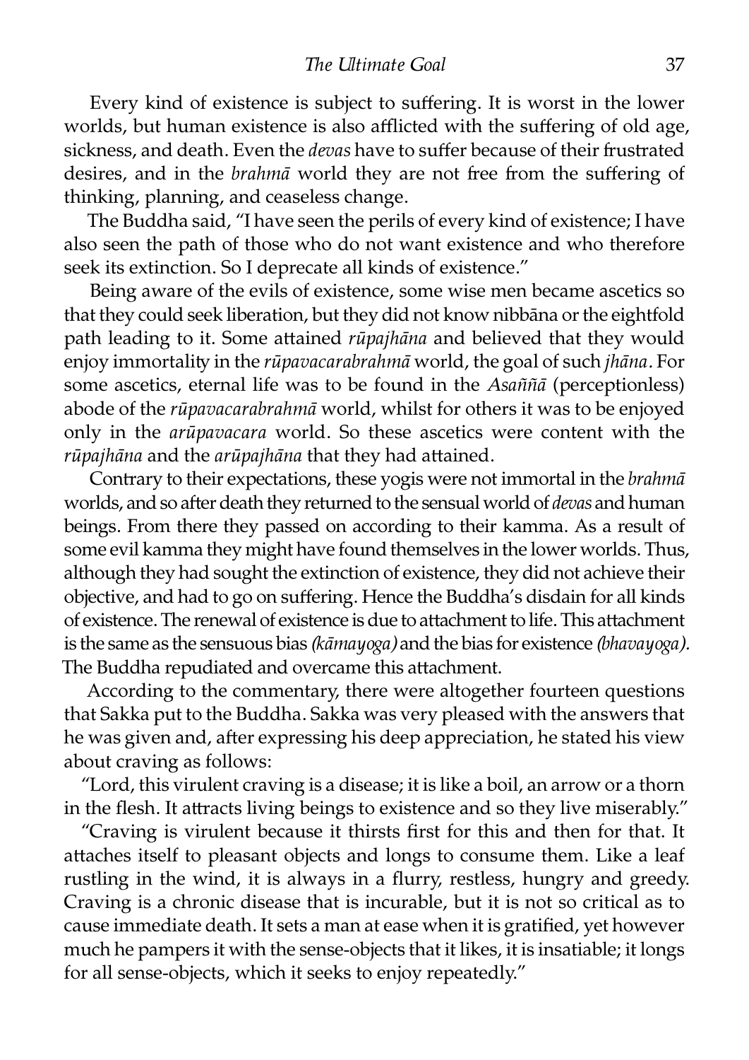Every kind of existence is subject to suffering. It is worst in the lower worlds, but human existence is also afflicted with the suffering of old age, sickness, and death. Even the *devas* have to suffer because of their frustrated desires, and in the *brahmā* world they are not free from the suffering of thinking, planning, and ceaseless change.

The Buddha said, "I have seen the perils of every kind of existence; I have also seen the path of those who do not want existence and who therefore seek its extinction. So I deprecate all kinds of existence."

Being aware of the evils of existence, some wise men became ascetics so that they could seek liberation, but they did not know nibbāna or the eightfold path leading to it. Some attained *rūpajhāna* and believed that they would enjoy immortality in the *rūpavacarabrahmā* world, the goal of such *jhāna*. For some ascetics, eternal life was to be found in the *Asaññā* (perceptionless) abode of the *rūpavacarabrahmā* world, whilst for others it was to be enjoyed only in the *arūpavacara* world. So these ascetics were content with the *rūpajhāna* and the *arūpajhāna* that they had attained.

Contrary to their expectations, these yogis were not immortal in the *brahmā* worlds, and so after death they returned to the sensual world of *devas* and human beings. From there they passed on according to their kamma. As a result of some evil kamma they might have found themselves in the lower worlds. Thus, although they had sought the extinction of existence, they did not achieve their objective, and had to go on suffering. Hence the Buddha's disdain for all kinds of existence. The renewal of existence is due to attachment to life. This attachment is the same as the sensuous bias *(kāmayoga)* and the bias for existence *(bhavayoga).* The Buddha repudiated and overcame this attachment.

According to the commentary, there were altogether fourteen questions that Sakka put to the Buddha. Sakka was very pleased with the answers that he was given and, after expressing his deep appreciation, he stated his view about craving as follows:

"Lord, this virulent craving is a disease; it is like a boil, an arrow or a thorn in the flesh. It attracts living beings to existence and so they live miserably."

"Craving is virulent because it thirsts first for this and then for that. It attaches itself to pleasant objects and longs to consume them. Like a leaf rustling in the wind, it is always in a flurry, restless, hungry and greedy. Craving is a chronic disease that is incurable, but it is not so critical as to cause immediate death. It sets a man at ease when it is gratified, yet however much he pampers it with the sense-objects that it likes, it is insatiable; it longs for all sense-objects, which it seeks to enjoy repeatedly."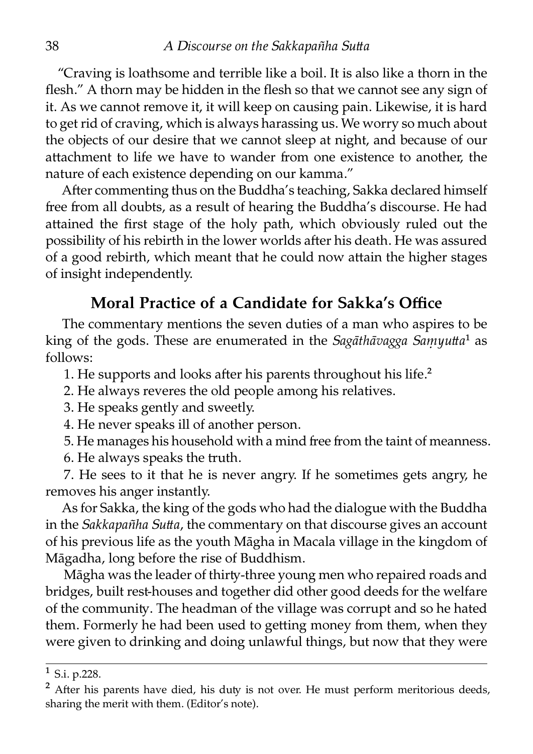"Craving is loathsome and terrible like a boil. It is also like a thorn in the flesh." A thorn may be hidden in the flesh so that we cannot see any sign of it. As we cannot remove it, it will keep on causing pain. Likewise, it is hard to get rid of craving, which is always harassing us. We worry so much about the objects of our desire that we cannot sleep at night, and because of our attachment to life we have to wander from one existence to another, the nature of each existence depending on our kamma."

After commenting thus on the Buddha's teaching, Sakka declared himself free from all doubts, as a result of hearing the Buddha's discourse. He had attained the first stage of the holy path, which obviously ruled out the possibility of his rebirth in the lower worlds after his death. He was assured of a good rebirth, which meant that he could now attain the higher stages of insight independently.

## Moral Practice of a Candidate for Sakka's Office

The commentary mentions the seven duties of a man who aspires to be king of the gods. These are enumerated in the *Sagāthāvagga Saṃyutta*[1] as follows:

1. He supports and looks after his parents throughout his life.[2]
2. He always reveres the old people among his relatives.
3. He speaks gently and sweetly.
4. He never speaks ill of another person.
5. He manages his household with a mind free from the taint of meanness.
6. He always speaks the truth.
7. He sees to it that he is never angry. If he sometimes gets angry, he removes his anger instantly.

As for Sakka, the king of the gods who had the dialogue with the Buddha in the *Sakkapañha Sutta*, the commentary on that discourse gives an account of his previous life as the youth Māgha in Macala village in the kingdom of Māgadha, long before the rise of Buddhism.

Māgha was the leader of thirty-three young men who repaired roads and bridges, built rest-houses and together did other good deeds for the welfare of the community. The headman of the village was corrupt and so he hated them. Formerly he had been used to getting money from them, when they were given to drinking and doing unlawful things, but now that they were

---

[1] S.i. p.228.

[2] After his parents have died, his duty is not over. He must perform meritorious deeds, sharing the merit with them. (Editor's note).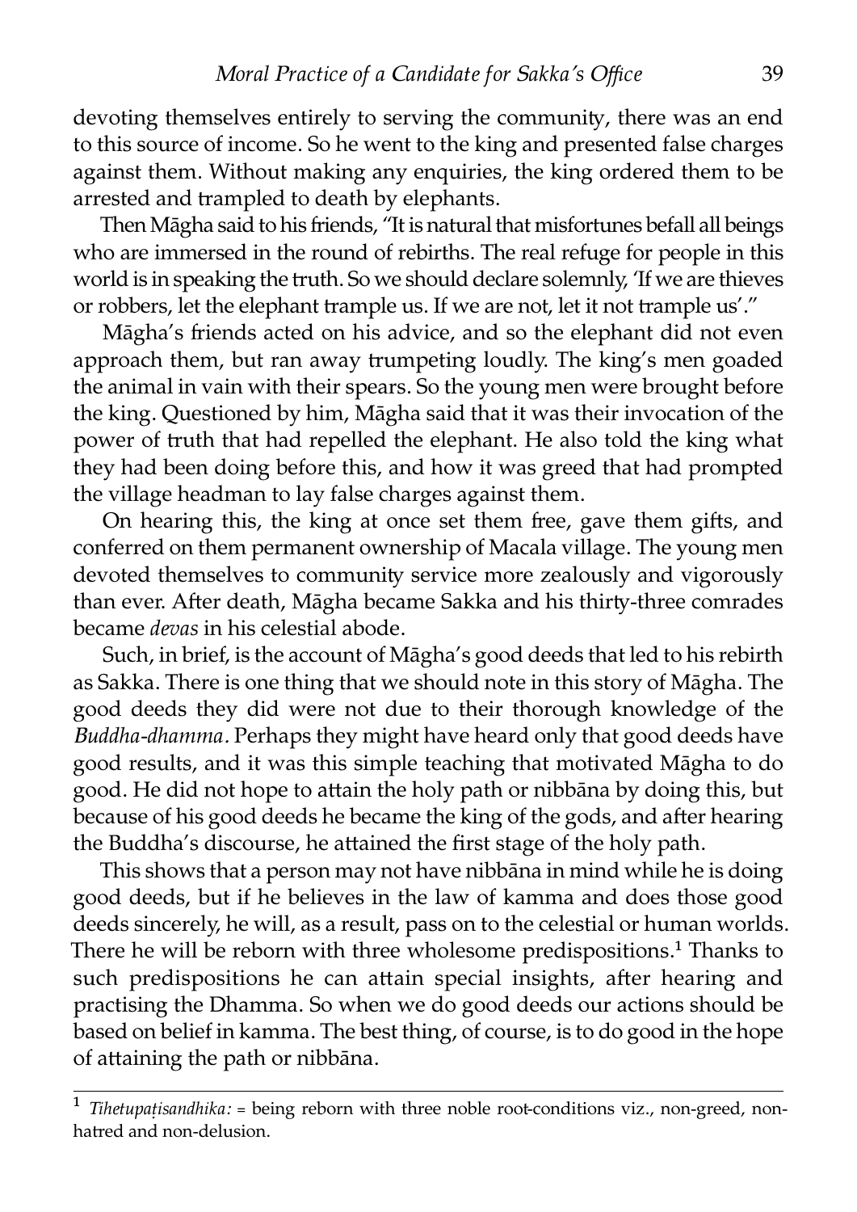devoting themselves entirely to serving the community, there was an end to this source of income. So he went to the king and presented false charges against them. Without making any enquiries, the king ordered them to be arrested and trampled to death by elephants.

Then Māgha said to his friends, "It is natural that misfortunes befall all beings who are immersed in the round of rebirths. The real refuge for people in this world is in speaking the truth. So we should declare solemnly, 'If we are thieves or robbers, let the elephant trample us. If we are not, let it not trample us'."

Māgha's friends acted on his advice, and so the elephant did not even approach them, but ran away trumpeting loudly. The king's men goaded the animal in vain with their spears. So the young men were brought before the king. Questioned by him, Māgha said that it was their invocation of the power of truth that had repelled the elephant. He also told the king what they had been doing before this, and how it was greed that had prompted the village headman to lay false charges against them.

On hearing this, the king at once set them free, gave them gifts, and conferred on them permanent ownership of Macala village. The young men devoted themselves to community service more zealously and vigorously than ever. After death, Māgha became Sakka and his thirty-three comrades became *devas* in his celestial abode.

Such, in brief, is the account of Māgha's good deeds that led to his rebirth as Sakka. There is one thing that we should note in this story of Māgha. The good deeds they did were not due to their thorough knowledge of the *Buddha-dhamma*. Perhaps they might have heard only that good deeds have good results, and it was this simple teaching that motivated Māgha to do good. He did not hope to attain the holy path or nibbāna by doing this, but because of his good deeds he became the king of the gods, and after hearing the Buddha's discourse, he attained the first stage of the holy path.

This shows that a person may not have nibbāna in mind while he is doing good deeds, but if he believes in the law of kamma and does those good deeds sincerely, he will, as a result, pass on to the celestial or human worlds. There he will be reborn with three wholesome predispositions.[1] Thanks to such predispositions he can attain special insights, after hearing and practising the Dhamma. So when we do good deeds our actions should be based on belief in kamma. The best thing, of course, is to do good in the hope of attaining the path or nibbāna.

---

[1] *Tihetupaṭisandhika:* = being reborn with three noble root-conditions viz., non-greed, non-hatred and non-delusion.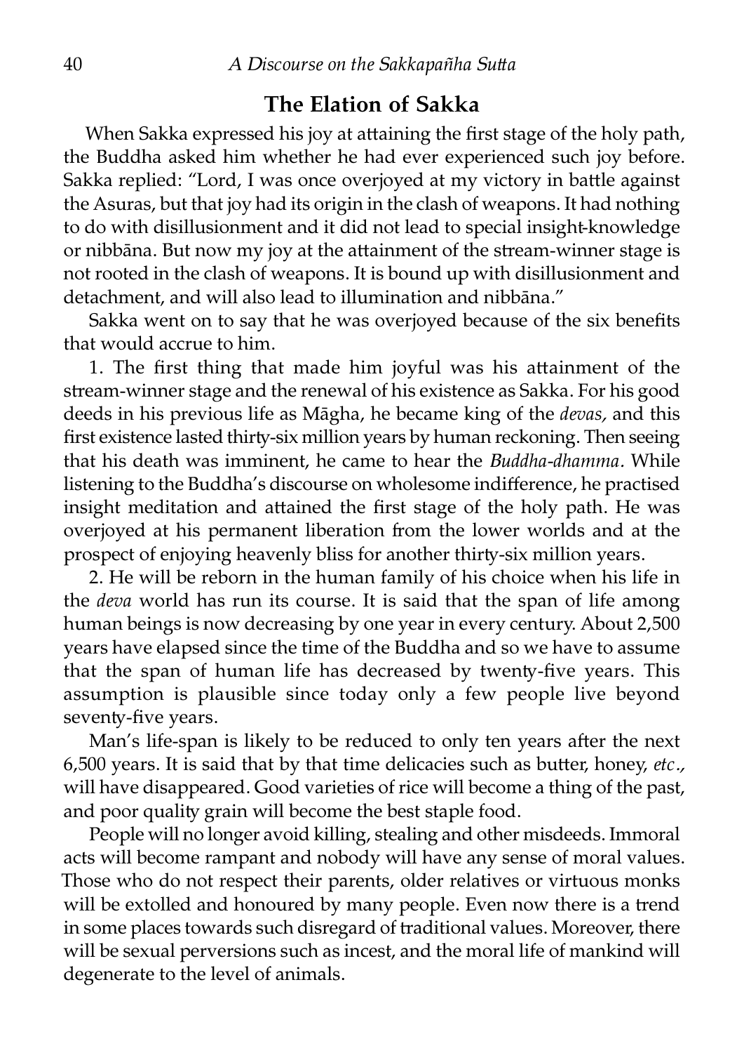## The Elation of Sakka

When Sakka expressed his joy at attaining the first stage of the holy path, the Buddha asked him whether he had ever experienced such joy before. Sakka replied: "Lord, I was once overjoyed at my victory in battle against the Asuras, but that joy had its origin in the clash of weapons. It had nothing to do with disillusionment and it did not lead to special insight-knowledge or nibbāna. But now my joy at the attainment of the stream-winner stage is not rooted in the clash of weapons. It is bound up with disillusionment and detachment, and will also lead to illumination and nibbāna."

Sakka went on to say that he was overjoyed because of the six benefits that would accrue to him.

1. The first thing that made him joyful was his attainment of the stream-winner stage and the renewal of his existence as Sakka. For his good deeds in his previous life as Māgha, he became king of the *devas,* and this first existence lasted thirty-six million years by human reckoning. Then seeing that his death was imminent, he came to hear the *Buddha-dhamma.* While listening to the Buddha's discourse on wholesome indifference, he practised insight meditation and attained the first stage of the holy path. He was overjoyed at his permanent liberation from the lower worlds and at the prospect of enjoying heavenly bliss for another thirty-six million years.

2. He will be reborn in the human family of his choice when his life in the *deva* world has run its course. It is said that the span of life among human beings is now decreasing by one year in every century. About 2,500 years have elapsed since the time of the Buddha and so we have to assume that the span of human life has decreased by twenty-five years. This assumption is plausible since today only a few people live beyond seventy-five years.

Man's life-span is likely to be reduced to only ten years after the next 6,500 years. It is said that by that time delicacies such as butter, honey, *etc.,* will have disappeared. Good varieties of rice will become a thing of the past, and poor quality grain will become the best staple food.

People will no longer avoid killing, stealing and other misdeeds. Immoral acts will become rampant and nobody will have any sense of moral values. Those who do not respect their parents, older relatives or virtuous monks will be extolled and honoured by many people. Even now there is a trend in some places towards such disregard of traditional values. Moreover, there will be sexual perversions such as incest, and the moral life of mankind will degenerate to the level of animals.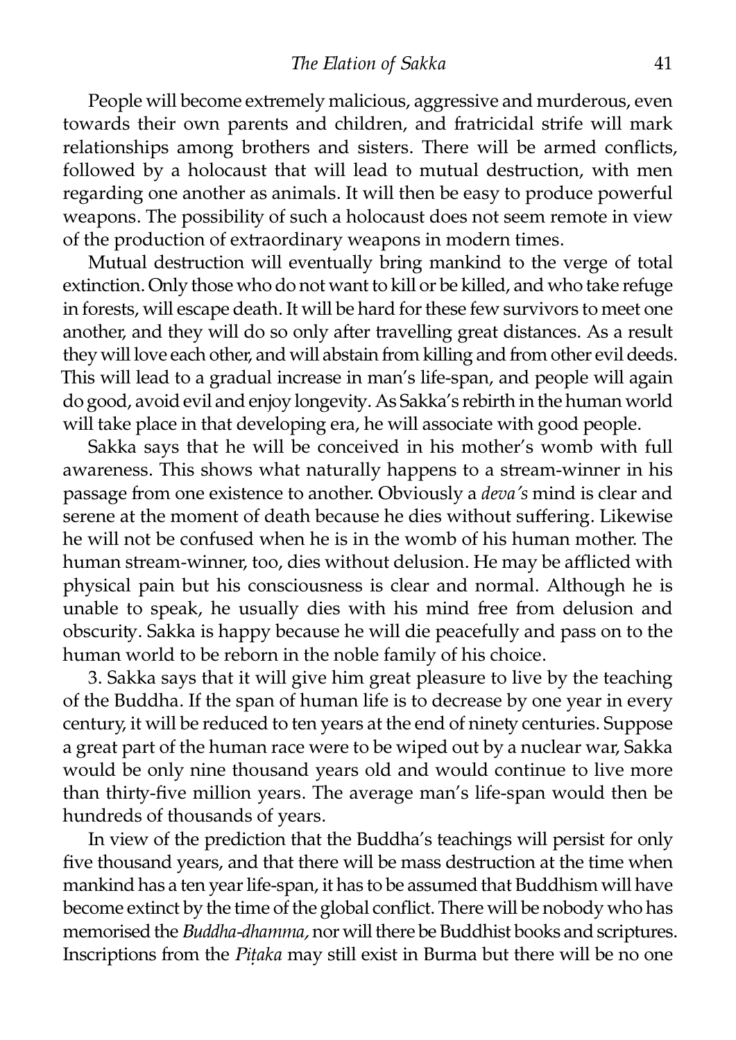People will become extremely malicious, aggressive and murderous, even towards their own parents and children, and fratricidal strife will mark relationships among brothers and sisters. There will be armed conflicts, followed by a holocaust that will lead to mutual destruction, with men regarding one another as animals. It will then be easy to produce powerful weapons. The possibility of such a holocaust does not seem remote in view of the production of extraordinary weapons in modern times.

Mutual destruction will eventually bring mankind to the verge of total extinction. Only those who do not want to kill or be killed, and who take refuge in forests, will escape death. It will be hard for these few survivors to meet one another, and they will do so only after travelling great distances. As a result they will love each other, and will abstain from killing and from other evil deeds. This will lead to a gradual increase in man's life-span, and people will again do good, avoid evil and enjoy longevity. As Sakka's rebirth in the human world will take place in that developing era, he will associate with good people.

Sakka says that he will be conceived in his mother's womb with full awareness. This shows what naturally happens to a stream-winner in his passage from one existence to another. Obviously a *deva's* mind is clear and serene at the moment of death because he dies without suffering. Likewise he will not be confused when he is in the womb of his human mother. The human stream-winner, too, dies without delusion. He may be afflicted with physical pain but his consciousness is clear and normal. Although he is unable to speak, he usually dies with his mind free from delusion and obscurity. Sakka is happy because he will die peacefully and pass on to the human world to be reborn in the noble family of his choice.

3. Sakka says that it will give him great pleasure to live by the teaching of the Buddha. If the span of human life is to decrease by one year in every century, it will be reduced to ten years at the end of ninety centuries. Suppose a great part of the human race were to be wiped out by a nuclear war, Sakka would be only nine thousand years old and would continue to live more than thirty-five million years. The average man's life-span would then be hundreds of thousands of years.

In view of the prediction that the Buddha's teachings will persist for only five thousand years, and that there will be mass destruction at the time when mankind has a ten year life-span, it has to be assumed that Buddhism will have become extinct by the time of the global conflict. There will be nobody who has memorised the *Buddha-dhamma,* nor will there be Buddhist books and scriptures. Inscriptions from the *Piṭaka* may still exist in Burma but there will be no one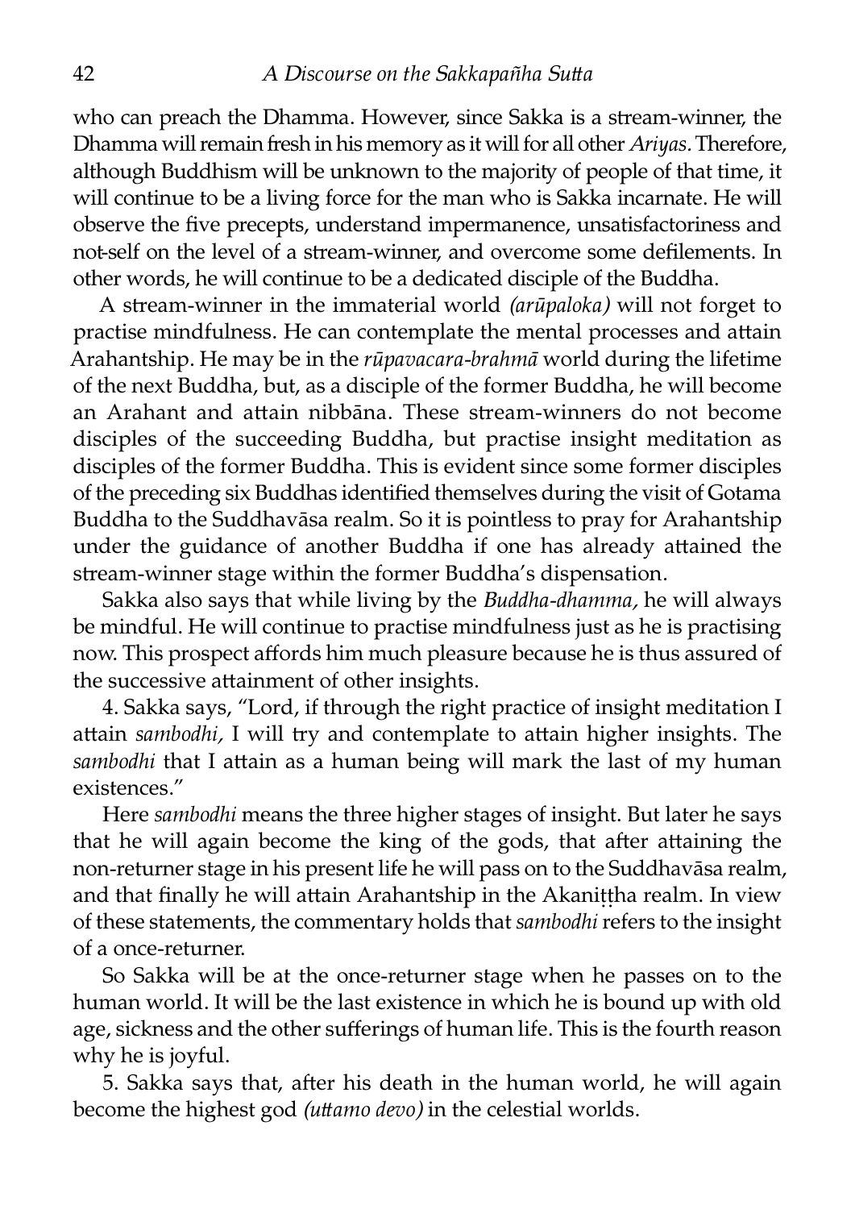who can preach the Dhamma. However, since Sakka is a stream-winner, the Dhamma will remain fresh in his memory as it will for all other *Ariyas*. Therefore, although Buddhism will be unknown to the majority of people of that time, it will continue to be a living force for the man who is Sakka incarnate. He will observe the five precepts, understand impermanence, unsatisfactoriness and not-self on the level of a stream-winner, and overcome some defilements. In other words, he will continue to be a dedicated disciple of the Buddha.

A stream-winner in the immaterial world *(arūpaloka)* will not forget to practise mindfulness. He can contemplate the mental processes and attain Arahantship. He may be in the *rūpavacara-brahmā* world during the lifetime of the next Buddha, but, as a disciple of the former Buddha, he will become an Arahant and attain nibbāna. These stream-winners do not become disciples of the succeeding Buddha, but practise insight meditation as disciples of the former Buddha. This is evident since some former disciples of the preceding six Buddhas identified themselves during the visit of Gotama Buddha to the Suddhavāsa realm. So it is pointless to pray for Arahantship under the guidance of another Buddha if one has already attained the stream-winner stage within the former Buddha's dispensation.

Sakka also says that while living by the *Buddha-dhamma,* he will always be mindful. He will continue to practise mindfulness just as he is practising now. This prospect affords him much pleasure because he is thus assured of the successive attainment of other insights.

4. Sakka says, "Lord, if through the right practice of insight meditation I attain *sambodhi,* I will try and contemplate to attain higher insights. The *sambodhi* that I attain as a human being will mark the last of my human existences."

Here *sambodhi* means the three higher stages of insight. But later he says that he will again become the king of the gods, that after attaining the non-returner stage in his present life he will pass on to the Suddhavāsa realm, and that finally he will attain Arahantship in the Akaniṭṭha realm. In view of these statements, the commentary holds that *sambodhi* refers to the insight of a once-returner.

So Sakka will be at the once-returner stage when he passes on to the human world. It will be the last existence in which he is bound up with old age, sickness and the other sufferings of human life. This is the fourth reason why he is joyful.

5. Sakka says that, after his death in the human world, he will again become the highest god *(uttamo devo)* in the celestial worlds.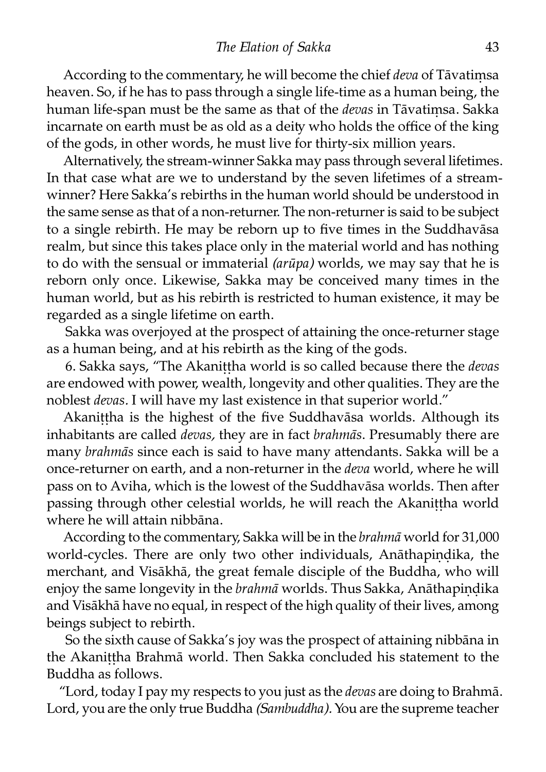According to the commentary, he will become the chief *deva* of Tāvatiṃsa heaven. So, if he has to pass through a single life-time as a human being, the human life-span must be the same as that of the *devas* in Tāvatiṃsa. Sakka incarnate on earth must be as old as a deity who holds the office of the king of the gods, in other words, he must live for thirty-six million years.

Alternatively, the stream-winner Sakka may pass through several lifetimes. In that case what are we to understand by the seven lifetimes of a stream-winner? Here Sakka's rebirths in the human world should be understood in the same sense as that of a non-returner. The non-returner is said to be subject to a single rebirth. He may be reborn up to five times in the Suddhavāsa realm, but since this takes place only in the material world and has nothing to do with the sensual or immaterial *(arūpa)* worlds, we may say that he is reborn only once. Likewise, Sakka may be conceived many times in the human world, but as his rebirth is restricted to human existence, it may be regarded as a single lifetime on earth.

Sakka was overjoyed at the prospect of attaining the once-returner stage as a human being, and at his rebirth as the king of the gods.

6. Sakka says, "The Akaniṭṭha world is so called because there the *devas* are endowed with power, wealth, longevity and other qualities. They are the noblest *devas*. I will have my last existence in that superior world."

Akaniṭṭha is the highest of the five Suddhavāsa worlds. Although its inhabitants are called *devas,* they are in fact *brahmās*. Presumably there are many *brahmās* since each is said to have many attendants. Sakka will be a once-returner on earth, and a non-returner in the *deva* world, where he will pass on to Aviha, which is the lowest of the Suddhavāsa worlds. Then after passing through other celestial worlds, he will reach the Akaniṭṭha world where he will attain nibbāna.

According to the commentary, Sakka will be in the *brahmā* world for 31,000 world-cycles. There are only two other individuals, Anāthapiṇḍika, the merchant, and Visākhā, the great female disciple of the Buddha, who will enjoy the same longevity in the *brahmā* worlds. Thus Sakka, Anāthapiṇḍika and Visākhā have no equal, in respect of the high quality of their lives, among beings subject to rebirth.

So the sixth cause of Sakka's joy was the prospect of attaining nibbāna in the Akaniṭṭha Brahmā world. Then Sakka concluded his statement to the Buddha as follows.

"Lord, today I pay my respects to you just as the *devas* are doing to Brahmā. Lord, you are the only true Buddha *(Sambuddha).* You are the supreme teacher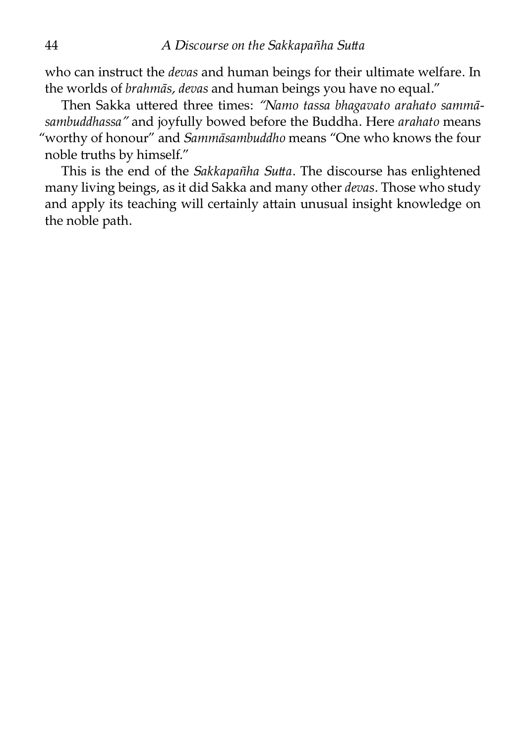who can instruct the *devas* and human beings for their ultimate welfare. In the worlds of *brahmās, devas* and human beings you have no equal."

Then Sakka uttered three times: *"Namo tassa bhagavato arahato sammāsambuddhassa"* and joyfully bowed before the Buddha. Here *arahato* means "worthy of honour" and *Sammāsambuddho* means "One who knows the four noble truths by himself."

This is the end of the *Sakkapañha Sutta*. The discourse has enlightened many living beings, as it did Sakka and many other *devas*. Those who study and apply its teaching will certainly attain unusual insight knowledge on the noble path.